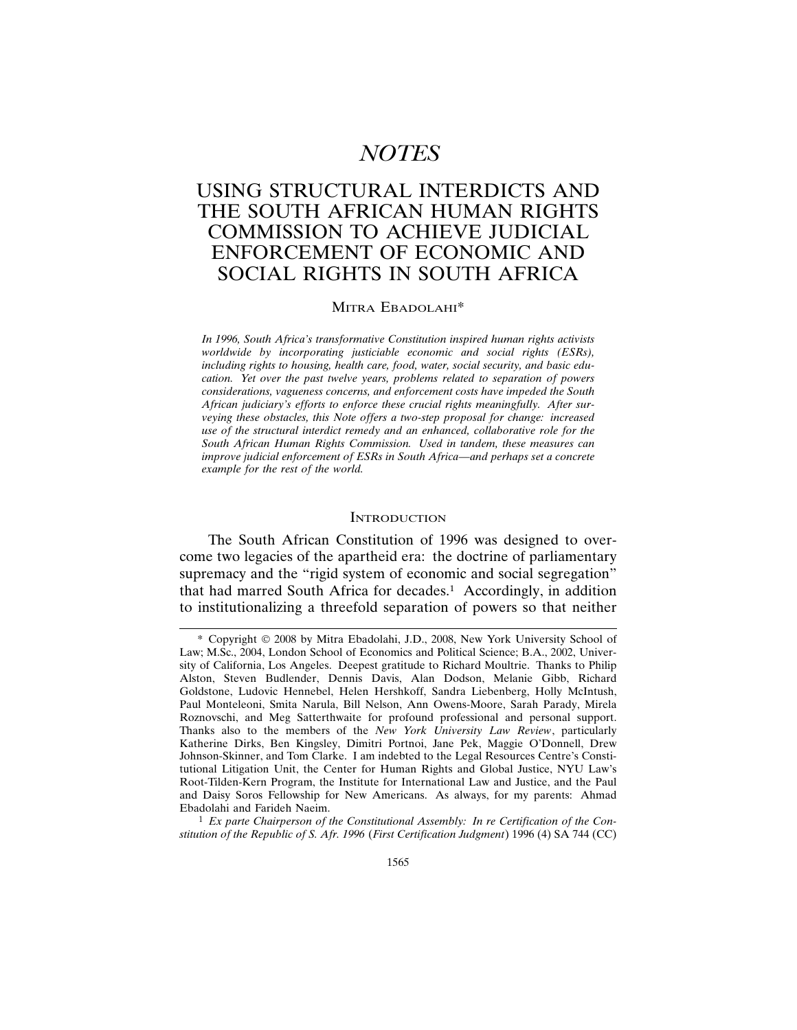# NOTES

# USING STRUCTURAL INTERDICTS AND THE SOUTH AFRICAN HUMAN RIGHTS COMMISSION TO ACHIEVE JUDICIAL ENFORCEMENT OF ECONOMIC AND SOCIAL RIGHTS IN SOUTH AFRICA

MITRA EBADOLAHI*

*In 1996, South Africa's transformative Constitution inspired human rights activists worldwide by incorporating justiciable economic and social rights (ESRs), including rights to housing, health care, food, water, social security, and basic education. Yet over the past twelve years, problems related to separation of powers considerations, vagueness concerns, and enforcement costs have impeded the South African judiciary's efforts to enforce these crucial rights meaningfully. After surveying these obstacles, this Note offers a two-step proposal for change: increased use of the structural interdict remedy and an enhanced, collaborative role for the South African Human Rights Commission. Used in tandem, these measures can improve judicial enforcement of ESRs in South Africa—and perhaps set a concrete example for the rest of the world.*

## INTRODUCTION

The South African Constitution of 1996 was designed to overcome two legacies of the apartheid era: the doctrine of parliamentary supremacy and the "rigid system of economic and social segregation" that had marred South Africa for decades.[1] Accordingly, in addition to institutionalizing a threefold separation of powers so that neither

---

\* Copyright © 2008 by Mitra Ebadolahi, J.D., 2008, New York University School of Law; M.Sc., 2004, London School of Economics and Political Science; B.A., 2002, University of California, Los Angeles. Deepest gratitude to Richard Moultrie. Thanks to Philip Alston, Steven Budlender, Dennis Davis, Alan Dodson, Melanie Gibb, Richard Goldstone, Ludovic Hennebel, Helen Hershkoff, Sandra Liebenberg, Holly McIntush, Paul Monteleoni, Smita Narula, Bill Nelson, Ann Owens-Moore, Sarah Parady, Mirela Roznovschi, and Meg Satterthwaite for profound professional and personal support. Thanks also to the members of the *New York University Law Review*, particularly Katherine Dirks, Ben Kingsley, Dimitri Portnoi, Jane Pek, Maggie O'Donnell, Drew Johnson-Skinner, and Tom Clarke. I am indebted to the Legal Resources Centre's Constitutional Litigation Unit, the Center for Human Rights and Global Justice, NYU Law's Root-Tilden-Kern Program, the Institute for International Law and Justice, and the Paul and Daisy Soros Fellowship for New Americans. As always, for my parents: Ahmad Ebadolahi and Farideh Naeim.

[1] *Ex parte Chairperson of the Constitutional Assembly: In re Certification of the Constitution of the Republic of S. Afr. 1996* (*First Certification Judgment*) 1996 (4) SA 744 (CC)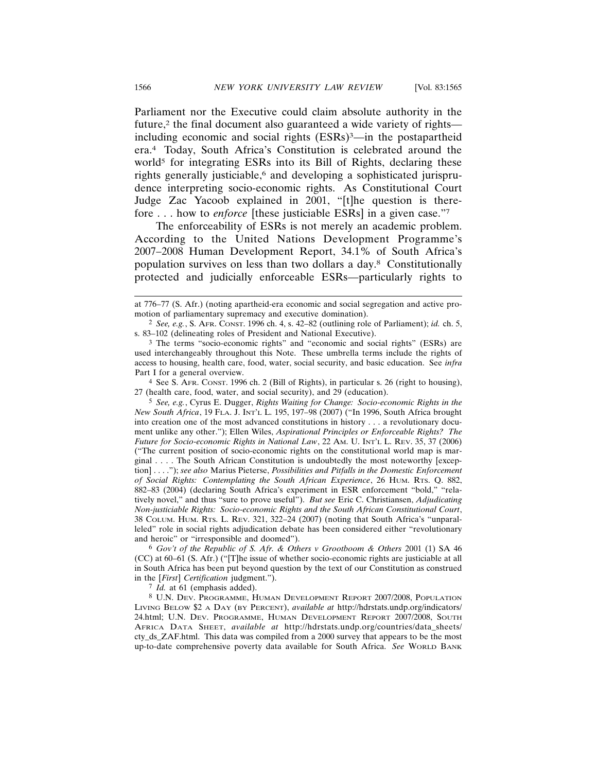Parliament nor the Executive could claim absolute authority in the future,[2] the final document also guaranteed a wide variety of rights—including economic and social rights (ESRs)[3]—in the postapartheid era.[4] Today, South Africa's Constitution is celebrated around the world[5] for integrating ESRs into its Bill of Rights, declaring these rights generally justiciable,[6] and developing a sophisticated jurisprudence interpreting socio-economic rights. As Constitutional Court Judge Zac Yacoob explained in 2001, "[t]he question is therefore . . . how to *enforce* [these justiciable ESRs] in a given case."[7]

The enforceability of ESRs is not merely an academic problem. According to the United Nations Development Programme's 2007–2008 Human Development Report, 34.1% of South Africa's population survives on less than two dollars a day.[8] Constitutionally protected and judicially enforceable ESRs—particularly rights to

---

at 776–77 (S. Afr.) (noting apartheid-era economic and social segregation and active promotion of parliamentary supremacy and executive domination).

[2] *See, e.g.*, S. Afr. Const. 1996 ch. 4, s. 42–82 (outlining role of Parliament); *id.* ch. 5, s. 83–102 (delineating roles of President and National Executive).

[3] The terms "socio-economic rights" and "economic and social rights" (ESRs) are used interchangeably throughout this Note. These umbrella terms include the rights of access to housing, health care, food, water, social security, and basic education. See *infra* Part I for a general overview.

[4] See S. Afr. Const. 1996 ch. 2 (Bill of Rights), in particular s. 26 (right to housing), 27 (health care, food, water, and social security), and 29 (education).

[5] *See, e.g.*, Cyrus E. Dugger, *Rights Waiting for Change: Socio-economic Rights in the New South Africa*, 19 Fla. J. Int'l L. 195, 197–98 (2007) ("In 1996, South Africa brought into creation one of the most advanced constitutions in history . . . a revolutionary document unlike any other."); Ellen Wiles, *Aspirational Principles or Enforceable Rights? The Future for Socio-economic Rights in National Law*, 22 Am. U. Int'l L. Rev. 35, 37 (2006) ("The current position of socio-economic rights on the constitutional world map is marginal . . . . The South African Constitution is undoubtedly the most noteworthy [exception] . . . ."); *see also* Marius Pieterse, *Possibilities and Pitfalls in the Domestic Enforcement of Social Rights: Contemplating the South African Experience*, 26 Hum. Rts. Q. 882, 882–83 (2004) (declaring South Africa's experiment in ESR enforcement "bold," "relatively novel," and thus "sure to prove useful"). *But see* Eric C. Christiansen, *Adjudicating Non-justiciable Rights: Socio-economic Rights and the South African Constitutional Court*, 38 Colum. Hum. Rts. L. Rev. 321, 322–24 (2007) (noting that South Africa's "unparalleled" role in social rights adjudication debate has been considered either "revolutionary and heroic" or "irresponsible and doomed").

[6] *Gov't of the Republic of S. Afr. & Others v Grootboom & Others* 2001 (1) SA 46 (CC) at 60–61 (S. Afr.) ("[T]he issue of whether socio-economic rights are justiciable at all in South Africa has been put beyond question by the text of our Constitution as construed in the [*First*] *Certification* judgment.").

[7] *Id.* at 61 (emphasis added).

[8] U.N. Dev. Programme, Human Development Report 2007/2008, Population Living Below $2 a Day (by Percent), *available at* http://hdrstats.undp.org/indicators/24.html; U.N. Dev. Programme, Human Development Report 2007/2008, South Africa Data Sheet, *available at* http://hdrstats.undp.org/countries/data_sheets/cty_ds_ZAF.html. This data was compiled from a 2000 survey that appears to be the most up-to-date comprehensive poverty data available for South Africa. *See* World Bank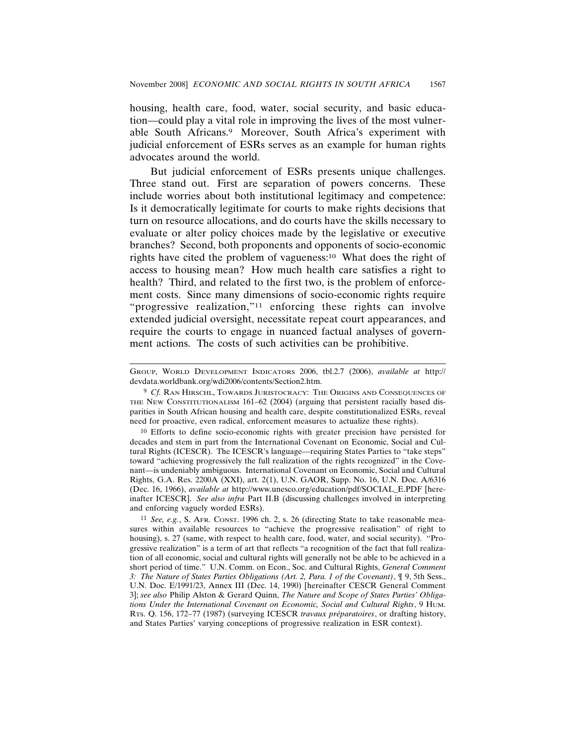housing, health care, food, water, social security, and basic education—could play a vital role in improving the lives of the most vulnerable South Africans.[9] Moreover, South Africa's experiment with judicial enforcement of ESRs serves as an example for human rights advocates around the world.

But judicial enforcement of ESRs presents unique challenges. Three stand out. First are separation of powers concerns. These include worries about both institutional legitimacy and competence: Is it democratically legitimate for courts to make rights decisions that turn on resource allocations, and do courts have the skills necessary to evaluate or alter policy choices made by the legislative or executive branches? Second, both proponents and opponents of socio-economic rights have cited the problem of vagueness:[10] What does the right of access to housing mean? How much health care satisfies a right to health? Third, and related to the first two, is the problem of enforcement costs. Since many dimensions of socio-economic rights require "progressive realization,"[11] enforcing these rights can involve extended judicial oversight, necessitate repeat court appearances, and require the courts to engage in nuanced factual analyses of government actions. The costs of such activities can be prohibitive.

---

GROUP, WORLD DEVELOPMENT INDICATORS 2006, tbl.2.7 (2006), *available at* http://devdata.worldbank.org/wdi2006/contents/Section2.htm.

[9] *Cf.* RAN HIRSCHL, TOWARDS JURISTOCRACY: THE ORIGINS AND CONSEQUENCES OF THE NEW CONSTITUTIONALISM 161–62 (2004) (arguing that persistent racially based disparities in South African housing and health care, despite constitutionalized ESRs, reveal need for proactive, even radical, enforcement measures to actualize these rights).

[10] Efforts to define socio-economic rights with greater precision have persisted for decades and stem in part from the International Covenant on Economic, Social and Cultural Rights (ICESCR). The ICESCR's language—requiring States Parties to "take steps" toward "achieving progressively the full realization of the rights recognized" in the Covenant—is undeniably ambiguous. International Covenant on Economic, Social and Cultural Rights, G.A. Res. 2200A (XXI), art. 2(1), U.N. GAOR, Supp. No. 16, U.N. Doc. A/6316 (Dec. 16, 1966), *available at* http://www.unesco.org/education/pdf/SOCIAL_E.PDF [hereinafter ICESCR]. *See also infra* Part II.B (discussing challenges involved in interpreting and enforcing vaguely worded ESRs).

[11] *See, e.g.*, S. AFR. CONST. 1996 ch. 2, s. 26 (directing State to take reasonable measures within available resources to "achieve the progressive realisation" of right to housing), s. 27 (same, with respect to health care, food, water, and social security). "Progressive realization" is a term of art that reflects "a recognition of the fact that full realization of all economic, social and cultural rights will generally not be able to be achieved in a short period of time." U.N. Comm. on Econ., Soc. and Cultural Rights, *General Comment 3: The Nature of States Parties Obligations (Art. 2, Para. 1 of the Covenant)*, ¶ 9, 5th Sess., U.N. Doc. E/1991/23, Annex III (Dec. 14, 1990) [hereinafter CESCR General Comment 3]; *see also* Philip Alston & Gerard Quinn, *The Nature and Scope of States Parties' Obligations Under the International Covenant on Economic, Social and Cultural Rights*, 9 HUM. RTS. Q. 156, 172–77 (1987) (surveying ICESCR *travaux préparatoires*, or drafting history, and States Parties' varying conceptions of progressive realization in ESR context).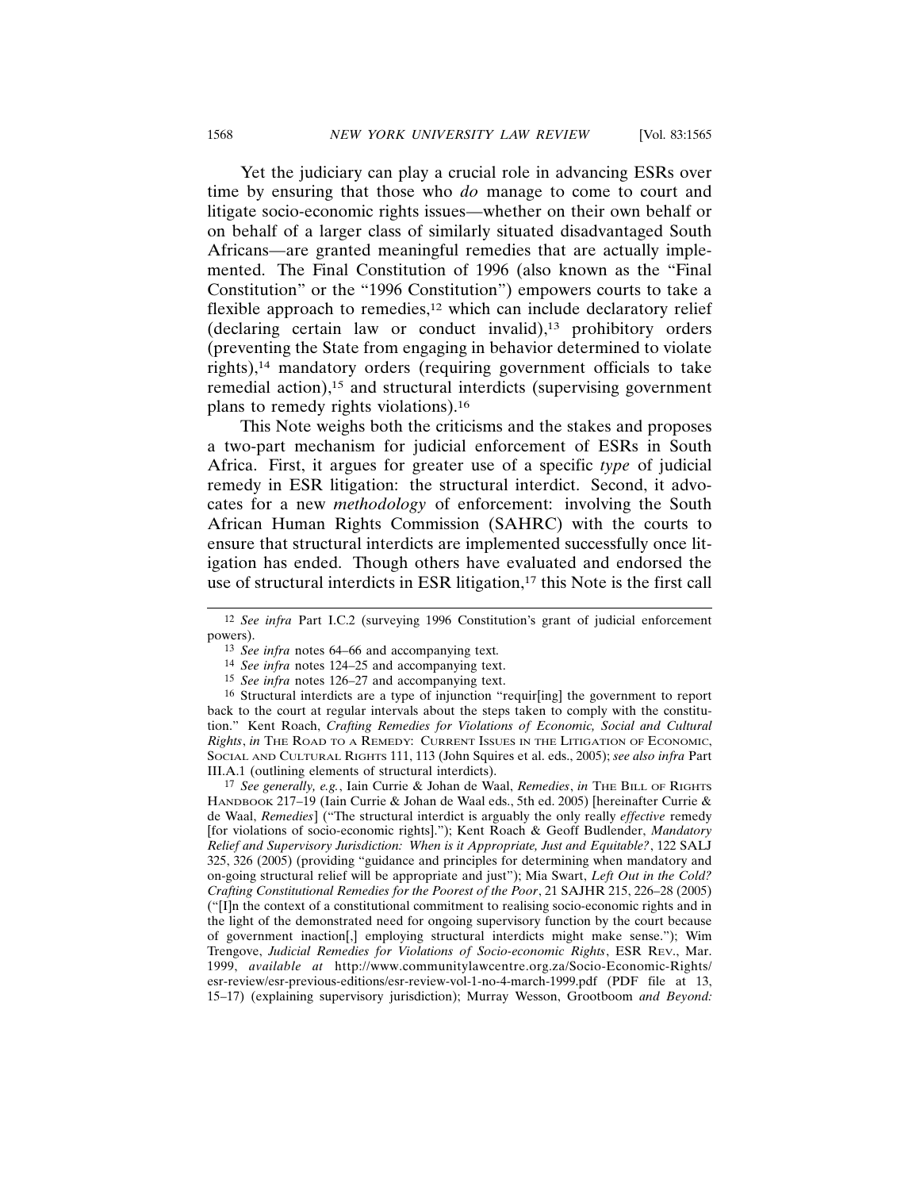Yet the judiciary can play a crucial role in advancing ESRs over time by ensuring that those who *do* manage to come to court and litigate socio-economic rights issues—whether on their own behalf or on behalf of a larger class of similarly situated disadvantaged South Africans—are granted meaningful remedies that are actually implemented. The Final Constitution of 1996 (also known as the "Final Constitution" or the "1996 Constitution") empowers courts to take a flexible approach to remedies,[12] which can include declaratory relief (declaring certain law or conduct invalid),[13] prohibitory orders (preventing the State from engaging in behavior determined to violate rights),[14] mandatory orders (requiring government officials to take remedial action),[15] and structural interdicts (supervising government plans to remedy rights violations).[16]

This Note weighs both the criticisms and the stakes and proposes a two-part mechanism for judicial enforcement of ESRs in South Africa. First, it argues for greater use of a specific *type* of judicial remedy in ESR litigation: the structural interdict. Second, it advocates for a new *methodology* of enforcement: involving the South African Human Rights Commission (SAHRC) with the courts to ensure that structural interdicts are implemented successfully once litigation has ended. Though others have evaluated and endorsed the use of structural interdicts in ESR litigation,[17] this Note is the first call

---

[12] *See infra* Part I.C.2 (surveying 1996 Constitution's grant of judicial enforcement powers).

[13] *See infra* notes 64–66 and accompanying text.

[14] *See infra* notes 124–25 and accompanying text.

[15] *See infra* notes 126–27 and accompanying text.

[16] Structural interdicts are a type of injunction "requir[ing] the government to report back to the court at regular intervals about the steps taken to comply with the constitution." Kent Roach, *Crafting Remedies for Violations of Economic, Social and Cultural Rights*, *in* THE ROAD TO A REMEDY: CURRENT ISSUES IN THE LITIGATION OF ECONOMIC, SOCIAL AND CULTURAL RIGHTS 111, 113 (John Squires et al. eds., 2005); *see also infra* Part III.A.1 (outlining elements of structural interdicts).

[17] *See generally, e.g.*, Iain Currie & Johan de Waal, *Remedies*, *in* THE BILL OF RIGHTS HANDBOOK 217–19 (Iain Currie & Johan de Waal eds., 5th ed. 2005) [hereinafter Currie & de Waal, *Remedies*] ("The structural interdict is arguably the only really *effective* remedy [for violations of socio-economic rights]."); Kent Roach & Geoff Budlender, *Mandatory Relief and Supervisory Jurisdiction: When is it Appropriate, Just and Equitable?*, 122 SALJ 325, 326 (2005) (providing "guidance and principles for determining when mandatory and on-going structural relief will be appropriate and just"); Mia Swart, *Left Out in the Cold? Crafting Constitutional Remedies for the Poorest of the Poor*, 21 SAJHR 215, 226–28 (2005) ("[I]n the context of a constitutional commitment to realising socio-economic rights and in the light of the demonstrated need for ongoing supervisory function by the court because of government inaction[,] employing structural interdicts might make sense."); Wim Trengove, *Judicial Remedies for Violations of Socio-economic Rights*, ESR REV., Mar. 1999, *available at* http://www.communitylawcentre.org.za/Socio-Economic-Rights/esr-review/esr-previous-editions/esr-review-vol-1-no-4-march-1999.pdf (PDF file at 13, 15–17) (explaining supervisory jurisdiction); Murray Wesson, Grootboom *and Beyond:*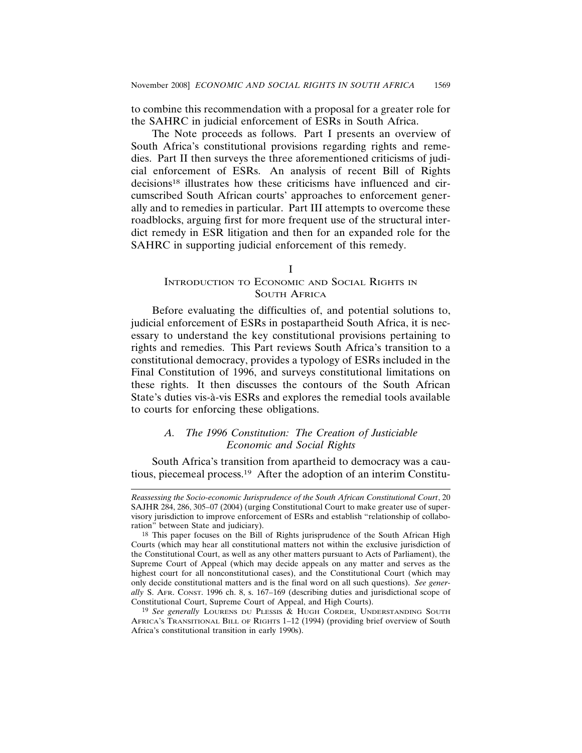to combine this recommendation with a proposal for a greater role for the SAHRC in judicial enforcement of ESRs in South Africa.

The Note proceeds as follows. Part I presents an overview of South Africa's constitutional provisions regarding rights and remedies. Part II then surveys the three aforementioned criticisms of judicial enforcement of ESRs. An analysis of recent Bill of Rights decisions[18] illustrates how these criticisms have influenced and circumscribed South African courts' approaches to enforcement generally and to remedies in particular. Part III attempts to overcome these roadblocks, arguing first for more frequent use of the structural interdict remedy in ESR litigation and then for an expanded role for the SAHRC in supporting judicial enforcement of this remedy.

# I
# Introduction to Economic and Social Rights in South Africa

Before evaluating the difficulties of, and potential solutions to, judicial enforcement of ESRs in postapartheid South Africa, it is necessary to understand the key constitutional provisions pertaining to rights and remedies. This Part reviews South Africa's transition to a constitutional democracy, provides a typology of ESRs included in the Final Constitution of 1996, and surveys constitutional limitations on these rights. It then discusses the contours of the South African State's duties vis-à-vis ESRs and explores the remedial tools available to courts for enforcing these obligations.

## *A. The 1996 Constitution: The Creation of Justiciable Economic and Social Rights*

South Africa's transition from apartheid to democracy was a cautious, piecemeal process.[19] After the adoption of an interim Constitu-

---

*Reassessing the Socio-economic Jurisprudence of the South African Constitutional Court*, 20 SAJHR 284, 286, 305–07 (2004) (urging Constitutional Court to make greater use of supervisory jurisdiction to improve enforcement of ESRs and establish "relationship of collaboration" between State and judiciary).

[18] This paper focuses on the Bill of Rights jurisprudence of the South African High Courts (which may hear all constitutional matters not within the exclusive jurisdiction of the Constitutional Court, as well as any other matters pursuant to Acts of Parliament), the Supreme Court of Appeal (which may decide appeals on any matter and serves as the highest court for all nonconstitutional cases), and the Constitutional Court (which may only decide constitutional matters and is the final word on all such questions). *See generally* S. Afr. Const. 1996 ch. 8, s. 167–169 (describing duties and jurisdictional scope of Constitutional Court, Supreme Court of Appeal, and High Courts).

[19] *See generally* Lourens du Plessis & Hugh Corder, Understanding South Africa's Transitional Bill of Rights 1–12 (1994) (providing brief overview of South Africa's constitutional transition in early 1990s).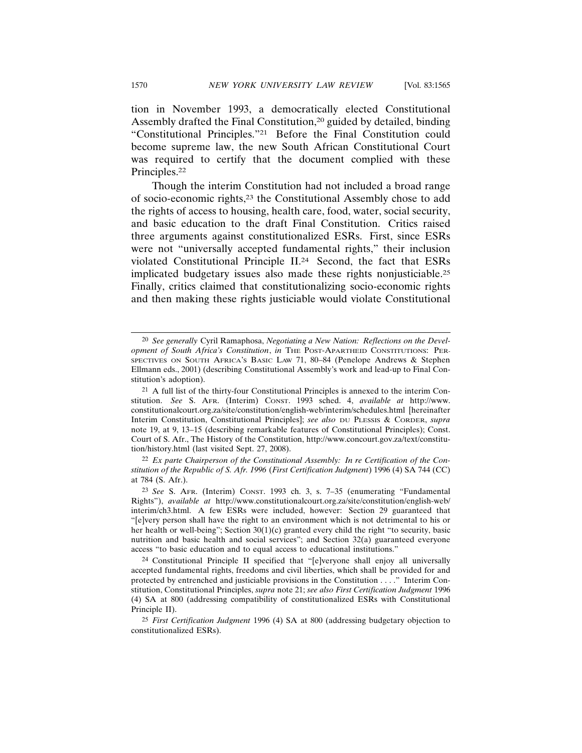tion in November 1993, a democratically elected Constitutional Assembly drafted the Final Constitution,[20] guided by detailed, binding "Constitutional Principles."[21] Before the Final Constitution could become supreme law, the new South African Constitutional Court was required to certify that the document complied with these Principles.[22]

Though the interim Constitution had not included a broad range of socio-economic rights,[23] the Constitutional Assembly chose to add the rights of access to housing, health care, food, water, social security, and basic education to the draft Final Constitution. Critics raised three arguments against constitutionalized ESRs. First, since ESRs were not "universally accepted fundamental rights," their inclusion violated Constitutional Principle II.[24] Second, the fact that ESRs implicated budgetary issues also made these rights nonjusticiable.[25] Finally, critics claimed that constitutionalizing socio-economic rights and then making these rights justiciable would violate Constitutional

---

[20] *See generally* Cyril Ramaphosa, *Negotiating a New Nation: Reflections on the Development of South Africa's Constitution*, *in* THE POST-APARTHEID CONSTITUTIONS: PERSPECTIVES ON SOUTH AFRICA'S BASIC LAW 71, 80–84 (Penelope Andrews & Stephen Ellmann eds., 2001) (describing Constitutional Assembly's work and lead-up to Final Constitution's adoption).

[21] A full list of the thirty-four Constitutional Principles is annexed to the interim Constitution. *See* S. AFR. (Interim) CONST. 1993 sched. 4, *available at* http://www.constitutionalcourt.org.za/site/constitution/english-web/interim/schedules.html [hereinafter Interim Constitution, Constitutional Principles]; *see also* DU PLESSIS & CORDER, *supra* note 19, at 9, 13–15 (describing remarkable features of Constitutional Principles); Const. Court of S. Afr., The History of the Constitution, http://www.concourt.gov.za/text/constitution/history.html (last visited Sept. 27, 2008).

[22] *Ex parte Chairperson of the Constitutional Assembly: In re Certification of the Constitution of the Republic of S. Afr. 1996* (*First Certification Judgment*) 1996 (4) SA 744 (CC) at 784 (S. Afr.).

[23] *See* S. AFR. (Interim) CONST. 1993 ch. 3, s. 7–35 (enumerating "Fundamental Rights"), *available at* http://www.constitutionalcourt.org.za/site/constitution/english-web/interim/ch3.html. A few ESRs were included, however: Section 29 guaranteed that "[e]very person shall have the right to an environment which is not detrimental to his or her health or well-being"; Section 30(1)(c) granted every child the right "to security, basic nutrition and basic health and social services"; and Section 32(a) guaranteed everyone access "to basic education and to equal access to educational institutions."

[24] Constitutional Principle II specified that "[e]veryone shall enjoy all universally accepted fundamental rights, freedoms and civil liberties, which shall be provided for and protected by entrenched and justiciable provisions in the Constitution . . . ." Interim Constitution, Constitutional Principles, *supra* note 21; *see also First Certification Judgment* 1996 (4) SA at 800 (addressing compatibility of constitutionalized ESRs with Constitutional Principle II).

[25] *First Certification Judgment* 1996 (4) SA at 800 (addressing budgetary objection to constitutionalized ESRs).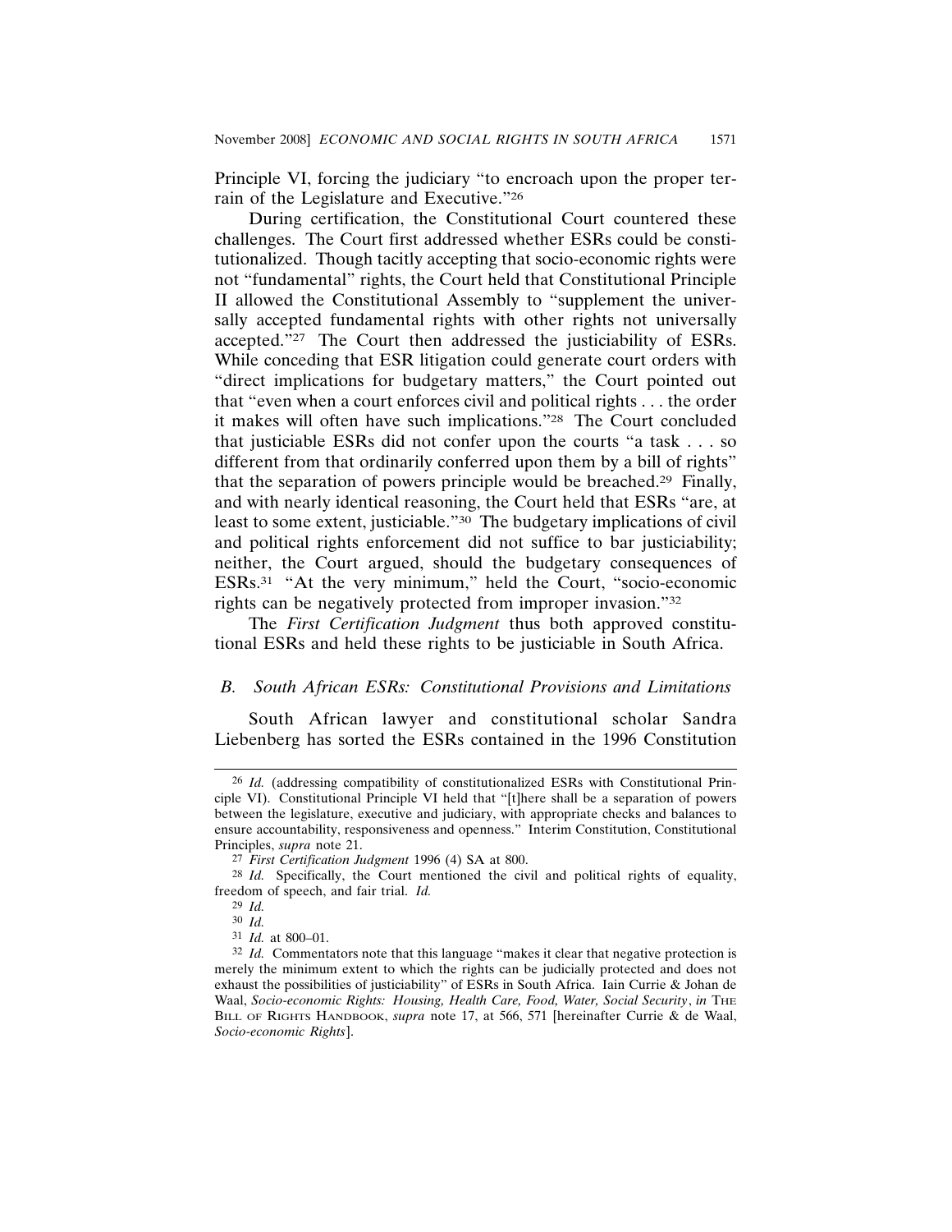Principle VI, forcing the judiciary "to encroach upon the proper terrain of the Legislature and Executive."[26]

During certification, the Constitutional Court countered these challenges. The Court first addressed whether ESRs could be constitutionalized. Though tacitly accepting that socio-economic rights were not "fundamental" rights, the Court held that Constitutional Principle II allowed the Constitutional Assembly to "supplement the universally accepted fundamental rights with other rights not universally accepted."[27] The Court then addressed the justiciability of ESRs. While conceding that ESR litigation could generate court orders with "direct implications for budgetary matters," the Court pointed out that "even when a court enforces civil and political rights . . . the order it makes will often have such implications."[28] The Court concluded that justiciable ESRs did not confer upon the courts "a task . . . so different from that ordinarily conferred upon them by a bill of rights" that the separation of powers principle would be breached.[29] Finally, and with nearly identical reasoning, the Court held that ESRs "are, at least to some extent, justiciable."[30] The budgetary implications of civil and political rights enforcement did not suffice to bar justiciability; neither, the Court argued, should the budgetary consequences of ESRs.[31] "At the very minimum," held the Court, "socio-economic rights can be negatively protected from improper invasion."[32]

The *First Certification Judgment* thus both approved constitutional ESRs and held these rights to be justiciable in South Africa.

### B. South African ESRs: Constitutional Provisions and Limitations

South African lawyer and constitutional scholar Sandra Liebenberg has sorted the ESRs contained in the 1996 Constitution

---

[26] *Id.* (addressing compatibility of constitutionalized ESRs with Constitutional Principle VI). Constitutional Principle VI held that "[t]here shall be a separation of powers between the legislature, executive and judiciary, with appropriate checks and balances to ensure accountability, responsiveness and openness." Interim Constitution, Constitutional Principles, *supra* note 21.

[27] *First Certification Judgment* 1996 (4) SA at 800.

[28] *Id.* Specifically, the Court mentioned the civil and political rights of equality, freedom of speech, and fair trial. *Id.*

[29] *Id.*

[30] *Id.*

[31] *Id.* at 800–01.

[32] *Id.* Commentators note that this language "makes it clear that negative protection is merely the minimum extent to which the rights can be judicially protected and does not exhaust the possibilities of justiciability" of ESRs in South Africa. Iain Currie & Johan de Waal, *Socio-economic Rights: Housing, Health Care, Food, Water, Social Security*, *in* THE BILL OF RIGHTS HANDBOOK, *supra* note 17, at 566, 571 [hereinafter Currie & de Waal, *Socio-economic Rights*].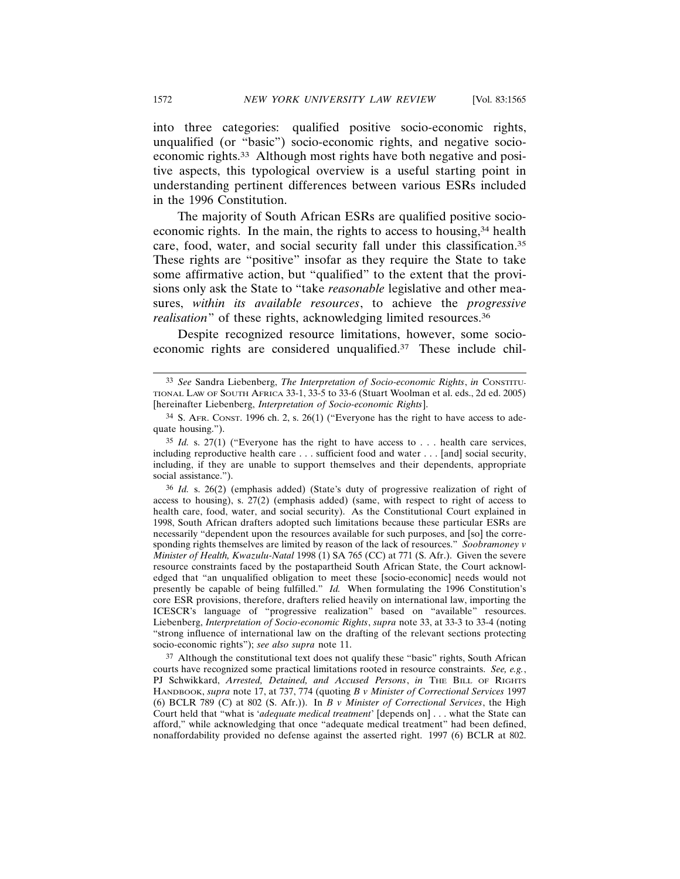into three categories: qualified positive socio-economic rights, unqualified (or "basic") socio-economic rights, and negative socio-economic rights.[33] Although most rights have both negative and positive aspects, this typological overview is a useful starting point in understanding pertinent differences between various ESRs included in the 1996 Constitution.

The majority of South African ESRs are qualified positive socio-economic rights. In the main, the rights to access to housing,[34] health care, food, water, and social security fall under this classification.[35] These rights are "positive" insofar as they require the State to take some affirmative action, but "qualified" to the extent that the provisions only ask the State to "take *reasonable* legislative and other measures, *within its available resources*, to achieve the *progressive realisation*" of these rights, acknowledging limited resources.[36]

Despite recognized resource limitations, however, some socio-economic rights are considered unqualified.[37] These include chil-

---

[33] *See* Sandra Liebenberg, *The Interpretation of Socio-economic Rights*, *in* CONSTITUTIONAL LAW OF SOUTH AFRICA 33-1, 33-5 to 33-6 (Stuart Woolman et al. eds., 2d ed. 2005) [hereinafter Liebenberg, *Interpretation of Socio-economic Rights*].

[34] S. AFR. CONST. 1996 ch. 2, s. 26(1) ("Everyone has the right to have access to adequate housing.").

[35] *Id.* s. 27(1) ("Everyone has the right to have access to . . . health care services, including reproductive health care . . . sufficient food and water . . . [and] social security, including, if they are unable to support themselves and their dependents, appropriate social assistance.").

[36] *Id.* s. 26(2) (emphasis added) (State's duty of progressive realization of right of access to housing), s. 27(2) (emphasis added) (same, with respect to right of access to health care, food, water, and social security). As the Constitutional Court explained in 1998, South African drafters adopted such limitations because these particular ESRs are necessarily "dependent upon the resources available for such purposes, and [so] the corresponding rights themselves are limited by reason of the lack of resources." *Soobramoney v Minister of Health, Kwazulu-Natal* 1998 (1) SA 765 (CC) at 771 (S. Afr.). Given the severe resource constraints faced by the postapartheid South African State, the Court acknowledged that "an unqualified obligation to meet these [socio-economic] needs would not presently be capable of being fulfilled." *Id.* When formulating the 1996 Constitution's core ESR provisions, therefore, drafters relied heavily on international law, importing the ICESCR's language of "progressive realization" based on "available" resources. Liebenberg, *Interpretation of Socio-economic Rights*, *supra* note 33, at 33-3 to 33-4 (noting "strong influence of international law on the drafting of the relevant sections protecting socio-economic rights"); *see also supra* note 11.

[37] Although the constitutional text does not qualify these "basic" rights, South African courts have recognized some practical limitations rooted in resource constraints. *See, e.g.*, PJ Schwikkard, *Arrested, Detained, and Accused Persons*, *in* THE BILL OF RIGHTS HANDBOOK, *supra* note 17, at 737, 774 (quoting *B v Minister of Correctional Services* 1997 (6) BCLR 789 (C) at 802 (S. Afr.)). In *B v Minister of Correctional Services*, the High Court held that "what is '*adequate medical treatment*' [depends on] . . . what the State can afford," while acknowledging that once "adequate medical treatment" had been defined, nonaffordability provided no defense against the asserted right. 1997 (6) BCLR at 802.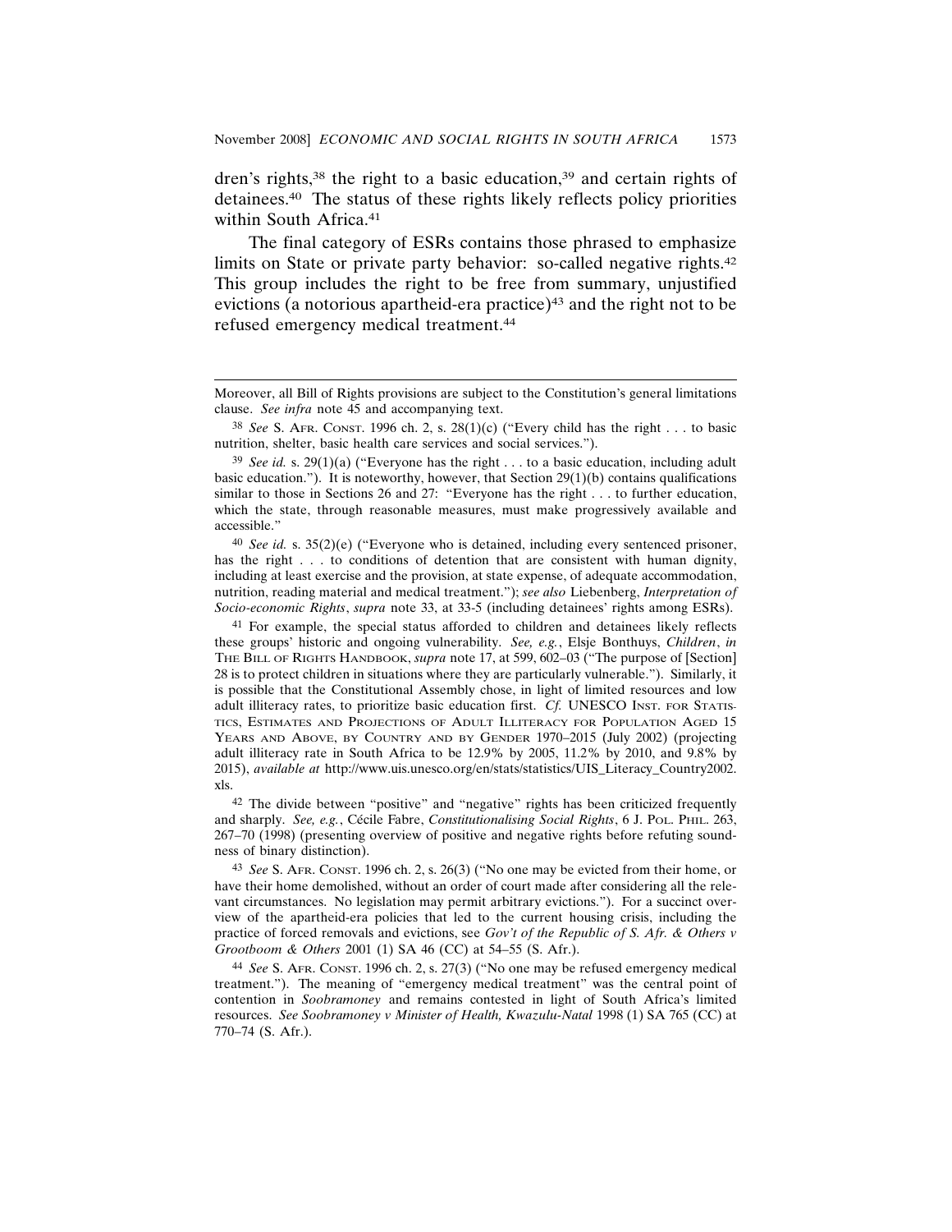dren's rights,[38] the right to a basic education,[39] and certain rights of detainees.[40] The status of these rights likely reflects policy priorities within South Africa.[41]

The final category of ESRs contains those phrased to emphasize limits on State or private party behavior: so-called negative rights.[42] This group includes the right to be free from summary, unjustified evictions (a notorious apartheid-era practice)[43] and the right not to be refused emergency medical treatment.[44]

---

Moreover, all Bill of Rights provisions are subject to the Constitution's general limitations clause. *See infra* note 45 and accompanying text.

[38] *See* S. AFR. CONST. 1996 ch. 2, s. 28(1)(c) ("Every child has the right . . . to basic nutrition, shelter, basic health care services and social services.").

[39] *See id.* s. 29(1)(a) ("Everyone has the right . . . to a basic education, including adult basic education."). It is noteworthy, however, that Section 29(1)(b) contains qualifications similar to those in Sections 26 and 27: "Everyone has the right . . . to further education, which the state, through reasonable measures, must make progressively available and accessible."

[40] *See id.* s. 35(2)(e) ("Everyone who is detained, including every sentenced prisoner, has the right . . . to conditions of detention that are consistent with human dignity, including at least exercise and the provision, at state expense, of adequate accommodation, nutrition, reading material and medical treatment."); *see also* Liebenberg, *Interpretation of Socio-economic Rights*, *supra* note 33, at 33-5 (including detainees' rights among ESRs).

[41] For example, the special status afforded to children and detainees likely reflects these groups' historic and ongoing vulnerability. *See, e.g.*, Elsje Bonthuys, *Children*, *in* THE BILL OF RIGHTS HANDBOOK, *supra* note 17, at 599, 602–03 ("The purpose of [Section] 28 is to protect children in situations where they are particularly vulnerable."). Similarly, it is possible that the Constitutional Assembly chose, in light of limited resources and low adult illiteracy rates, to prioritize basic education first. *Cf.* UNESCO INST. FOR STATISTICS, ESTIMATES AND PROJECTIONS OF ADULT ILLITERACY FOR POPULATION AGED 15 YEARS AND ABOVE, BY COUNTRY AND BY GENDER 1970–2015 (July 2002) (projecting adult illiteracy rate in South Africa to be 12.9% by 2005, 11.2% by 2010, and 9.8% by 2015), *available at* http://www.uis.unesco.org/en/stats/statistics/UIS_Literacy_Country2002.xls.

[42] The divide between "positive" and "negative" rights has been criticized frequently and sharply. *See, e.g.*, Cécile Fabre, *Constitutionalising Social Rights*, 6 J. POL. PHIL. 263, 267–70 (1998) (presenting overview of positive and negative rights before refuting soundness of binary distinction).

[43] *See* S. AFR. CONST. 1996 ch. 2, s. 26(3) ("No one may be evicted from their home, or have their home demolished, without an order of court made after considering all the relevant circumstances. No legislation may permit arbitrary evictions."). For a succinct overview of the apartheid-era policies that led to the current housing crisis, including the practice of forced removals and evictions, see *Gov't of the Republic of S. Afr. & Others v Grootboom & Others* 2001 (1) SA 46 (CC) at 54–55 (S. Afr.).

[44] *See* S. AFR. CONST. 1996 ch. 2, s. 27(3) ("No one may be refused emergency medical treatment."). The meaning of "emergency medical treatment" was the central point of contention in *Soobramoney* and remains contested in light of South Africa's limited resources. *See Soobramoney v Minister of Health, Kwazulu-Natal* 1998 (1) SA 765 (CC) at 770–74 (S. Afr.).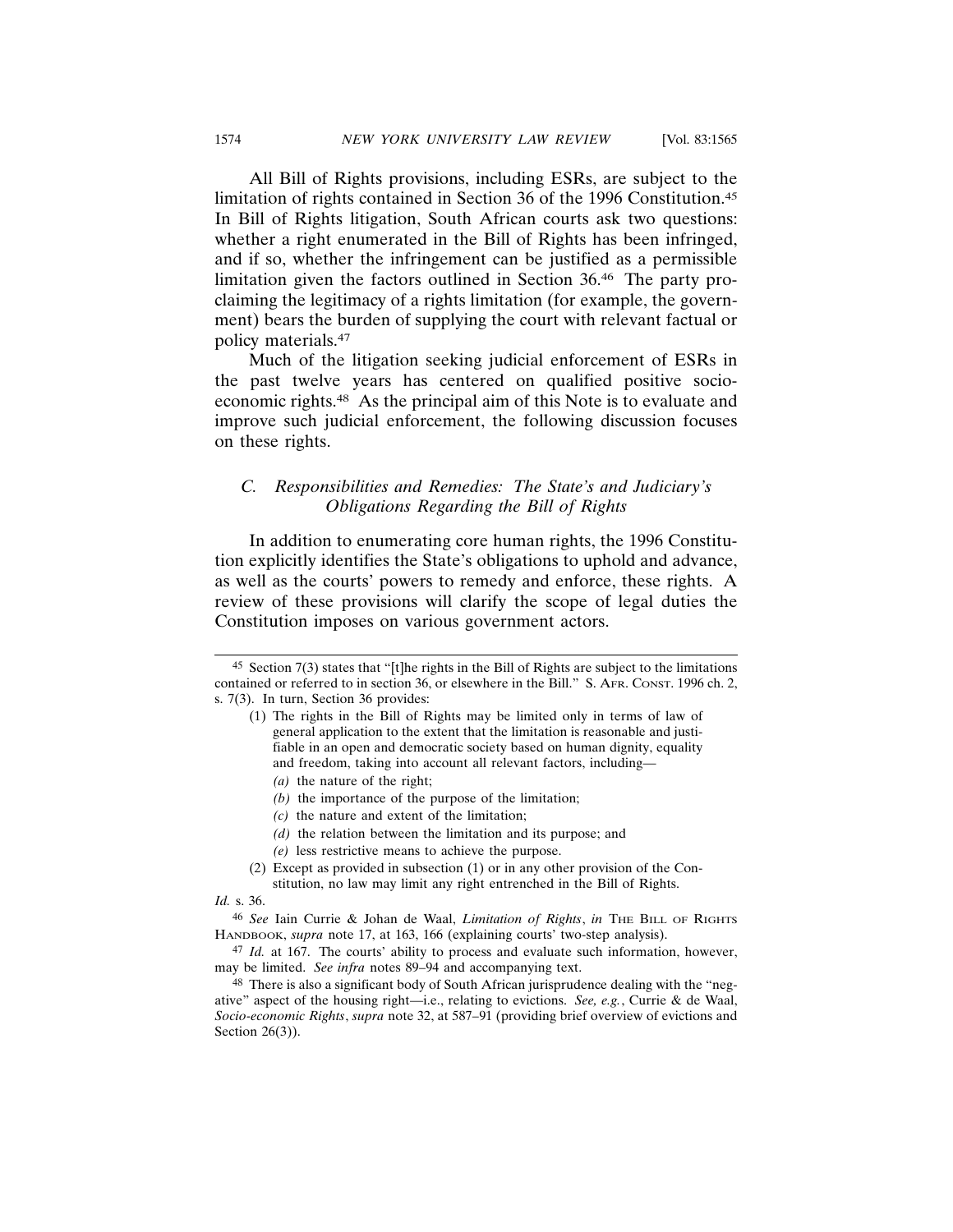All Bill of Rights provisions, including ESRs, are subject to the limitation of rights contained in Section 36 of the 1996 Constitution.[45] In Bill of Rights litigation, South African courts ask two questions: whether a right enumerated in the Bill of Rights has been infringed, and if so, whether the infringement can be justified as a permissible limitation given the factors outlined in Section 36.[46] The party proclaiming the legitimacy of a rights limitation (for example, the government) bears the burden of supplying the court with relevant factual or policy materials.[47]

Much of the litigation seeking judicial enforcement of ESRs in the past twelve years has centered on qualified positive socio-economic rights.[48] As the principal aim of this Note is to evaluate and improve such judicial enforcement, the following discussion focuses on these rights.

### *C. Responsibilities and Remedies: The State's and Judiciary's Obligations Regarding the Bill of Rights*

In addition to enumerating core human rights, the 1996 Constitution explicitly identifies the State's obligations to uphold and advance, as well as the courts' powers to remedy and enforce, these rights. A review of these provisions will clarify the scope of legal duties the Constitution imposes on various government actors.

---

[45] Section 7(3) states that "[t]he rights in the Bill of Rights are subject to the limitations contained or referred to in section 36, or elsewhere in the Bill." S. Afr. Const. 1996 ch. 2, s. 7(3). In turn, Section 36 provides:

> (1) The rights in the Bill of Rights may be limited only in terms of law of general application to the extent that the limitation is reasonable and justifiable in an open and democratic society based on human dignity, equality and freedom, taking into account all relevant factors, including—
>
> *(a)* the nature of the right;
>
> *(b)* the importance of the purpose of the limitation;
>
> *(c)* the nature and extent of the limitation;
>
> *(d)* the relation between the limitation and its purpose; and
>
> *(e)* less restrictive means to achieve the purpose.
>
> (2) Except as provided in subsection (1) or in any other provision of the Constitution, no law may limit any right entrenched in the Bill of Rights.

*Id.* s. 36.

[46] *See* Iain Currie & Johan de Waal, *Limitation of Rights*, *in* The Bill of Rights Handbook, *supra* note 17, at 163, 166 (explaining courts' two-step analysis).

[47] *Id.* at 167. The courts' ability to process and evaluate such information, however, may be limited. *See infra* notes 89–94 and accompanying text.

[48] There is also a significant body of South African jurisprudence dealing with the "negative" aspect of the housing right—i.e., relating to evictions. *See, e.g.*, Currie & de Waal, *Socio-economic Rights*, *supra* note 32, at 587–91 (providing brief overview of evictions and Section 26(3)).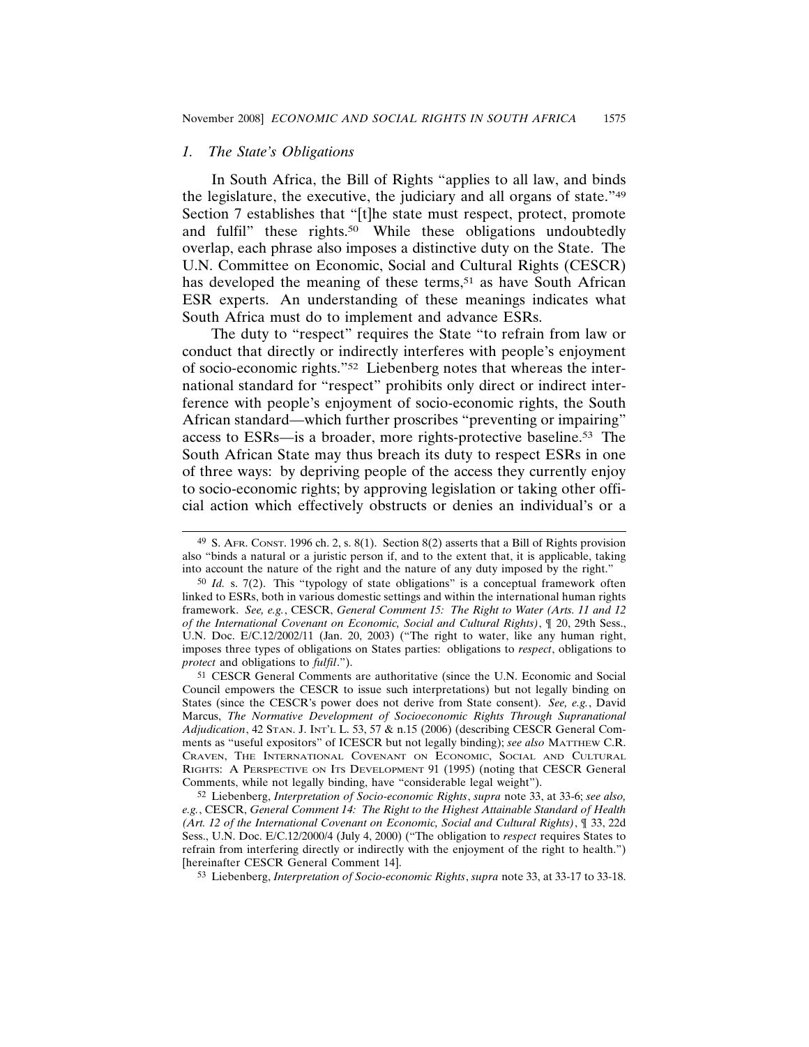### *1. The State's Obligations*

In South Africa, the Bill of Rights "applies to all law, and binds the legislature, the executive, the judiciary and all organs of state."[49] Section 7 establishes that "[t]he state must respect, protect, promote and fulfil" these rights.[50] While these obligations undoubtedly overlap, each phrase also imposes a distinctive duty on the State. The U.N. Committee on Economic, Social and Cultural Rights (CESCR) has developed the meaning of these terms,[51] as have South African ESR experts. An understanding of these meanings indicates what South Africa must do to implement and advance ESRs.

The duty to "respect" requires the State "to refrain from law or conduct that directly or indirectly interferes with people's enjoyment of socio-economic rights."[52] Liebenberg notes that whereas the international standard for "respect" prohibits only direct or indirect interference with people's enjoyment of socio-economic rights, the South African standard—which further proscribes "preventing or impairing" access to ESRs—is a broader, more rights-protective baseline.[53] The South African State may thus breach its duty to respect ESRs in one of three ways: by depriving people of the access they currently enjoy to socio-economic rights; by approving legislation or taking other official action which effectively obstructs or denies an individual's or a

---

[49] S. AFR. CONST. 1996 ch. 2, s. 8(1). Section 8(2) asserts that a Bill of Rights provision also "binds a natural or a juristic person if, and to the extent that, it is applicable, taking into account the nature of the right and the nature of any duty imposed by the right."

[50] *Id.* s. 7(2). This "typology of state obligations" is a conceptual framework often linked to ESRs, both in various domestic settings and within the international human rights framework. *See, e.g.*, CESCR, *General Comment 15: The Right to Water (Arts. 11 and 12 of the International Covenant on Economic, Social and Cultural Rights)*, ¶ 20, 29th Sess., U.N. Doc. E/C.12/2002/11 (Jan. 20, 2003) ("The right to water, like any human right, imposes three types of obligations on States parties: obligations to *respect*, obligations to *protect* and obligations to *fulfil*.").

[51] CESCR General Comments are authoritative (since the U.N. Economic and Social Council empowers the CESCR to issue such interpretations) but not legally binding on States (since the CESCR's power does not derive from State consent). *See, e.g.*, David Marcus, *The Normative Development of Socioeconomic Rights Through Supranational Adjudication*, 42 STAN. J. INT'L L. 53, 57 & n.15 (2006) (describing CESCR General Comments as "useful expositors" of ICESCR but not legally binding); *see also* MATTHEW C.R. CRAVEN, THE INTERNATIONAL COVENANT ON ECONOMIC, SOCIAL AND CULTURAL RIGHTS: A PERSPECTIVE ON ITS DEVELOPMENT 91 (1995) (noting that CESCR General Comments, while not legally binding, have "considerable legal weight").

[52] Liebenberg, *Interpretation of Socio-economic Rights*, *supra* note 33, at 33-6; *see also, e.g.*, CESCR, *General Comment 14: The Right to the Highest Attainable Standard of Health (Art. 12 of the International Covenant on Economic, Social and Cultural Rights)*, ¶ 33, 22d Sess., U.N. Doc. E/C.12/2000/4 (July 4, 2000) ("The obligation to *respect* requires States to refrain from interfering directly or indirectly with the enjoyment of the right to health.") [hereinafter CESCR General Comment 14].

[53] Liebenberg, *Interpretation of Socio-economic Rights*, *supra* note 33, at 33-17 to 33-18.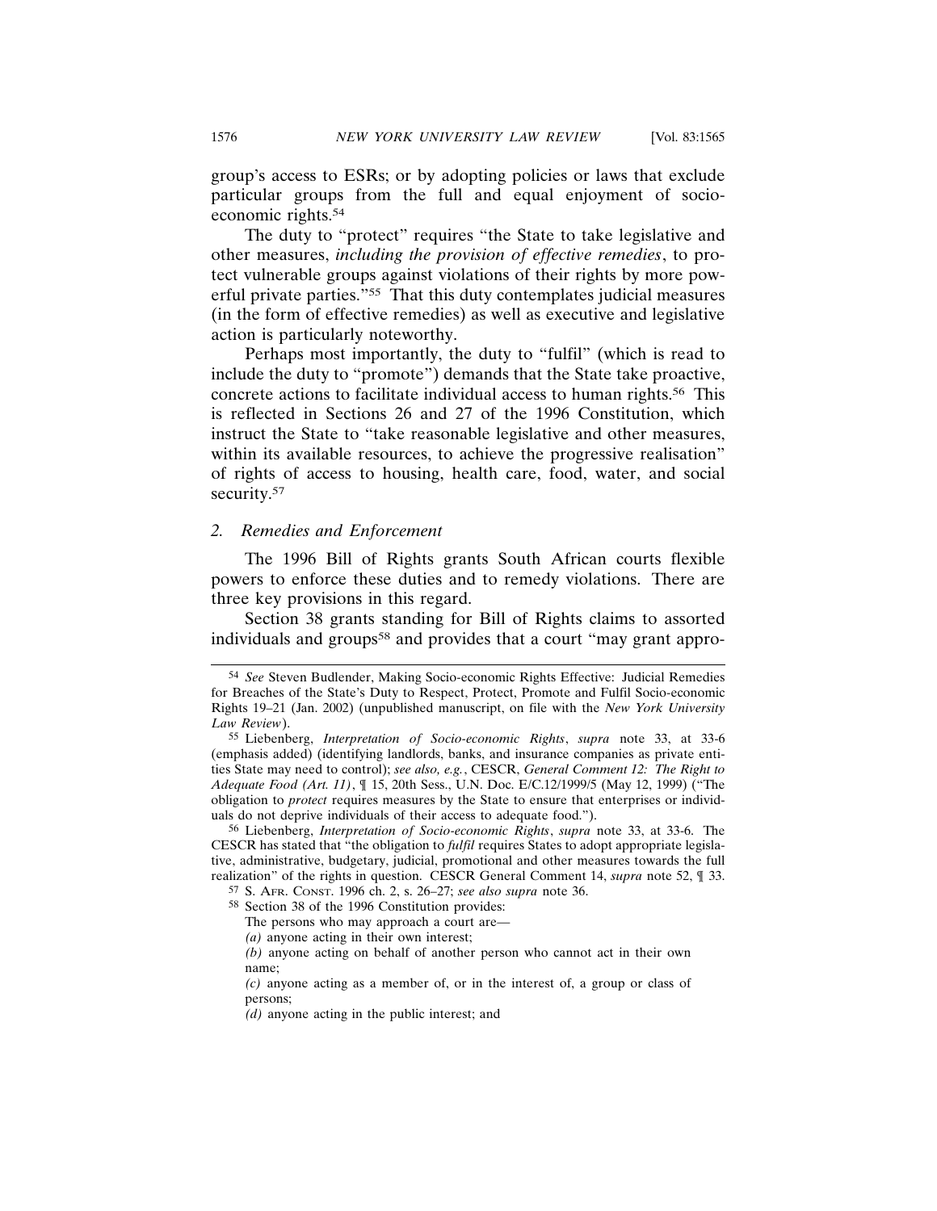group's access to ESRs; or by adopting policies or laws that exclude particular groups from the full and equal enjoyment of socio-economic rights.[54]

The duty to "protect" requires "the State to take legislative and other measures, *including the provision of effective remedies*, to protect vulnerable groups against violations of their rights by more powerful private parties."[55] That this duty contemplates judicial measures (in the form of effective remedies) as well as executive and legislative action is particularly noteworthy.

Perhaps most importantly, the duty to "fulfil" (which is read to include the duty to "promote") demands that the State take proactive, concrete actions to facilitate individual access to human rights.[56] This is reflected in Sections 26 and 27 of the 1996 Constitution, which instruct the State to "take reasonable legislative and other measures, within its available resources, to achieve the progressive realisation" of rights of access to housing, health care, food, water, and social security.[57]

### *2. Remedies and Enforcement*

The 1996 Bill of Rights grants South African courts flexible powers to enforce these duties and to remedy violations. There are three key provisions in this regard.

Section 38 grants standing for Bill of Rights claims to assorted individuals and groups[58] and provides that a court "may grant appro-

---

[54] *See* Steven Budlender, Making Socio-economic Rights Effective: Judicial Remedies for Breaches of the State's Duty to Respect, Protect, Promote and Fulfil Socio-economic Rights 19–21 (Jan. 2002) (unpublished manuscript, on file with the *New York University Law Review*).

[55] Liebenberg, *Interpretation of Socio-economic Rights*, *supra* note 33, at 33-6 (emphasis added) (identifying landlords, banks, and insurance companies as private entities State may need to control); *see also, e.g.*, CESCR, *General Comment 12: The Right to Adequate Food (Art. 11)*, ¶ 15, 20th Sess., U.N. Doc. E/C.12/1999/5 (May 12, 1999) ("The obligation to *protect* requires measures by the State to ensure that enterprises or individuals do not deprive individuals of their access to adequate food.").

[56] Liebenberg, *Interpretation of Socio-economic Rights*, *supra* note 33, at 33-6. The CESCR has stated that "the obligation to *fulfil* requires States to adopt appropriate legislative, administrative, budgetary, judicial, promotional and other measures towards the full realization" of the rights in question. CESCR General Comment 14, *supra* note 52, ¶ 33.

[57] S. Afr. Const. 1996 ch. 2, s. 26–27; *see also supra* note 36.

[58] Section 38 of the 1996 Constitution provides:

The persons who may approach a court are—

*(a)* anyone acting in their own interest;

*(b)* anyone acting on behalf of another person who cannot act in their own name;

*(c)* anyone acting as a member of, or in the interest of, a group or class of persons;

*(d)* anyone acting in the public interest; and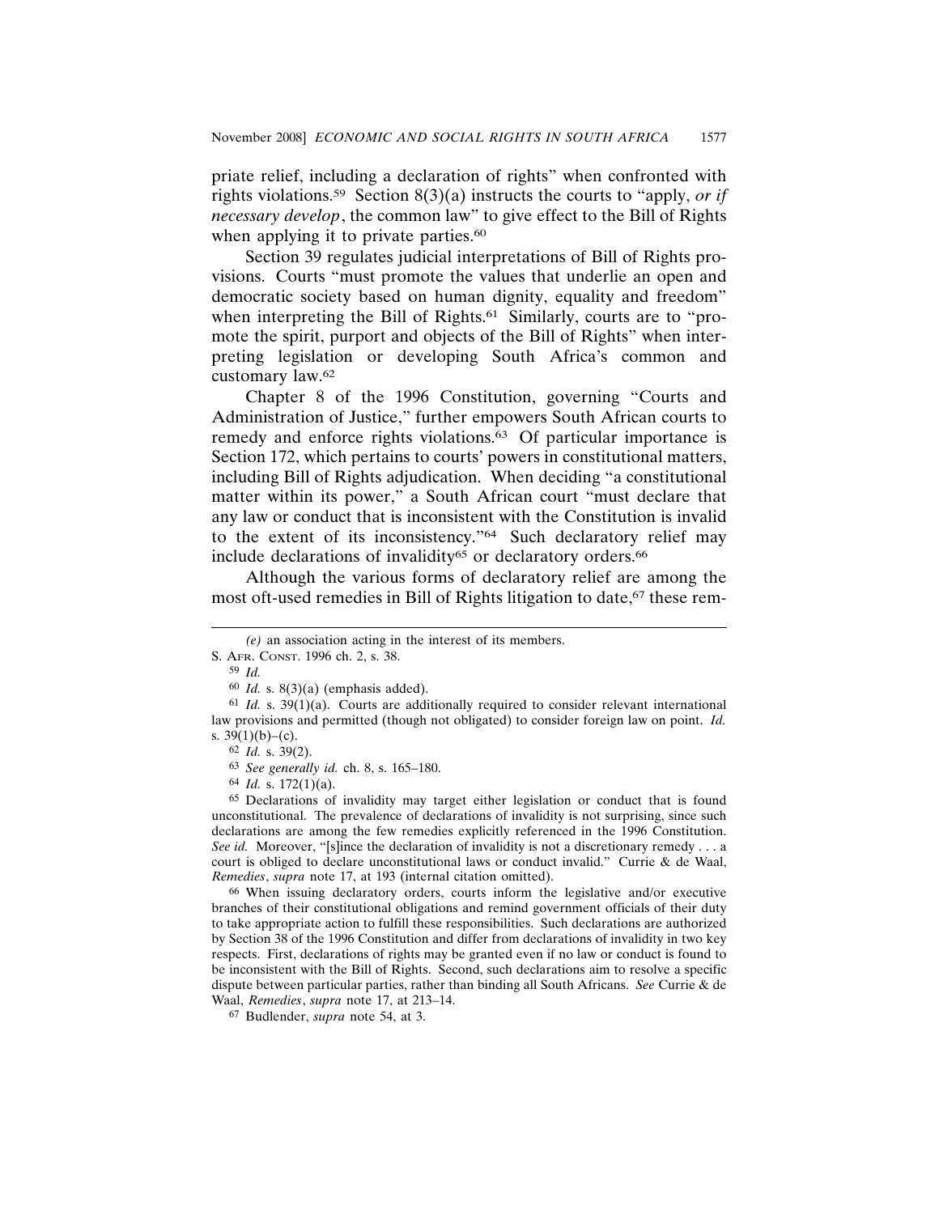priate relief, including a declaration of rights" when confronted with rights violations.[59] Section 8(3)(a) instructs the courts to "apply, *or if necessary develop*, the common law" to give effect to the Bill of Rights when applying it to private parties.[60]

Section 39 regulates judicial interpretations of Bill of Rights provisions. Courts "must promote the values that underlie an open and democratic society based on human dignity, equality and freedom" when interpreting the Bill of Rights.[61] Similarly, courts are to "promote the spirit, purport and objects of the Bill of Rights" when interpreting legislation or developing South Africa's common and customary law.[62]

Chapter 8 of the 1996 Constitution, governing "Courts and Administration of Justice," further empowers South African courts to remedy and enforce rights violations.[63] Of particular importance is Section 172, which pertains to courts' powers in constitutional matters, including Bill of Rights adjudication. When deciding "a constitutional matter within its power," a South African court "must declare that any law or conduct that is inconsistent with the Constitution is invalid to the extent of its inconsistency."[64] Such declaratory relief may include declarations of invalidity[65] or declaratory orders.[66]

Although the various forms of declaratory relief are among the most oft-used remedies in Bill of Rights litigation to date,[67] these rem-

---

*(e)* an association acting in the interest of its members.

S. AFR. CONST. 1996 ch. 2, s. 38.

[59] *Id.*

[60] *Id.* s. 8(3)(a) (emphasis added).

[61] *Id.* s. 39(1)(a). Courts are additionally required to consider relevant international law provisions and permitted (though not obligated) to consider foreign law on point. *Id.* s. 39(1)(b)–(c).

[62] *Id.* s. 39(2).

[63] *See generally id.* ch. 8, s. 165–180.

[64] *Id.* s. 172(1)(a).

[65] Declarations of invalidity may target either legislation or conduct that is found unconstitutional. The prevalence of declarations of invalidity is not surprising, since such declarations are among the few remedies explicitly referenced in the 1996 Constitution. *See id.* Moreover, "[s]ince the declaration of invalidity is not a discretionary remedy . . . a court is obliged to declare unconstitutional laws or conduct invalid." Currie & de Waal, *Remedies*, *supra* note 17, at 193 (internal citation omitted).

[66] When issuing declaratory orders, courts inform the legislative and/or executive branches of their constitutional obligations and remind government officials of their duty to take appropriate action to fulfill these responsibilities. Such declarations are authorized by Section 38 of the 1996 Constitution and differ from declarations of invalidity in two key respects. First, declarations of rights may be granted even if no law or conduct is found to be inconsistent with the Bill of Rights. Second, such declarations aim to resolve a specific dispute between particular parties, rather than binding all South Africans. *See* Currie & de Waal, *Remedies*, *supra* note 17, at 213–14.

[67] Budlender, *supra* note 54, at 3.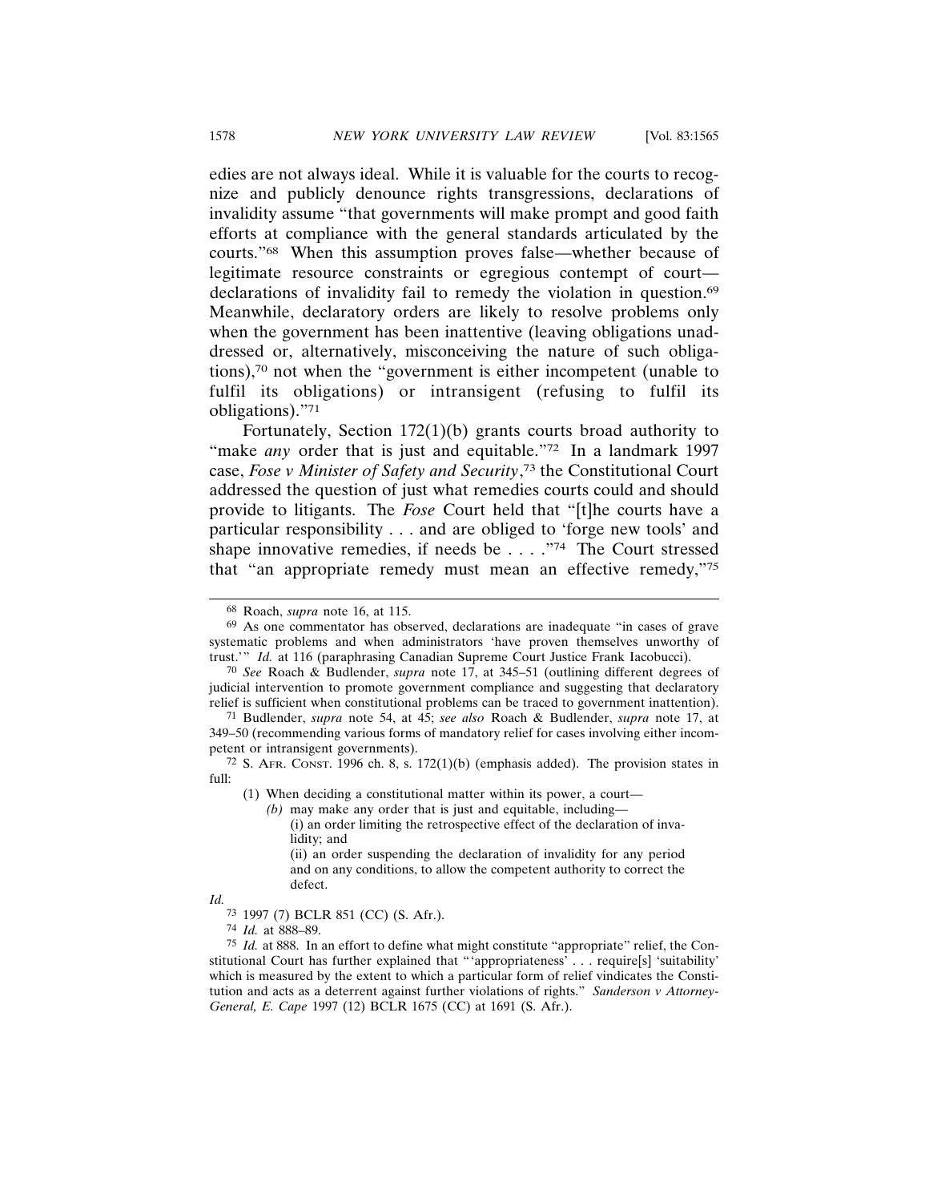edies are not always ideal. While it is valuable for the courts to recognize and publicly denounce rights transgressions, declarations of invalidity assume "that governments will make prompt and good faith efforts at compliance with the general standards articulated by the courts."[68] When this assumption proves false—whether because of legitimate resource constraints or egregious contempt of court—declarations of invalidity fail to remedy the violation in question.[69] Meanwhile, declaratory orders are likely to resolve problems only when the government has been inattentive (leaving obligations unaddressed or, alternatively, misconceiving the nature of such obligations),[70] not when the "government is either incompetent (unable to fulfil its obligations) or intransigent (refusing to fulfil its obligations)."[71]

Fortunately, Section 172(1)(b) grants courts broad authority to "make *any* order that is just and equitable."[72] In a landmark 1997 case, *Fose v Minister of Safety and Security*,[73] the Constitutional Court addressed the question of just what remedies courts could and should provide to litigants. The *Fose* Court held that "[t]he courts have a particular responsibility . . . and are obliged to 'forge new tools' and shape innovative remedies, if needs be . . . ."[74] The Court stressed that "an appropriate remedy must mean an effective remedy,"[75]

---

[68] Roach, *supra* note 16, at 115.

[69] As one commentator has observed, declarations are inadequate "in cases of grave systematic problems and when administrators 'have proven themselves unworthy of trust.'" *Id.* at 116 (paraphrasing Canadian Supreme Court Justice Frank Iacobucci).

[70] *See* Roach & Budlender, *supra* note 17, at 345–51 (outlining different degrees of judicial intervention to promote government compliance and suggesting that declaratory relief is sufficient when constitutional problems can be traced to government inattention).

[71] Budlender, *supra* note 54, at 45; *see also* Roach & Budlender, *supra* note 17, at 349–50 (recommending various forms of mandatory relief for cases involving either incompetent or intransigent governments).

[72] S. Afr. Const. 1996 ch. 8, s. 172(1)(b) (emphasis added). The provision states in full:

> (1) When deciding a constitutional matter within its power, a court—
>
> *(b)* may make any order that is just and equitable, including—
>
> (i) an order limiting the retrospective effect of the declaration of invalidity; and
>
> (ii) an order suspending the declaration of invalidity for any period and on any conditions, to allow the competent authority to correct the defect.

*Id.*

[73] 1997 (7) BCLR 851 (CC) (S. Afr.).

[74] *Id.* at 888–89.

[75] *Id.* at 888. In an effort to define what might constitute "appropriate" relief, the Constitutional Court has further explained that "'appropriateness' . . . require[s] 'suitability' which is measured by the extent to which a particular form of relief vindicates the Constitution and acts as a deterrent against further violations of rights." *Sanderson v Attorney-General, E. Cape* 1997 (12) BCLR 1675 (CC) at 1691 (S. Afr.).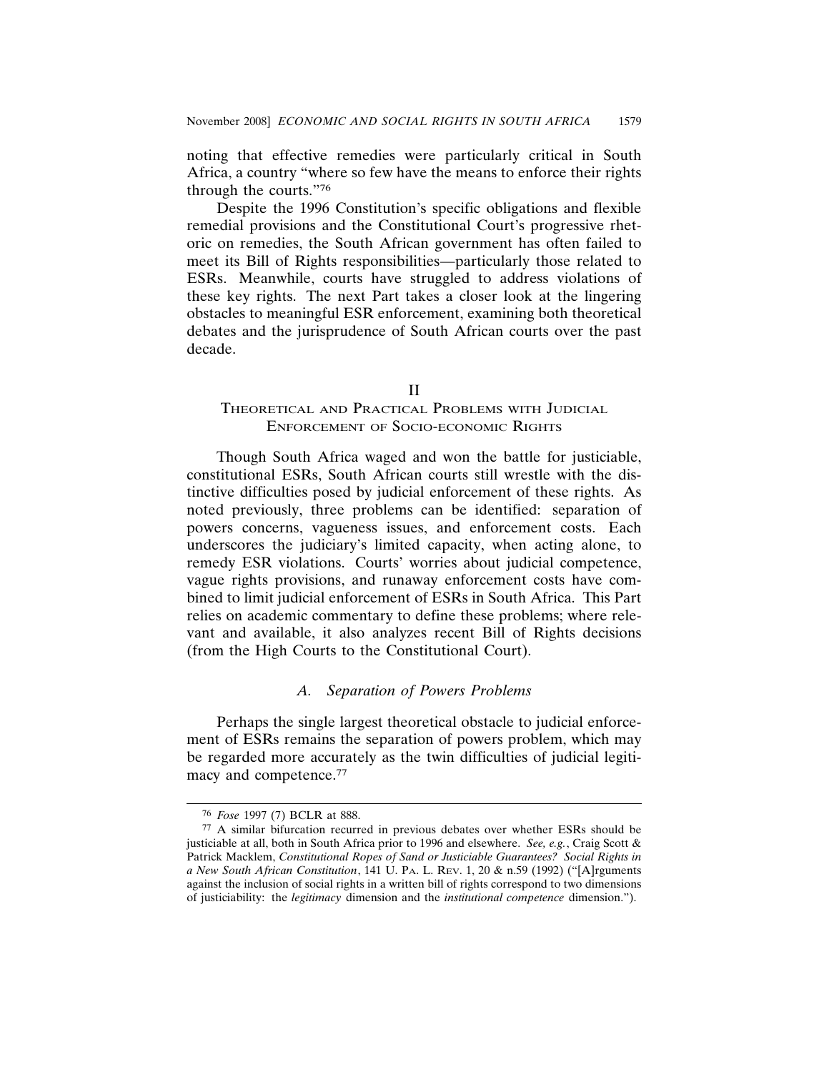noting that effective remedies were particularly critical in South Africa, a country "where so few have the means to enforce their rights through the courts."[76]

Despite the 1996 Constitution's specific obligations and flexible remedial provisions and the Constitutional Court's progressive rhetoric on remedies, the South African government has often failed to meet its Bill of Rights responsibilities—particularly those related to ESRs. Meanwhile, courts have struggled to address violations of these key rights. The next Part takes a closer look at the lingering obstacles to meaningful ESR enforcement, examining both theoretical debates and the jurisprudence of South African courts over the past decade.

## II
## Theoretical and Practical Problems with Judicial Enforcement of Socio-economic Rights

Though South Africa waged and won the battle for justiciable, constitutional ESRs, South African courts still wrestle with the distinctive difficulties posed by judicial enforcement of these rights. As noted previously, three problems can be identified: separation of powers concerns, vagueness issues, and enforcement costs. Each underscores the judiciary's limited capacity, when acting alone, to remedy ESR violations. Courts' worries about judicial competence, vague rights provisions, and runaway enforcement costs have combined to limit judicial enforcement of ESRs in South Africa. This Part relies on academic commentary to define these problems; where relevant and available, it also analyzes recent Bill of Rights decisions (from the High Courts to the Constitutional Court).

### A. *Separation of Powers Problems*

Perhaps the single largest theoretical obstacle to judicial enforcement of ESRs remains the separation of powers problem, which may be regarded more accurately as the twin difficulties of judicial legitimacy and competence.[77]

---

[76] *Fose* 1997 (7) BCLR at 888.

[77] A similar bifurcation recurred in previous debates over whether ESRs should be justiciable at all, both in South Africa prior to 1996 and elsewhere. *See, e.g.*, Craig Scott & Patrick Macklem, *Constitutional Ropes of Sand or Justiciable Guarantees? Social Rights in a New South African Constitution*, 141 U. Pa. L. Rev. 1, 20 & n.59 (1992) ("[A]rguments against the inclusion of social rights in a written bill of rights correspond to two dimensions of justiciability: the *legitimacy* dimension and the *institutional competence* dimension.").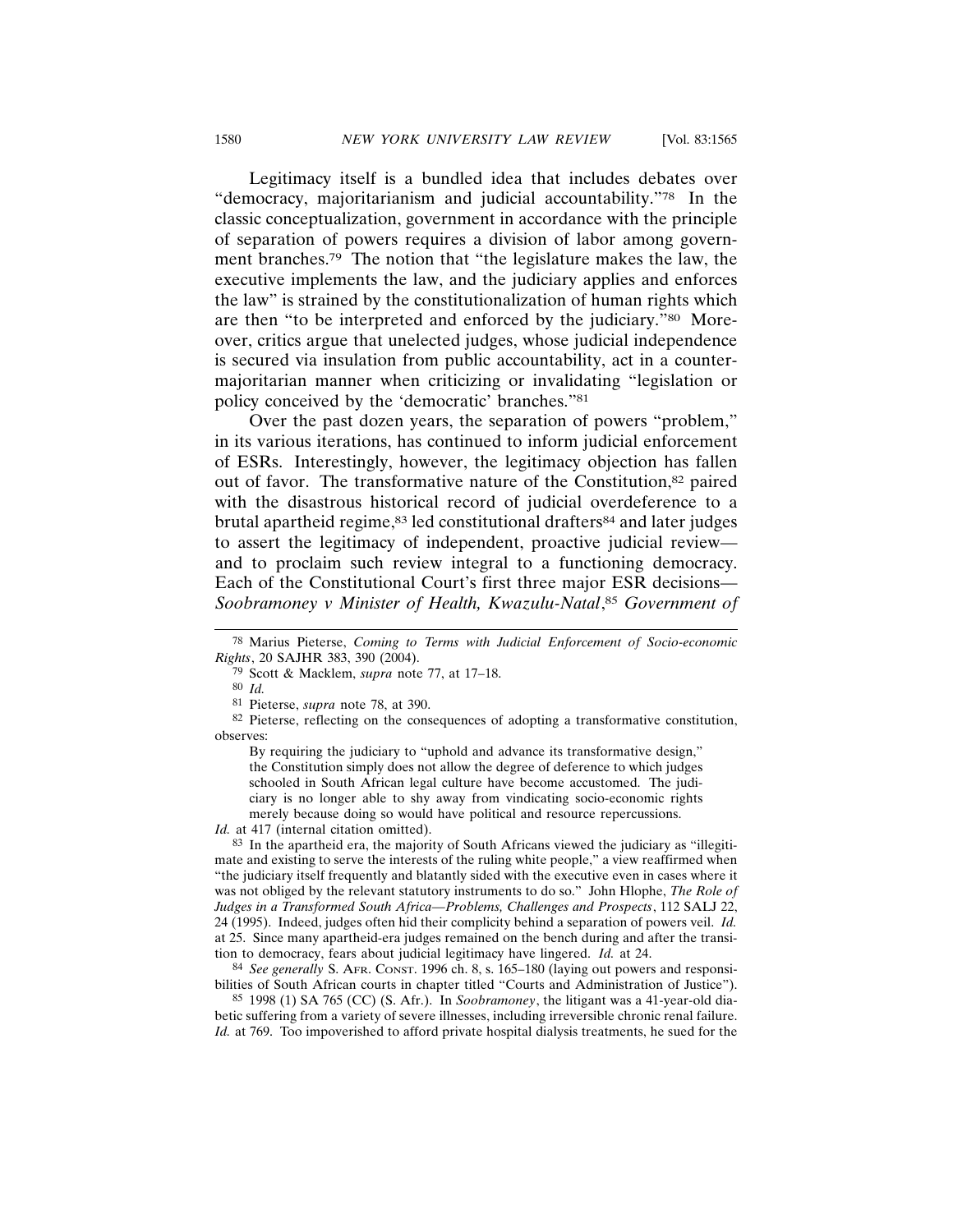Legitimacy itself is a bundled idea that includes debates over "democracy, majoritarianism and judicial accountability."[78] In the classic conceptualization, government in accordance with the principle of separation of powers requires a division of labor among government branches.[79] The notion that "the legislature makes the law, the executive implements the law, and the judiciary applies and enforces the law" is strained by the constitutionalization of human rights which are then "to be interpreted and enforced by the judiciary."[80] Moreover, critics argue that unelected judges, whose judicial independence is secured via insulation from public accountability, act in a countermajoritarian manner when criticizing or invalidating "legislation or policy conceived by the 'democratic' branches."[81]

Over the past dozen years, the separation of powers "problem," in its various iterations, has continued to inform judicial enforcement of ESRs. Interestingly, however, the legitimacy objection has fallen out of favor. The transformative nature of the Constitution,[82] paired with the disastrous historical record of judicial overdeference to a brutal apartheid regime,[83] led constitutional drafters[84] and later judges to assert the legitimacy of independent, proactive judicial review—and to proclaim such review integral to a functioning democracy. Each of the Constitutional Court's first three major ESR decisions—*Soobramoney v Minister of Health, Kwazulu-Natal*,[85] *Government of*

---

[78] Marius Pieterse, *Coming to Terms with Judicial Enforcement of Socio-economic Rights*, 20 SAJHR 383, 390 (2004).

[79] Scott & Macklem, *supra* note 77, at 17–18.

[80] *Id.*

[81] Pieterse, *supra* note 78, at 390.

[82] Pieterse, reflecting on the consequences of adopting a transformative constitution, observes:

> By requiring the judiciary to "uphold and advance its transformative design," the Constitution simply does not allow the degree of deference to which judges schooled in South African legal culture have become accustomed. The judiciary is no longer able to shy away from vindicating socio-economic rights merely because doing so would have political and resource repercussions.

*Id.* at 417 (internal citation omitted).

[83] In the apartheid era, the majority of South Africans viewed the judiciary as "illegitimate and existing to serve the interests of the ruling white people," a view reaffirmed when "the judiciary itself frequently and blatantly sided with the executive even in cases where it was not obliged by the relevant statutory instruments to do so." John Hlophe, *The Role of Judges in a Transformed South Africa—Problems, Challenges and Prospects*, 112 SALJ 22, 24 (1995). Indeed, judges often hid their complicity behind a separation of powers veil. *Id.* at 25. Since many apartheid-era judges remained on the bench during and after the transition to democracy, fears about judicial legitimacy have lingered. *Id.* at 24.

[84] *See generally* S. AFR. CONST. 1996 ch. 8, s. 165–180 (laying out powers and responsibilities of South African courts in chapter titled "Courts and Administration of Justice").

[85] 1998 (1) SA 765 (CC) (S. Afr.). In *Soobramoney*, the litigant was a 41-year-old diabetic suffering from a variety of severe illnesses, including irreversible chronic renal failure. *Id.* at 769. Too impoverished to afford private hospital dialysis treatments, he sued for the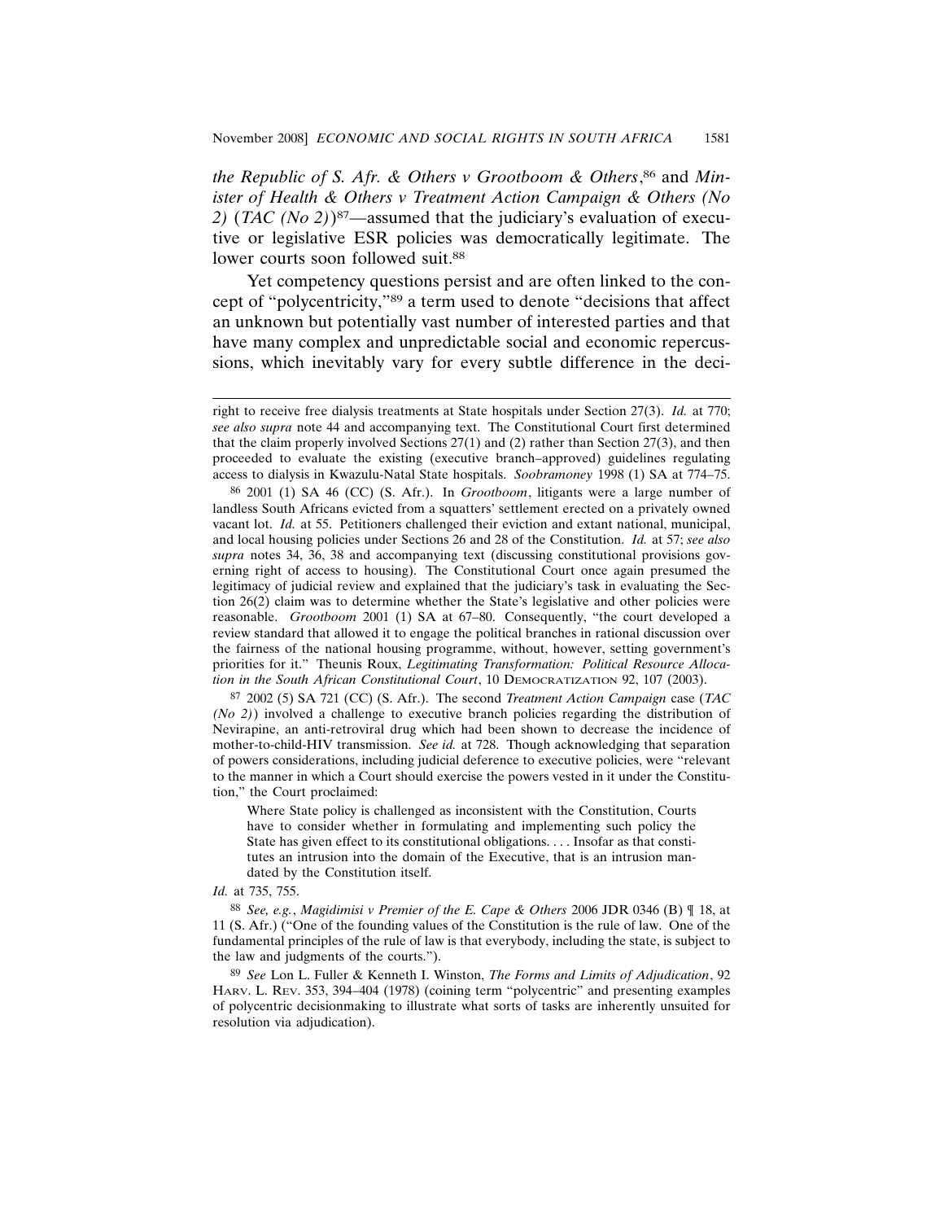*the Republic of S. Afr. & Others v Grootboom & Others*,[86] and *Minister of Health & Others v Treatment Action Campaign & Others (No 2)* (*TAC (No 2)*)[87]—assumed that the judiciary's evaluation of executive or legislative ESR policies was democratically legitimate. The lower courts soon followed suit.[88]

Yet competency questions persist and are often linked to the concept of "polycentricity,"[89] a term used to denote "decisions that affect an unknown but potentially vast number of interested parties and that have many complex and unpredictable social and economic repercussions, which inevitably vary for every subtle difference in the deci-

---

right to receive free dialysis treatments at State hospitals under Section 27(3). *Id.* at 770; *see also supra* note 44 and accompanying text. The Constitutional Court first determined that the claim properly involved Sections 27(1) and (2) rather than Section 27(3), and then proceeded to evaluate the existing (executive branch–approved) guidelines regulating access to dialysis in Kwazulu-Natal State hospitals. *Soobramoney* 1998 (1) SA at 774–75.

[86] 2001 (1) SA 46 (CC) (S. Afr.). In *Grootboom*, litigants were a large number of landless South Africans evicted from a squatters' settlement erected on a privately owned vacant lot. *Id.* at 55. Petitioners challenged their eviction and extant national, municipal, and local housing policies under Sections 26 and 28 of the Constitution. *Id.* at 57; *see also supra* notes 34, 36, 38 and accompanying text (discussing constitutional provisions governing right of access to housing). The Constitutional Court once again presumed the legitimacy of judicial review and explained that the judiciary's task in evaluating the Section 26(2) claim was to determine whether the State's legislative and other policies were reasonable. *Grootboom* 2001 (1) SA at 67–80. Consequently, "the court developed a review standard that allowed it to engage the political branches in rational discussion over the fairness of the national housing programme, without, however, setting government's priorities for it." Theunis Roux, *Legitimating Transformation: Political Resource Allocation in the South African Constitutional Court*, 10 DEMOCRATIZATION 92, 107 (2003).

[87] 2002 (5) SA 721 (CC) (S. Afr.). The second *Treatment Action Campaign* case (*TAC (No 2)*) involved a challenge to executive branch policies regarding the distribution of Nevirapine, an anti-retroviral drug which had been shown to decrease the incidence of mother-to-child-HIV transmission. *See id.* at 728. Though acknowledging that separation of powers considerations, including judicial deference to executive policies, were "relevant to the manner in which a Court should exercise the powers vested in it under the Constitution," the Court proclaimed:

> Where State policy is challenged as inconsistent with the Constitution, Courts have to consider whether in formulating and implementing such policy the State has given effect to its constitutional obligations. . . . Insofar as that constitutes an intrusion into the domain of the Executive, that is an intrusion mandated by the Constitution itself.

*Id.* at 735, 755.

[88] *See, e.g.*, *Magidimisi v Premier of the E. Cape & Others* 2006 JDR 0346 (B) ¶ 18, at 11 (S. Afr.) ("One of the founding values of the Constitution is the rule of law. One of the fundamental principles of the rule of law is that everybody, including the state, is subject to the law and judgments of the courts.").

[89] *See* Lon L. Fuller & Kenneth I. Winston, *The Forms and Limits of Adjudication*, 92 HARV. L. REV. 353, 394–404 (1978) (coining term "polycentric" and presenting examples of polycentric decisionmaking to illustrate what sorts of tasks are inherently unsuited for resolution via adjudication).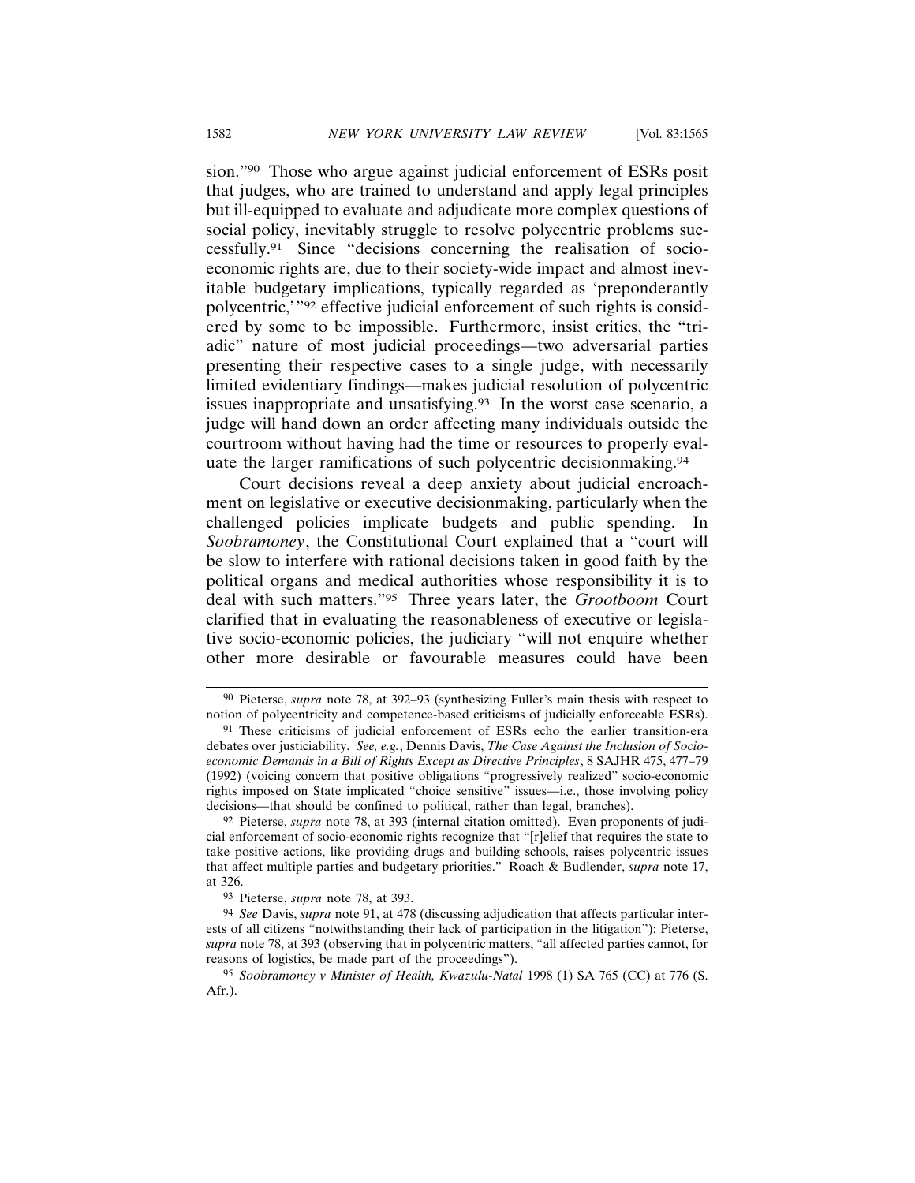sion."[90] Those who argue against judicial enforcement of ESRs posit that judges, who are trained to understand and apply legal principles but ill-equipped to evaluate and adjudicate more complex questions of social policy, inevitably struggle to resolve polycentric problems successfully.[91] Since "decisions concerning the realisation of socio-economic rights are, due to their society-wide impact and almost inevitable budgetary implications, typically regarded as 'preponderantly polycentric,'"[92] effective judicial enforcement of such rights is considered by some to be impossible. Furthermore, insist critics, the "triadic" nature of most judicial proceedings—two adversarial parties presenting their respective cases to a single judge, with necessarily limited evidentiary findings—makes judicial resolution of polycentric issues inappropriate and unsatisfying.[93] In the worst case scenario, a judge will hand down an order affecting many individuals outside the courtroom without having had the time or resources to properly evaluate the larger ramifications of such polycentric decisionmaking.[94]

Court decisions reveal a deep anxiety about judicial encroachment on legislative or executive decisionmaking, particularly when the challenged policies implicate budgets and public spending. In *Soobramoney*, the Constitutional Court explained that a "court will be slow to interfere with rational decisions taken in good faith by the political organs and medical authorities whose responsibility it is to deal with such matters."[95] Three years later, the *Grootboom* Court clarified that in evaluating the reasonableness of executive or legislative socio-economic policies, the judiciary "will not enquire whether other more desirable or favourable measures could have been

---

[90] Pieterse, *supra* note 78, at 392–93 (synthesizing Fuller's main thesis with respect to notion of polycentricity and competence-based criticisms of judicially enforceable ESRs).

[91] These criticisms of judicial enforcement of ESRs echo the earlier transition-era debates over justiciability. *See, e.g.*, Dennis Davis, *The Case Against the Inclusion of Socio-economic Demands in a Bill of Rights Except as Directive Principles*, 8 SAJHR 475, 477–79 (1992) (voicing concern that positive obligations "progressively realized" socio-economic rights imposed on State implicated "choice sensitive" issues—i.e., those involving policy decisions—that should be confined to political, rather than legal, branches).

[92] Pieterse, *supra* note 78, at 393 (internal citation omitted). Even proponents of judicial enforcement of socio-economic rights recognize that "[r]elief that requires the state to take positive actions, like providing drugs and building schools, raises polycentric issues that affect multiple parties and budgetary priorities." Roach & Budlender, *supra* note 17, at 326.

[93] Pieterse, *supra* note 78, at 393.

[94] *See* Davis, *supra* note 91, at 478 (discussing adjudication that affects particular interests of all citizens "notwithstanding their lack of participation in the litigation"); Pieterse, *supra* note 78, at 393 (observing that in polycentric matters, "all affected parties cannot, for reasons of logistics, be made part of the proceedings").

[95] *Soobramoney v Minister of Health, Kwazulu-Natal* 1998 (1) SA 765 (CC) at 776 (S. Afr.).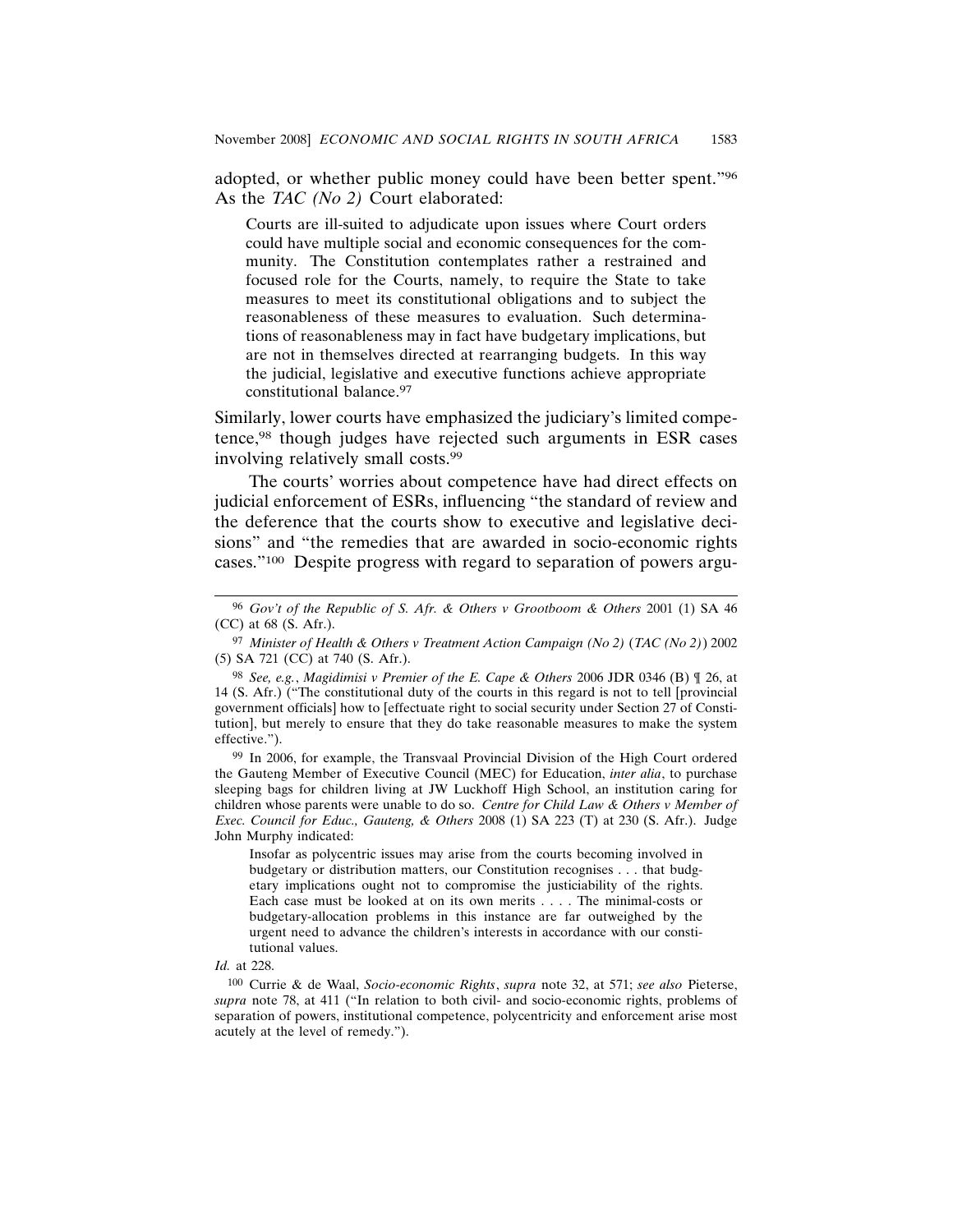adopted, or whether public money could have been better spent."[96] As the *TAC (No 2)* Court elaborated:

> Courts are ill-suited to adjudicate upon issues where Court orders could have multiple social and economic consequences for the community. The Constitution contemplates rather a restrained and focused role for the Courts, namely, to require the State to take measures to meet its constitutional obligations and to subject the reasonableness of these measures to evaluation. Such determinations of reasonableness may in fact have budgetary implications, but are not in themselves directed at rearranging budgets. In this way the judicial, legislative and executive functions achieve appropriate constitutional balance.[97]

Similarly, lower courts have emphasized the judiciary's limited competence,[98] though judges have rejected such arguments in ESR cases involving relatively small costs.[99]

The courts' worries about competence have had direct effects on judicial enforcement of ESRs, influencing "the standard of review and the deference that the courts show to executive and legislative decisions" and "the remedies that are awarded in socio-economic rights cases."[100] Despite progress with regard to separation of powers argu-

---

[96] *Gov't of the Republic of S. Afr. & Others v Grootboom & Others* 2001 (1) SA 46 (CC) at 68 (S. Afr.).

[97] *Minister of Health & Others v Treatment Action Campaign (No 2)* (*TAC (No 2)*) 2002 (5) SA 721 (CC) at 740 (S. Afr.).

[98] *See, e.g.*, *Magidimisi v Premier of the E. Cape & Others* 2006 JDR 0346 (B) ¶ 26, at 14 (S. Afr.) ("The constitutional duty of the courts in this regard is not to tell [provincial government officials] how to [effectuate right to social security under Section 27 of Constitution], but merely to ensure that they do take reasonable measures to make the system effective.").

[99] In 2006, for example, the Transvaal Provincial Division of the High Court ordered the Gauteng Member of Executive Council (MEC) for Education, *inter alia*, to purchase sleeping bags for children living at JW Luckhoff High School, an institution caring for children whose parents were unable to do so. *Centre for Child Law & Others v Member of Exec. Council for Educ., Gauteng, & Others* 2008 (1) SA 223 (T) at 230 (S. Afr.). Judge John Murphy indicated:

> Insofar as polycentric issues may arise from the courts becoming involved in budgetary or distribution matters, our Constitution recognises . . . that budgetary implications ought not to compromise the justiciability of the rights. Each case must be looked at on its own merits . . . . The minimal-costs or budgetary-allocation problems in this instance are far outweighed by the urgent need to advance the children's interests in accordance with our constitutional values.

*Id.* at 228.

[100] Currie & de Waal, *Socio-economic Rights*, *supra* note 32, at 571; *see also* Pieterse, *supra* note 78, at 411 ("In relation to both civil- and socio-economic rights, problems of separation of powers, institutional competence, polycentricity and enforcement arise most acutely at the level of remedy.").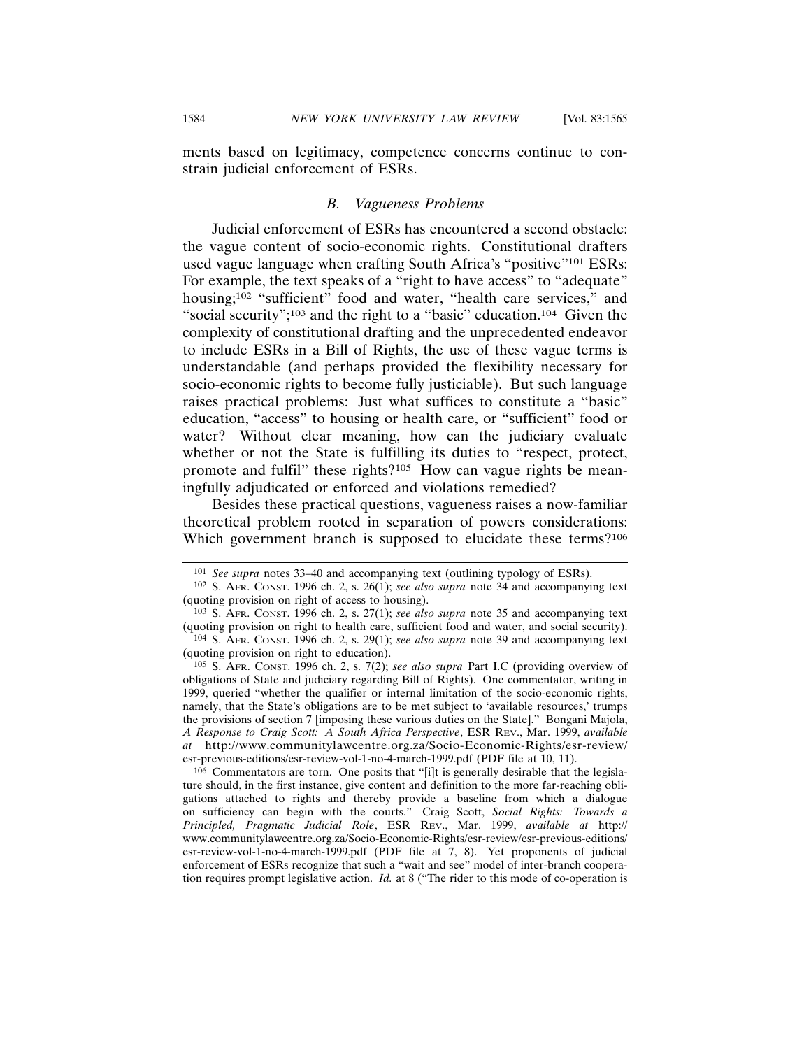ments based on legitimacy, competence concerns continue to constrain judicial enforcement of ESRs.

### *B. Vagueness Problems*

Judicial enforcement of ESRs has encountered a second obstacle: the vague content of socio-economic rights. Constitutional drafters used vague language when crafting South Africa's "positive"[101] ESRs: For example, the text speaks of a "right to have access" to "adequate" housing;[102] "sufficient" food and water, "health care services," and "social security";[103] and the right to a "basic" education.[104] Given the complexity of constitutional drafting and the unprecedented endeavor to include ESRs in a Bill of Rights, the use of these vague terms is understandable (and perhaps provided the flexibility necessary for socio-economic rights to become fully justiciable). But such language raises practical problems: Just what suffices to constitute a "basic" education, "access" to housing or health care, or "sufficient" food or water? Without clear meaning, how can the judiciary evaluate whether or not the State is fulfilling its duties to "respect, protect, promote and fulfil" these rights?[105] How can vague rights be meaningfully adjudicated or enforced and violations remedied?

Besides these practical questions, vagueness raises a now-familiar theoretical problem rooted in separation of powers considerations: Which government branch is supposed to elucidate these terms?[106]

---

[101] *See supra* notes 33–40 and accompanying text (outlining typology of ESRs).

[102] S. Afr. Const. 1996 ch. 2, s. 26(1); *see also supra* note 34 and accompanying text (quoting provision on right of access to housing).

[103] S. Afr. Const. 1996 ch. 2, s. 27(1); *see also supra* note 35 and accompanying text (quoting provision on right to health care, sufficient food and water, and social security).

[104] S. Afr. Const. 1996 ch. 2, s. 29(1); *see also supra* note 39 and accompanying text (quoting provision on right to education).

[105] S. Afr. Const. 1996 ch. 2, s. 7(2); *see also supra* Part I.C (providing overview of obligations of State and judiciary regarding Bill of Rights). One commentator, writing in 1999, queried "whether the qualifier or internal limitation of the socio-economic rights, namely, that the State's obligations are to be met subject to 'available resources,' trumps the provisions of section 7 [imposing these various duties on the State]." Bongani Majola, *A Response to Craig Scott: A South Africa Perspective*, ESR Rev., Mar. 1999, *available at* http://www.communitylawcentre.org.za/Socio-Economic-Rights/esr-review/esr-previous-editions/esr-review-vol-1-no-4-march-1999.pdf (PDF file at 10, 11).

[106] Commentators are torn. One posits that "[i]t is generally desirable that the legislature should, in the first instance, give content and definition to the more far-reaching obligations attached to rights and thereby provide a baseline from which a dialogue on sufficiency can begin with the courts." Craig Scott, *Social Rights: Towards a Principled, Pragmatic Judicial Role*, ESR Rev., Mar. 1999, *available at* http://www.communitylawcentre.org.za/Socio-Economic-Rights/esr-review/esr-previous-editions/esr-review-vol-1-no-4-march-1999.pdf (PDF file at 7, 8). Yet proponents of judicial enforcement of ESRs recognize that such a "wait and see" model of inter-branch cooperation requires prompt legislative action. *Id.* at 8 ("The rider to this mode of co-operation is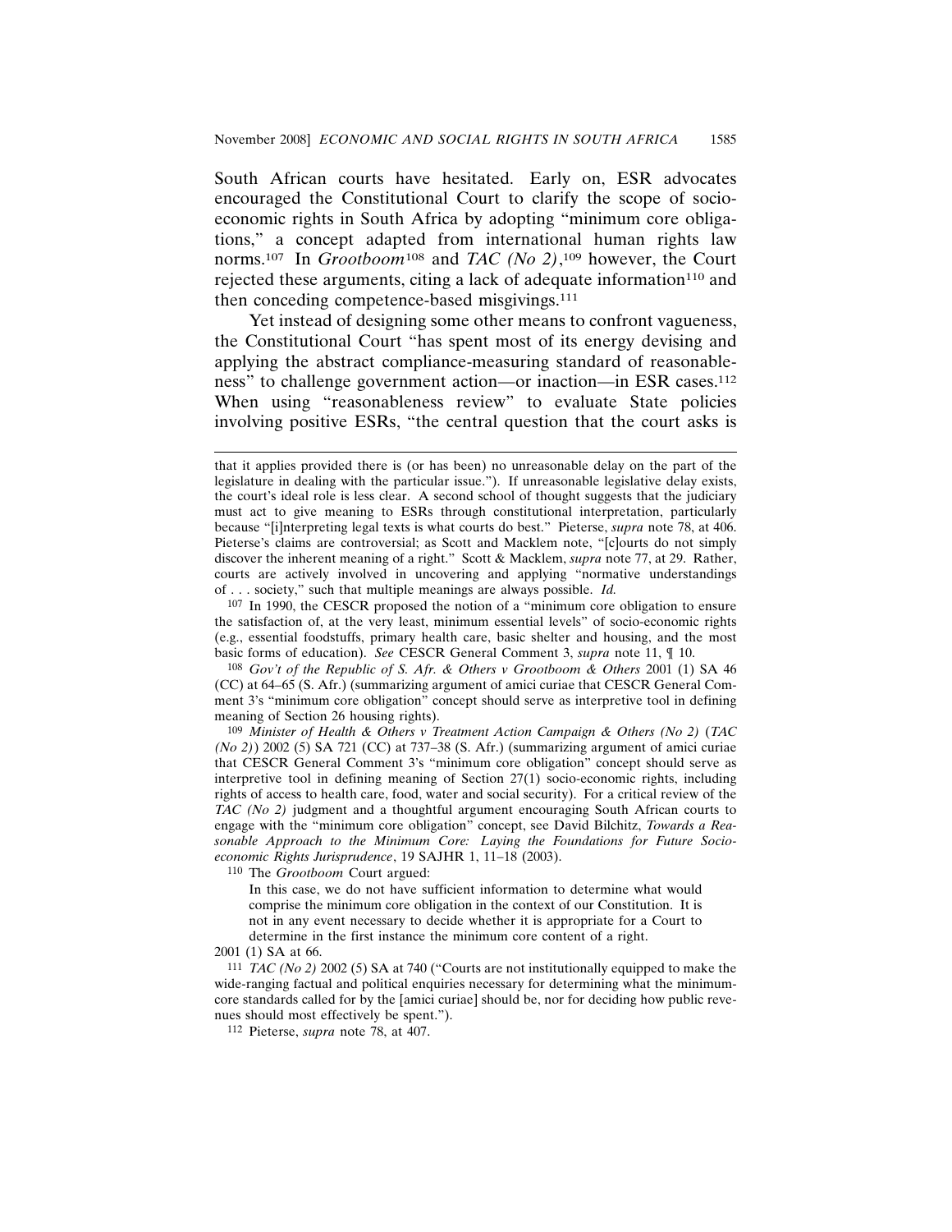South African courts have hesitated. Early on, ESR advocates encouraged the Constitutional Court to clarify the scope of socio-economic rights in South Africa by adopting "minimum core obligations," a concept adapted from international human rights law norms.[107] In *Grootboom*[108] and *TAC (No 2)*,[109] however, the Court rejected these arguments, citing a lack of adequate information[110] and then conceding competence-based misgivings.[111]

Yet instead of designing some other means to confront vagueness, the Constitutional Court "has spent most of its energy devising and applying the abstract compliance-measuring standard of reasonableness" to challenge government action—or inaction—in ESR cases.[112] When using "reasonableness review" to evaluate State policies involving positive ESRs, "the central question that the court asks is

---

that it applies provided there is (or has been) no unreasonable delay on the part of the legislature in dealing with the particular issue."). If unreasonable legislative delay exists, the court's ideal role is less clear. A second school of thought suggests that the judiciary must act to give meaning to ESRs through constitutional interpretation, particularly because "[i]nterpreting legal texts is what courts do best." Pieterse, *supra* note 78, at 406. Pieterse's claims are controversial; as Scott and Macklem note, "[c]ourts do not simply discover the inherent meaning of a right." Scott & Macklem, *supra* note 77, at 29. Rather, courts are actively involved in uncovering and applying "normative understandings of . . . society," such that multiple meanings are always possible. *Id.*

[107] In 1990, the CESCR proposed the notion of a "minimum core obligation to ensure the satisfaction of, at the very least, minimum essential levels" of socio-economic rights (e.g., essential foodstuffs, primary health care, basic shelter and housing, and the most basic forms of education). *See* CESCR General Comment 3, *supra* note 11, ¶ 10.

[108] *Gov't of the Republic of S. Afr. & Others v Grootboom & Others* 2001 (1) SA 46 (CC) at 64–65 (S. Afr.) (summarizing argument of amici curiae that CESCR General Comment 3's "minimum core obligation" concept should serve as interpretive tool in defining meaning of Section 26 housing rights).

[109] *Minister of Health & Others v Treatment Action Campaign & Others (No 2)* (*TAC (No 2)*) 2002 (5) SA 721 (CC) at 737–38 (S. Afr.) (summarizing argument of amici curiae that CESCR General Comment 3's "minimum core obligation" concept should serve as interpretive tool in defining meaning of Section 27(1) socio-economic rights, including rights of access to health care, food, water and social security). For a critical review of the *TAC (No 2)* judgment and a thoughtful argument encouraging South African courts to engage with the "minimum core obligation" concept, see David Bilchitz, *Towards a Reasonable Approach to the Minimum Core: Laying the Foundations for Future Socio-economic Rights Jurisprudence*, 19 SAJHR 1, 11–18 (2003).

[110] The *Grootboom* Court argued:

> In this case, we do not have sufficient information to determine what would comprise the minimum core obligation in the context of our Constitution. It is not in any event necessary to decide whether it is appropriate for a Court to determine in the first instance the minimum core content of a right.

2001 (1) SA at 66.

[111] *TAC (No 2)* 2002 (5) SA at 740 ("Courts are not institutionally equipped to make the wide-ranging factual and political enquiries necessary for determining what the minimum-core standards called for by the [amici curiae] should be, nor for deciding how public revenues should most effectively be spent.").

[112] Pieterse, *supra* note 78, at 407.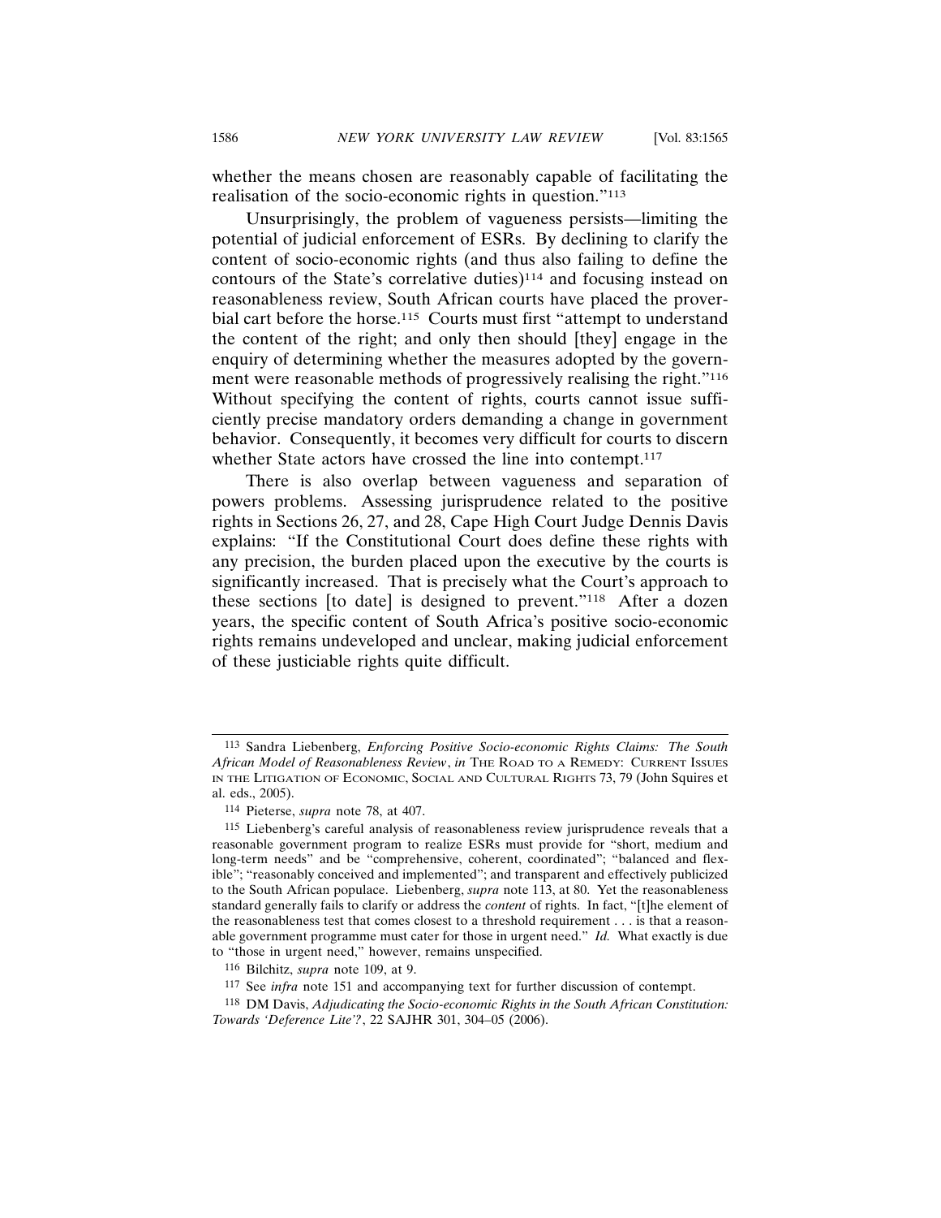whether the means chosen are reasonably capable of facilitating the realisation of the socio-economic rights in question."[113]

Unsurprisingly, the problem of vagueness persists—limiting the potential of judicial enforcement of ESRs. By declining to clarify the content of socio-economic rights (and thus also failing to define the contours of the State's correlative duties)[114] and focusing instead on reasonableness review, South African courts have placed the proverbial cart before the horse.[115] Courts must first "attempt to understand the content of the right; and only then should [they] engage in the enquiry of determining whether the measures adopted by the government were reasonable methods of progressively realising the right."[116] Without specifying the content of rights, courts cannot issue sufficiently precise mandatory orders demanding a change in government behavior. Consequently, it becomes very difficult for courts to discern whether State actors have crossed the line into contempt.[117]

There is also overlap between vagueness and separation of powers problems. Assessing jurisprudence related to the positive rights in Sections 26, 27, and 28, Cape High Court Judge Dennis Davis explains: "If the Constitutional Court does define these rights with any precision, the burden placed upon the executive by the courts is significantly increased. That is precisely what the Court's approach to these sections [to date] is designed to prevent."[118] After a dozen years, the specific content of South Africa's positive socio-economic rights remains undeveloped and unclear, making judicial enforcement of these justiciable rights quite difficult.

---

[113] Sandra Liebenberg, *Enforcing Positive Socio-economic Rights Claims: The South African Model of Reasonableness Review*, *in* THE ROAD TO A REMEDY: CURRENT ISSUES IN THE LITIGATION OF ECONOMIC, SOCIAL AND CULTURAL RIGHTS 73, 79 (John Squires et al. eds., 2005).

[114] Pieterse, *supra* note 78, at 407.

[115] Liebenberg's careful analysis of reasonableness review jurisprudence reveals that a reasonable government program to realize ESRs must provide for "short, medium and long-term needs" and be "comprehensive, coherent, coordinated"; "balanced and flexible"; "reasonably conceived and implemented"; and transparent and effectively publicized to the South African populace. Liebenberg, *supra* note 113, at 80. Yet the reasonableness standard generally fails to clarify or address the *content* of rights. In fact, "[t]he element of the reasonableness test that comes closest to a threshold requirement . . . is that a reasonable government programme must cater for those in urgent need." *Id.* What exactly is due to "those in urgent need," however, remains unspecified.

[116] Bilchitz, *supra* note 109, at 9.

[117] See *infra* note 151 and accompanying text for further discussion of contempt.

[118] DM Davis, *Adjudicating the Socio-economic Rights in the South African Constitution: Towards 'Deference Lite'?*, 22 SAJHR 301, 304–05 (2006).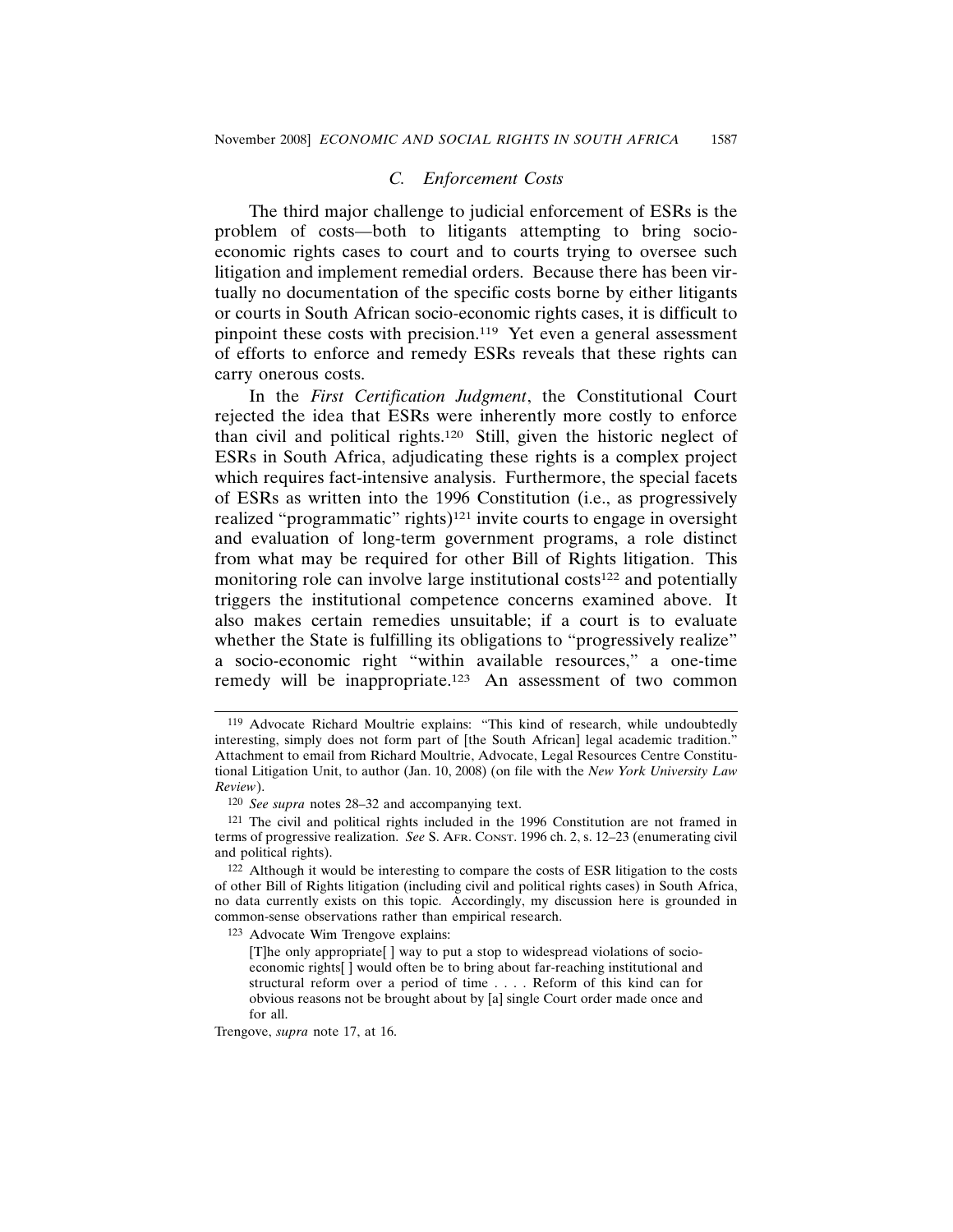### *C. Enforcement Costs*

The third major challenge to judicial enforcement of ESRs is the problem of costs—both to litigants attempting to bring socio-economic rights cases to court and to courts trying to oversee such litigation and implement remedial orders. Because there has been virtually no documentation of the specific costs borne by either litigants or courts in South African socio-economic rights cases, it is difficult to pinpoint these costs with precision.[119] Yet even a general assessment of efforts to enforce and remedy ESRs reveals that these rights can carry onerous costs.

In the *First Certification Judgment*, the Constitutional Court rejected the idea that ESRs were inherently more costly to enforce than civil and political rights.[120] Still, given the historic neglect of ESRs in South Africa, adjudicating these rights is a complex project which requires fact-intensive analysis. Furthermore, the special facets of ESRs as written into the 1996 Constitution (i.e., as progressively realized "programmatic" rights)[121] invite courts to engage in oversight and evaluation of long-term government programs, a role distinct from what may be required for other Bill of Rights litigation. This monitoring role can involve large institutional costs[122] and potentially triggers the institutional competence concerns examined above. It also makes certain remedies unsuitable; if a court is to evaluate whether the State is fulfilling its obligations to "progressively realize" a socio-economic right "within available resources," a one-time remedy will be inappropriate.[123] An assessment of two common

---

[119] Advocate Richard Moultrie explains: "This kind of research, while undoubtedly interesting, simply does not form part of [the South African] legal academic tradition." Attachment to email from Richard Moultrie, Advocate, Legal Resources Centre Constitutional Litigation Unit, to author (Jan. 10, 2008) (on file with the *New York University Law Review*).

[120] *See supra* notes 28–32 and accompanying text.

[121] The civil and political rights included in the 1996 Constitution are not framed in terms of progressive realization. *See* S. Afr. Const. 1996 ch. 2, s. 12–23 (enumerating civil and political rights).

[122] Although it would be interesting to compare the costs of ESR litigation to the costs of other Bill of Rights litigation (including civil and political rights cases) in South Africa, no data currently exists on this topic. Accordingly, my discussion here is grounded in common-sense observations rather than empirical research.

[123] Advocate Wim Trengove explains:

> [T]he only appropriate[ ] way to put a stop to widespread violations of socio-economic rights[ ] would often be to bring about far-reaching institutional and structural reform over a period of time . . . . Reform of this kind can for obvious reasons not be brought about by [a] single Court order made once and for all.

Trengove, *supra* note 17, at 16.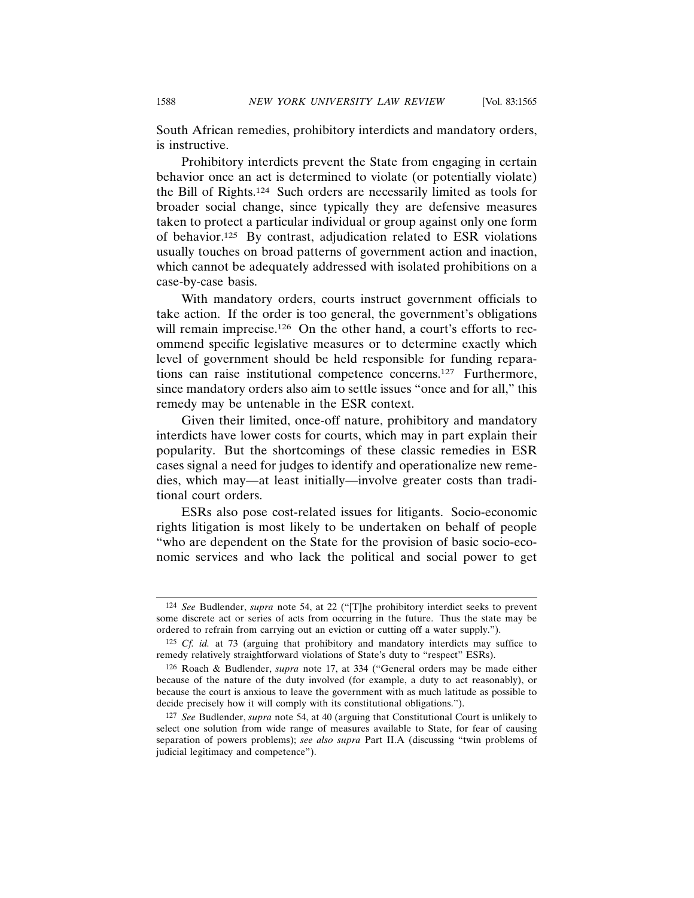South African remedies, prohibitory interdicts and mandatory orders, is instructive.

Prohibitory interdicts prevent the State from engaging in certain behavior once an act is determined to violate (or potentially violate) the Bill of Rights.[124] Such orders are necessarily limited as tools for broader social change, since typically they are defensive measures taken to protect a particular individual or group against only one form of behavior.[125] By contrast, adjudication related to ESR violations usually touches on broad patterns of government action and inaction, which cannot be adequately addressed with isolated prohibitions on a case-by-case basis.

With mandatory orders, courts instruct government officials to take action. If the order is too general, the government's obligations will remain imprecise.[126] On the other hand, a court's efforts to recommend specific legislative measures or to determine exactly which level of government should be held responsible for funding reparations can raise institutional competence concerns.[127] Furthermore, since mandatory orders also aim to settle issues "once and for all," this remedy may be untenable in the ESR context.

Given their limited, once-off nature, prohibitory and mandatory interdicts have lower costs for courts, which may in part explain their popularity. But the shortcomings of these classic remedies in ESR cases signal a need for judges to identify and operationalize new remedies, which may—at least initially—involve greater costs than traditional court orders.

ESRs also pose cost-related issues for litigants. Socio-economic rights litigation is most likely to be undertaken on behalf of people "who are dependent on the State for the provision of basic socio-economic services and who lack the political and social power to get

---

[124] *See* Budlender, *supra* note 54, at 22 ("[T]he prohibitory interdict seeks to prevent some discrete act or series of acts from occurring in the future. Thus the state may be ordered to refrain from carrying out an eviction or cutting off a water supply.").

[125] *Cf. id.* at 73 (arguing that prohibitory and mandatory interdicts may suffice to remedy relatively straightforward violations of State's duty to "respect" ESRs).

[126] Roach & Budlender, *supra* note 17, at 334 ("General orders may be made either because of the nature of the duty involved (for example, a duty to act reasonably), or because the court is anxious to leave the government with as much latitude as possible to decide precisely how it will comply with its constitutional obligations.").

[127] *See* Budlender, *supra* note 54, at 40 (arguing that Constitutional Court is unlikely to select one solution from wide range of measures available to State, for fear of causing separation of powers problems); *see also supra* Part II.A (discussing "twin problems of judicial legitimacy and competence").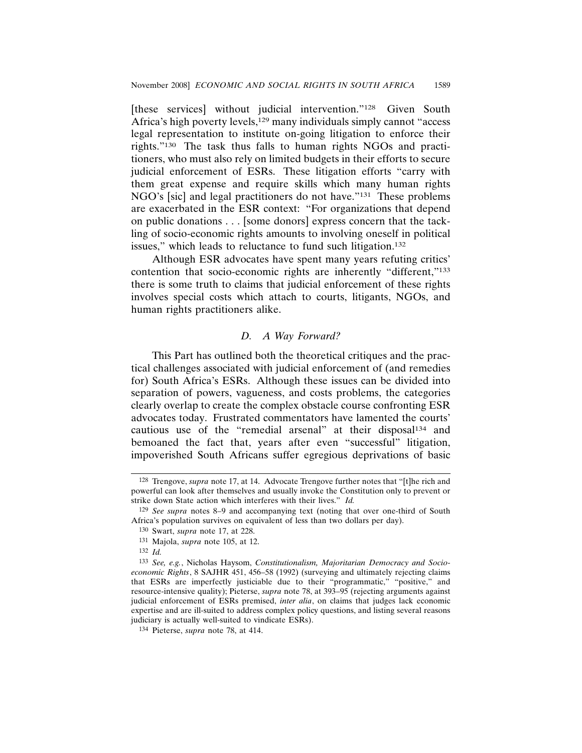[these services] without judicial intervention."[128] Given South Africa's high poverty levels,[129] many individuals simply cannot "access legal representation to institute on-going litigation to enforce their rights."[130] The task thus falls to human rights NGOs and practitioners, who must also rely on limited budgets in their efforts to secure judicial enforcement of ESRs. These litigation efforts "carry with them great expense and require skills which many human rights NGO's [sic] and legal practitioners do not have."[131] These problems are exacerbated in the ESR context: "For organizations that depend on public donations . . . [some donors] express concern that the tackling of socio-economic rights amounts to involving oneself in political issues," which leads to reluctance to fund such litigation.[132]

Although ESR advocates have spent many years refuting critics' contention that socio-economic rights are inherently "different,"[133] there is some truth to claims that judicial enforcement of these rights involves special costs which attach to courts, litigants, NGOs, and human rights practitioners alike.

### *D. A Way Forward?*

This Part has outlined both the theoretical critiques and the practical challenges associated with judicial enforcement of (and remedies for) South Africa's ESRs. Although these issues can be divided into separation of powers, vagueness, and costs problems, the categories clearly overlap to create the complex obstacle course confronting ESR advocates today. Frustrated commentators have lamented the courts' cautious use of the "remedial arsenal" at their disposal[134] and bemoaned the fact that, years after even "successful" litigation, impoverished South Africans suffer egregious deprivations of basic

---

[128] Trengove, *supra* note 17, at 14. Advocate Trengove further notes that "[t]he rich and powerful can look after themselves and usually invoke the Constitution only to prevent or strike down State action which interferes with their lives." *Id.*

[129] *See supra* notes 8–9 and accompanying text (noting that over one-third of South Africa's population survives on equivalent of less than two dollars per day).

[130] Swart, *supra* note 17, at 228.

[131] Majola, *supra* note 105, at 12.

[132] *Id.*

[133] *See, e.g.*, Nicholas Haysom, *Constitutionalism, Majoritarian Democracy and Socio-economic Rights*, 8 SAJHR 451, 456–58 (1992) (surveying and ultimately rejecting claims that ESRs are imperfectly justiciable due to their "programmatic," "positive," and resource-intensive quality); Pieterse, *supra* note 78, at 393–95 (rejecting arguments against judicial enforcement of ESRs premised, *inter alia*, on claims that judges lack economic expertise and are ill-suited to address complex policy questions, and listing several reasons judiciary is actually well-suited to vindicate ESRs).

[134] Pieterse, *supra* note 78, at 414.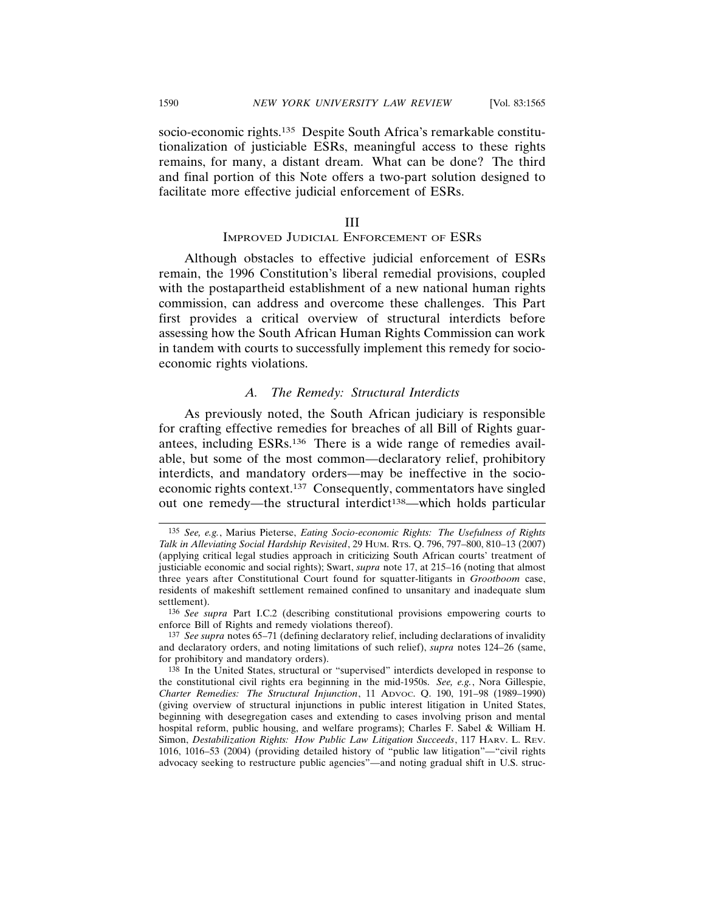socio-economic rights.[135] Despite South Africa's remarkable constitutionalization of justiciable ESRs, meaningful access to these rights remains, for many, a distant dream. What can be done? The third and final portion of this Note offers a two-part solution designed to facilitate more effective judicial enforcement of ESRs.

## III
## Improved Judicial Enforcement of ESRs

Although obstacles to effective judicial enforcement of ESRs remain, the 1996 Constitution's liberal remedial provisions, coupled with the postapartheid establishment of a new national human rights commission, can address and overcome these challenges. This Part first provides a critical overview of structural interdicts before assessing how the South African Human Rights Commission can work in tandem with courts to successfully implement this remedy for socio-economic rights violations.

### *A. The Remedy: Structural Interdicts*

As previously noted, the South African judiciary is responsible for crafting effective remedies for breaches of all Bill of Rights guarantees, including ESRs.[136] There is a wide range of remedies available, but some of the most common—declaratory relief, prohibitory interdicts, and mandatory orders—may be ineffective in the socio-economic rights context.[137] Consequently, commentators have singled out one remedy—the structural interdict[138]—which holds particular

---

[135] *See, e.g.*, Marius Pieterse, *Eating Socio-economic Rights: The Usefulness of Rights Talk in Alleviating Social Hardship Revisited*, 29 Hum. Rts. Q. 796, 797–800, 810–13 (2007) (applying critical legal studies approach in criticizing South African courts' treatment of justiciable economic and social rights); Swart, *supra* note 17, at 215–16 (noting that almost three years after Constitutional Court found for squatter-litigants in *Grootboom* case, residents of makeshift settlement remained confined to unsanitary and inadequate slum settlement).

[136] *See supra* Part I.C.2 (describing constitutional provisions empowering courts to enforce Bill of Rights and remedy violations thereof).

[137] *See supra* notes 65–71 (defining declaratory relief, including declarations of invalidity and declaratory orders, and noting limitations of such relief), *supra* notes 124–26 (same, for prohibitory and mandatory orders).

[138] In the United States, structural or "supervised" interdicts developed in response to the constitutional civil rights era beginning in the mid-1950s. *See, e.g.*, Nora Gillespie, *Charter Remedies: The Structural Injunction*, 11 Advoc. Q. 190, 191–98 (1989–1990) (giving overview of structural injunctions in public interest litigation in United States, beginning with desegregation cases and extending to cases involving prison and mental hospital reform, public housing, and welfare programs); Charles F. Sabel & William H. Simon, *Destabilization Rights: How Public Law Litigation Succeeds*, 117 Harv. L. Rev. 1016, 1016–53 (2004) (providing detailed history of "public law litigation"—"civil rights advocacy seeking to restructure public agencies"—and noting gradual shift in U.S. struc-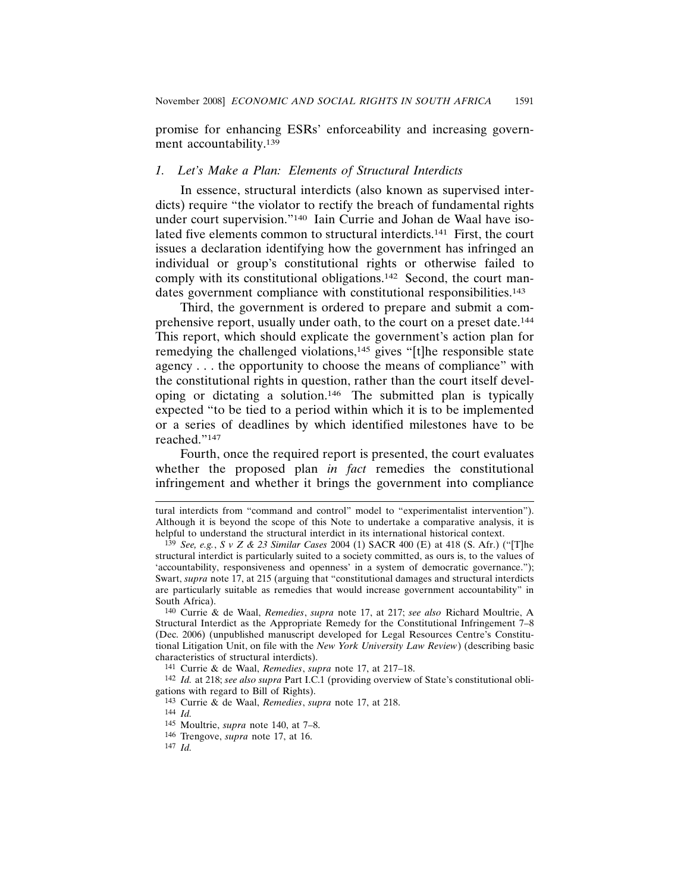promise for enhancing ESRs' enforceability and increasing government accountability.[139]

### 1. *Let's Make a Plan: Elements of Structural Interdicts*

In essence, structural interdicts (also known as supervised interdicts) require "the violator to rectify the breach of fundamental rights under court supervision."[140] Iain Currie and Johan de Waal have isolated five elements common to structural interdicts.[141] First, the court issues a declaration identifying how the government has infringed an individual or group's constitutional rights or otherwise failed to comply with its constitutional obligations.[142] Second, the court mandates government compliance with constitutional responsibilities.[143]

Third, the government is ordered to prepare and submit a comprehensive report, usually under oath, to the court on a preset date.[144] This report, which should explicate the government's action plan for remedying the challenged violations,[145] gives "[t]he responsible state agency . . . the opportunity to choose the means of compliance" with the constitutional rights in question, rather than the court itself developing or dictating a solution.[146] The submitted plan is typically expected "to be tied to a period within which it is to be implemented or a series of deadlines by which identified milestones have to be reached."[147]

Fourth, once the required report is presented, the court evaluates whether the proposed plan *in fact* remedies the constitutional infringement and whether it brings the government into compliance

---

tural interdicts from "command and control" model to "experimentalist intervention"). Although it is beyond the scope of this Note to undertake a comparative analysis, it is helpful to understand the structural interdict in its international historical context.

139 *See, e.g.*, *S v Z & 23 Similar Cases* 2004 (1) SACR 400 (E) at 418 (S. Afr.) ("[T]he structural interdict is particularly suited to a society committed, as ours is, to the values of 'accountability, responsiveness and openness' in a system of democratic governance."); Swart, *supra* note 17, at 215 (arguing that "constitutional damages and structural interdicts are particularly suitable as remedies that would increase government accountability" in South Africa).

140 Currie & de Waal, *Remedies*, *supra* note 17, at 217; *see also* Richard Moultrie, A Structural Interdict as the Appropriate Remedy for the Constitutional Infringement 7–8 (Dec. 2006) (unpublished manuscript developed for Legal Resources Centre's Constitutional Litigation Unit, on file with the *New York University Law Review*) (describing basic characteristics of structural interdicts).

141 Currie & de Waal, *Remedies*, *supra* note 17, at 217–18.

142 *Id.* at 218; *see also supra* Part I.C.1 (providing overview of State's constitutional obligations with regard to Bill of Rights).

143 Currie & de Waal, *Remedies*, *supra* note 17, at 218.

144 *Id.*

145 Moultrie, *supra* note 140, at 7–8.

146 Trengove, *supra* note 17, at 16.

147 *Id.*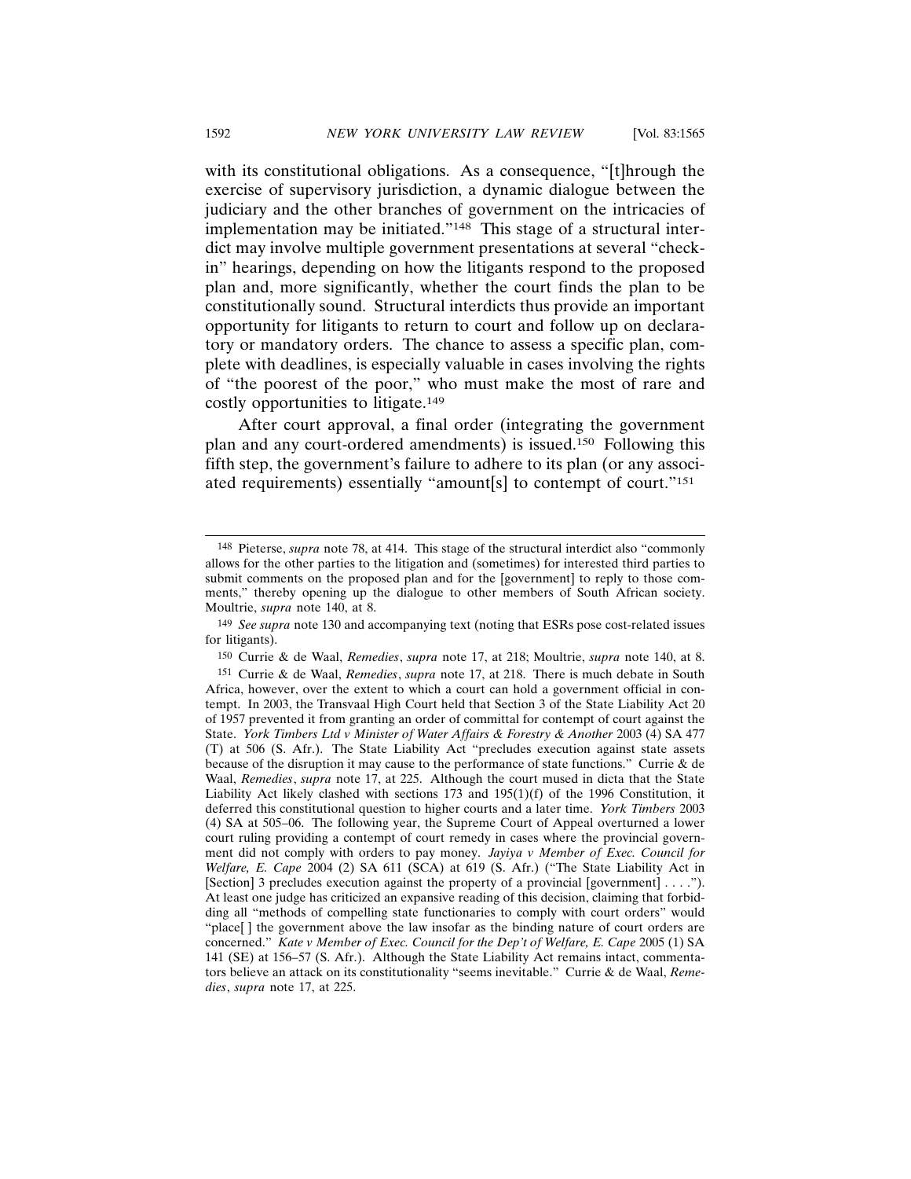with its constitutional obligations. As a consequence, "[t]hrough the exercise of supervisory jurisdiction, a dynamic dialogue between the judiciary and the other branches of government on the intricacies of implementation may be initiated."[148] This stage of a structural interdict may involve multiple government presentations at several "check-in" hearings, depending on how the litigants respond to the proposed plan and, more significantly, whether the court finds the plan to be constitutionally sound. Structural interdicts thus provide an important opportunity for litigants to return to court and follow up on declaratory or mandatory orders. The chance to assess a specific plan, complete with deadlines, is especially valuable in cases involving the rights of "the poorest of the poor," who must make the most of rare and costly opportunities to litigate.[149]

After court approval, a final order (integrating the government plan and any court-ordered amendments) is issued.[150] Following this fifth step, the government's failure to adhere to its plan (or any associated requirements) essentially "amount[s] to contempt of court."[151]

---

[148] Pieterse, *supra* note 78, at 414. This stage of the structural interdict also "commonly allows for the other parties to the litigation and (sometimes) for interested third parties to submit comments on the proposed plan and for the [government] to reply to those comments," thereby opening up the dialogue to other members of South African society. Moultrie, *supra* note 140, at 8.

[149] *See supra* note 130 and accompanying text (noting that ESRs pose cost-related issues for litigants).

[150] Currie & de Waal, *Remedies*, *supra* note 17, at 218; Moultrie, *supra* note 140, at 8.

[151] Currie & de Waal, *Remedies*, *supra* note 17, at 218. There is much debate in South Africa, however, over the extent to which a court can hold a government official in contempt. In 2003, the Transvaal High Court held that Section 3 of the State Liability Act 20 of 1957 prevented it from granting an order of committal for contempt of court against the State. *York Timbers Ltd v Minister of Water Affairs & Forestry & Another* 2003 (4) SA 477 (T) at 506 (S. Afr.). The State Liability Act "precludes execution against state assets because of the disruption it may cause to the performance of state functions." Currie & de Waal, *Remedies*, *supra* note 17, at 225. Although the court mused in dicta that the State Liability Act likely clashed with sections 173 and 195(1)(f) of the 1996 Constitution, it deferred this constitutional question to higher courts and a later time. *York Timbers* 2003 (4) SA at 505–06. The following year, the Supreme Court of Appeal overturned a lower court ruling providing a contempt of court remedy in cases where the provincial government did not comply with orders to pay money. *Jayiya v Member of Exec. Council for Welfare, E. Cape* 2004 (2) SA 611 (SCA) at 619 (S. Afr.) ("The State Liability Act in [Section] 3 precludes execution against the property of a provincial [government] . . . ."). At least one judge has criticized an expansive reading of this decision, claiming that forbidding all "methods of compelling state functionaries to comply with court orders" would "place[ ] the government above the law insofar as the binding nature of court orders are concerned." *Kate v Member of Exec. Council for the Dep't of Welfare, E. Cape* 2005 (1) SA 141 (SE) at 156–57 (S. Afr.). Although the State Liability Act remains intact, commentators believe an attack on its constitutionality "seems inevitable." Currie & de Waal, *Remedies*, *supra* note 17, at 225.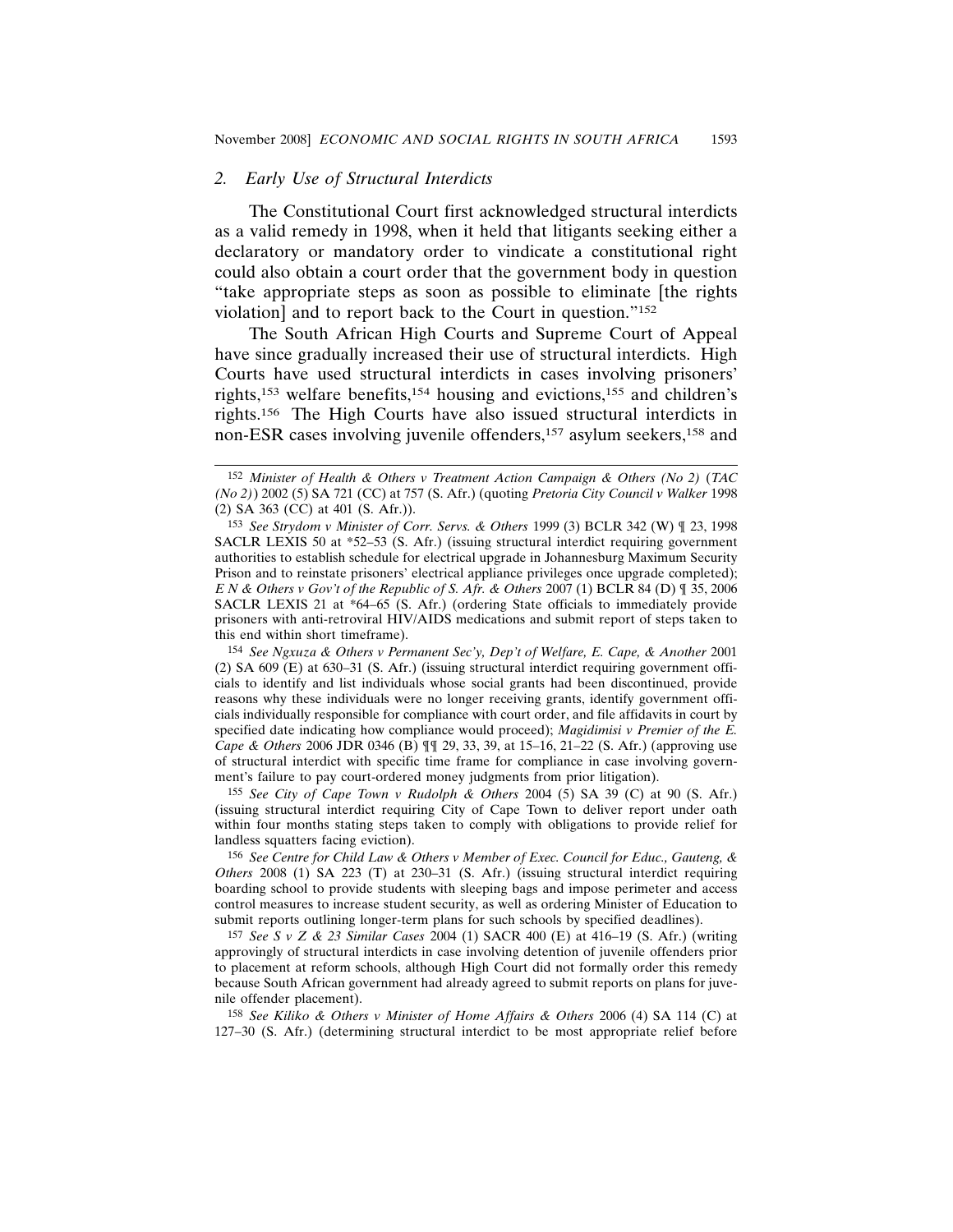### 2. *Early Use of Structural Interdicts*

The Constitutional Court first acknowledged structural interdicts as a valid remedy in 1998, when it held that litigants seeking either a declaratory or mandatory order to vindicate a constitutional right could also obtain a court order that the government body in question "take appropriate steps as soon as possible to eliminate [the rights violation] and to report back to the Court in question."[152]

The South African High Courts and Supreme Court of Appeal have since gradually increased their use of structural interdicts. High Courts have used structural interdicts in cases involving prisoners' rights,[153] welfare benefits,[154] housing and evictions,[155] and children's rights.[156] The High Courts have also issued structural interdicts in non-ESR cases involving juvenile offenders,[157] asylum seekers,[158] and

---

152 *Minister of Health & Others v Treatment Action Campaign & Others (No 2)* (*TAC (No 2)*) 2002 (5) SA 721 (CC) at 757 (S. Afr.) (quoting *Pretoria City Council v Walker* 1998 (2) SA 363 (CC) at 401 (S. Afr.)).

153 *See Strydom v Minister of Corr. Servs. & Others* 1999 (3) BCLR 342 (W) ¶ 23, 1998 SACLR LEXIS 50 at *52–53 (S. Afr.) (issuing structural interdict requiring government authorities to establish schedule for electrical upgrade in Johannesburg Maximum Security Prison and to reinstate prisoners' electrical appliance privileges once upgrade completed); *E N & Others v Gov't of the Republic of S. Afr. & Others* 2007 (1) BCLR 84 (D) ¶ 35, 2006 SACLR LEXIS 21 at *64–65 (S. Afr.) (ordering State officials to immediately provide prisoners with anti-retroviral HIV/AIDS medications and submit report of steps taken to this end within short timeframe).

154 *See Ngxuza & Others v Permanent Sec'y, Dep't of Welfare, E. Cape, & Another* 2001 (2) SA 609 (E) at 630–31 (S. Afr.) (issuing structural interdict requiring government officials to identify and list individuals whose social grants had been discontinued, provide reasons why these individuals were no longer receiving grants, identify government officials individually responsible for compliance with court order, and file affidavits in court by specified date indicating how compliance would proceed); *Magidimisi v Premier of the E. Cape & Others* 2006 JDR 0346 (B) ¶¶ 29, 33, 39, at 15–16, 21–22 (S. Afr.) (approving use of structural interdict with specific time frame for compliance in case involving government's failure to pay court-ordered money judgments from prior litigation).

155 *See City of Cape Town v Rudolph & Others* 2004 (5) SA 39 (C) at 90 (S. Afr.) (issuing structural interdict requiring City of Cape Town to deliver report under oath within four months stating steps taken to comply with obligations to provide relief for landless squatters facing eviction).

156 *See Centre for Child Law & Others v Member of Exec. Council for Educ., Gauteng, & Others* 2008 (1) SA 223 (T) at 230–31 (S. Afr.) (issuing structural interdict requiring boarding school to provide students with sleeping bags and impose perimeter and access control measures to increase student security, as well as ordering Minister of Education to submit reports outlining longer-term plans for such schools by specified deadlines).

157 *See S v Z & 23 Similar Cases* 2004 (1) SACR 400 (E) at 416–19 (S. Afr.) (writing approvingly of structural interdicts in case involving detention of juvenile offenders prior to placement at reform schools, although High Court did not formally order this remedy because South African government had already agreed to submit reports on plans for juvenile offender placement).

158 *See Kiliko & Others v Minister of Home Affairs & Others* 2006 (4) SA 114 (C) at 127–30 (S. Afr.) (determining structural interdict to be most appropriate relief before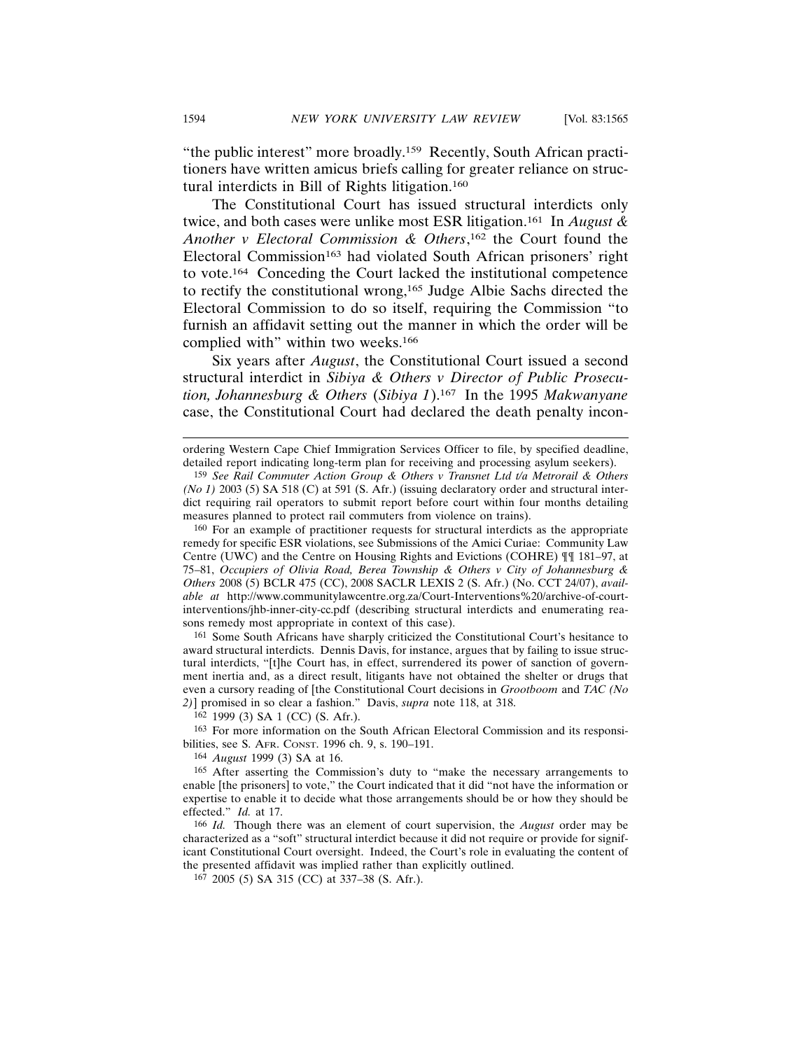"the public interest" more broadly.[159] Recently, South African practitioners have written amicus briefs calling for greater reliance on structural interdicts in Bill of Rights litigation.[160]

The Constitutional Court has issued structural interdicts only twice, and both cases were unlike most ESR litigation.[161] In *August & Another v Electoral Commission & Others*,[162] the Court found the Electoral Commission[163] had violated South African prisoners' right to vote.[164] Conceding the Court lacked the institutional competence to rectify the constitutional wrong,[165] Judge Albie Sachs directed the Electoral Commission to do so itself, requiring the Commission "to furnish an affidavit setting out the manner in which the order will be complied with" within two weeks.[166]

Six years after *August*, the Constitutional Court issued a second structural interdict in *Sibiya & Others v Director of Public Prosecution, Johannesburg & Others* (*Sibiya 1*).[167] In the 1995 *Makwanyane* case, the Constitutional Court had declared the death penalty incon-

---

ordering Western Cape Chief Immigration Services Officer to file, by specified deadline, detailed report indicating long-term plan for receiving and processing asylum seekers).

159 *See Rail Commuter Action Group & Others v Transnet Ltd t/a Metrorail & Others (No 1)* 2003 (5) SA 518 (C) at 591 (S. Afr.) (issuing declaratory order and structural interdict requiring rail operators to submit report before court within four months detailing measures planned to protect rail commuters from violence on trains).

160 For an example of practitioner requests for structural interdicts as the appropriate remedy for specific ESR violations, see Submissions of the Amici Curiae: Community Law Centre (UWC) and the Centre on Housing Rights and Evictions (COHRE) ¶¶ 181–97, at 75–81, *Occupiers of Olivia Road, Berea Township & Others v City of Johannesburg & Others* 2008 (5) BCLR 475 (CC), 2008 SACLR LEXIS 2 (S. Afr.) (No. CCT 24/07), *available at* http://www.communitylawcentre.org.za/Court-Interventions%20/archive-of-court-interventions/jhb-inner-city-cc.pdf (describing structural interdicts and enumerating reasons remedy most appropriate in context of this case).

161 Some South Africans have sharply criticized the Constitutional Court's hesitance to award structural interdicts. Dennis Davis, for instance, argues that by failing to issue structural interdicts, "[t]he Court has, in effect, surrendered its power of sanction of government inertia and, as a direct result, litigants have not obtained the shelter or drugs that even a cursory reading of [the Constitutional Court decisions in *Grootboom* and *TAC (No 2)*] promised in so clear a fashion." Davis, *supra* note 118, at 318.

162 1999 (3) SA 1 (CC) (S. Afr.).

163 For more information on the South African Electoral Commission and its responsibilities, see S. AFR. CONST. 1996 ch. 9, s. 190–191.

164 *August* 1999 (3) SA at 16.

165 After asserting the Commission's duty to "make the necessary arrangements to enable [the prisoners] to vote," the Court indicated that it did "not have the information or expertise to enable it to decide what those arrangements should be or how they should be effected." *Id.* at 17.

166 *Id.* Though there was an element of court supervision, the *August* order may be characterized as a "soft" structural interdict because it did not require or provide for significant Constitutional Court oversight. Indeed, the Court's role in evaluating the content of the presented affidavit was implied rather than explicitly outlined.

167 2005 (5) SA 315 (CC) at 337–38 (S. Afr.).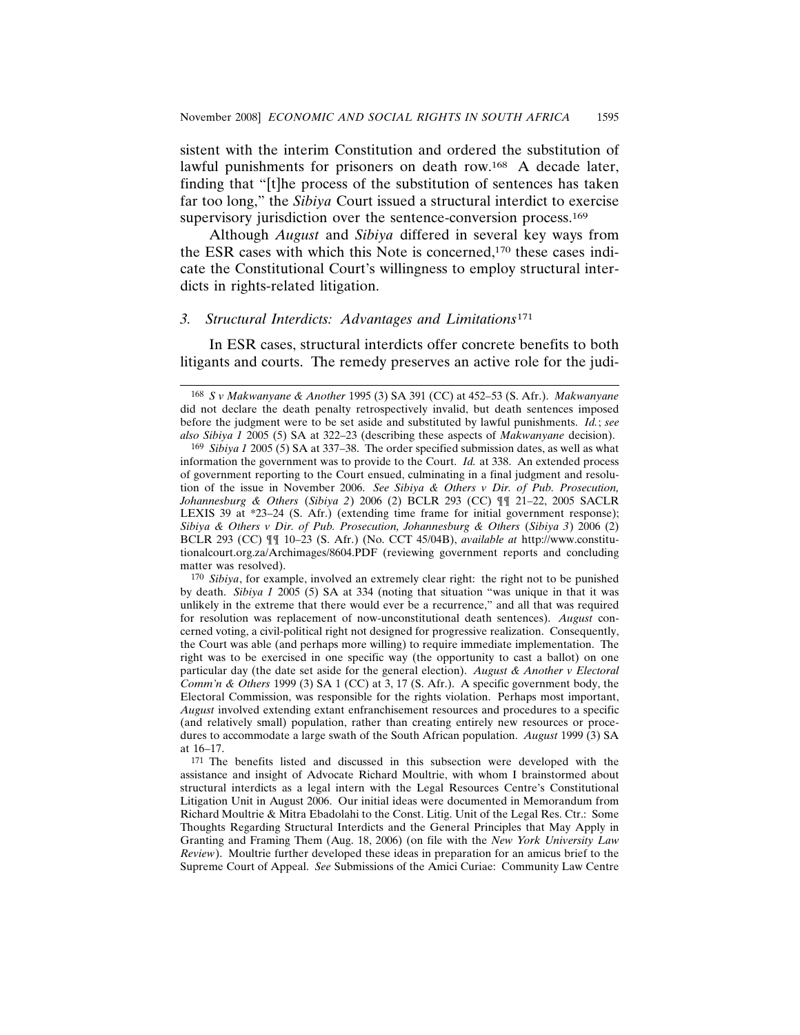sistent with the interim Constitution and ordered the substitution of lawful punishments for prisoners on death row.[168] A decade later, finding that "[t]he process of the substitution of sentences has taken far too long," the *Sibiya* Court issued a structural interdict to exercise supervisory jurisdiction over the sentence-conversion process.[169]

Although *August* and *Sibiya* differed in several key ways from the ESR cases with which this Note is concerned,[170] these cases indicate the Constitutional Court's willingness to employ structural interdicts in rights-related litigation.

### 3. *Structural Interdicts: Advantages and Limitations*[171]

In ESR cases, structural interdicts offer concrete benefits to both litigants and courts. The remedy preserves an active role for the judi-

---

[168] *S v Makwanyane & Another* 1995 (3) SA 391 (CC) at 452–53 (S. Afr.). *Makwanyane* did not declare the death penalty retrospectively invalid, but death sentences imposed before the judgment were to be set aside and substituted by lawful punishments. *Id.*; *see also Sibiya 1* 2005 (5) SA at 322–23 (describing these aspects of *Makwanyane* decision).

[169] *Sibiya 1* 2005 (5) SA at 337–38. The order specified submission dates, as well as what information the government was to provide to the Court. *Id.* at 338. An extended process of government reporting to the Court ensued, culminating in a final judgment and resolution of the issue in November 2006. *See Sibiya & Others v Dir. of Pub. Prosecution, Johannesburg & Others* (*Sibiya 2*) 2006 (2) BCLR 293 (CC) ¶¶ 21–22, 2005 SACLR LEXIS 39 at *23–24 (S. Afr.) (extending time frame for initial government response); *Sibiya & Others v Dir. of Pub. Prosecution, Johannesburg & Others* (*Sibiya 3*) 2006 (2) BCLR 293 (CC) ¶¶ 10–23 (S. Afr.) (No. CCT 45/04B), *available at* http://www.constitutionalcourt.org.za/Archimages/8604.PDF (reviewing government reports and concluding matter was resolved).

[170] *Sibiya*, for example, involved an extremely clear right: the right not to be punished by death. *Sibiya 1* 2005 (5) SA at 334 (noting that situation "was unique in that it was unlikely in the extreme that there would ever be a recurrence," and all that was required for resolution was replacement of now-unconstitutional death sentences). *August* concerned voting, a civil-political right not designed for progressive realization. Consequently, the Court was able (and perhaps more willing) to require immediate implementation. The right was to be exercised in one specific way (the opportunity to cast a ballot) on one particular day (the date set aside for the general election). *August & Another v Electoral Comm'n & Others* 1999 (3) SA 1 (CC) at 3, 17 (S. Afr.). A specific government body, the Electoral Commission, was responsible for the rights violation. Perhaps most important, *August* involved extending extant enfranchisement resources and procedures to a specific (and relatively small) population, rather than creating entirely new resources or procedures to accommodate a large swath of the South African population. *August* 1999 (3) SA at 16–17.

[171] The benefits listed and discussed in this subsection were developed with the assistance and insight of Advocate Richard Moultrie, with whom I brainstormed about structural interdicts as a legal intern with the Legal Resources Centre's Constitutional Litigation Unit in August 2006. Our initial ideas were documented in Memorandum from Richard Moultrie & Mitra Ebadolahi to the Const. Litig. Unit of the Legal Res. Ctr.: Some Thoughts Regarding Structural Interdicts and the General Principles that May Apply in Granting and Framing Them (Aug. 18, 2006) (on file with the *New York University Law Review*). Moultrie further developed these ideas in preparation for an amicus brief to the Supreme Court of Appeal. *See* Submissions of the Amici Curiae: Community Law Centre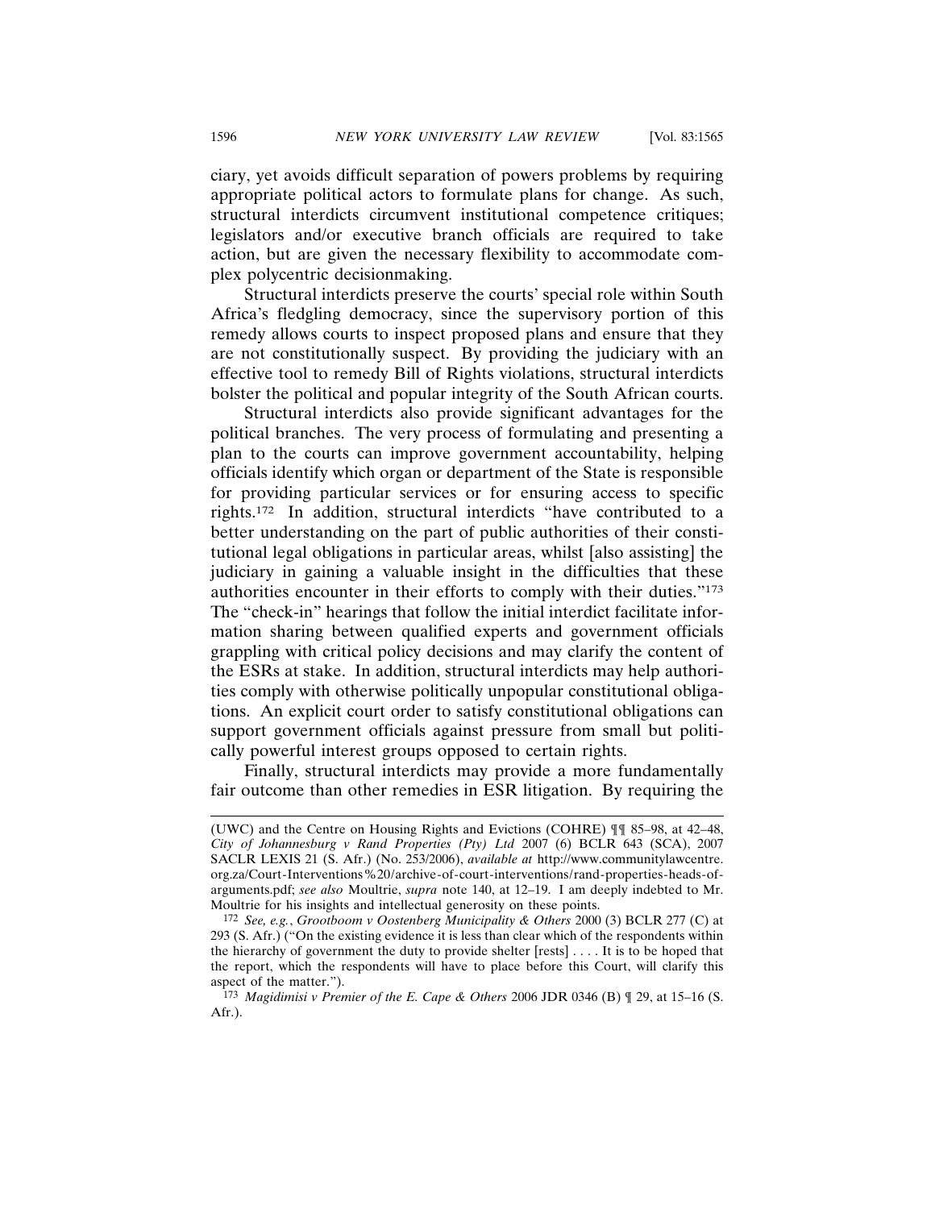ciary, yet avoids difficult separation of powers problems by requiring appropriate political actors to formulate plans for change. As such, structural interdicts circumvent institutional competence critiques; legislators and/or executive branch officials are required to take action, but are given the necessary flexibility to accommodate complex polycentric decisionmaking.

Structural interdicts preserve the courts' special role within South Africa's fledgling democracy, since the supervisory portion of this remedy allows courts to inspect proposed plans and ensure that they are not constitutionally suspect. By providing the judiciary with an effective tool to remedy Bill of Rights violations, structural interdicts bolster the political and popular integrity of the South African courts.

Structural interdicts also provide significant advantages for the political branches. The very process of formulating and presenting a plan to the courts can improve government accountability, helping officials identify which organ or department of the State is responsible for providing particular services or for ensuring access to specific rights.[172] In addition, structural interdicts "have contributed to a better understanding on the part of public authorities of their constitutional legal obligations in particular areas, whilst [also assisting] the judiciary in gaining a valuable insight in the difficulties that these authorities encounter in their efforts to comply with their duties."[173] The "check-in" hearings that follow the initial interdict facilitate information sharing between qualified experts and government officials grappling with critical policy decisions and may clarify the content of the ESRs at stake. In addition, structural interdicts may help authorities comply with otherwise politically unpopular constitutional obligations. An explicit court order to satisfy constitutional obligations can support government officials against pressure from small but politically powerful interest groups opposed to certain rights.

Finally, structural interdicts may provide a more fundamentally fair outcome than other remedies in ESR litigation. By requiring the

---

(UWC) and the Centre on Housing Rights and Evictions (COHRE) ¶¶ 85–98, at 42–48, *City of Johannesburg v Rand Properties (Pty) Ltd* 2007 (6) BCLR 643 (SCA), 2007 SACLR LEXIS 21 (S. Afr.) (No. 253/2006), *available at* http://www.communitylawcentre.org.za/Court-Interventions%20/archive-of-court-interventions/rand-properties-heads-of-arguments.pdf; *see also* Moultrie, *supra* note 140, at 12–19. I am deeply indebted to Mr. Moultrie for his insights and intellectual generosity on these points.

[172] *See, e.g.*, *Grootboom v Oostenberg Municipality & Others* 2000 (3) BCLR 277 (C) at 293 (S. Afr.) ("On the existing evidence it is less than clear which of the respondents within the hierarchy of government the duty to provide shelter [rests] . . . . It is to be hoped that the report, which the respondents will have to place before this Court, will clarify this aspect of the matter.").

[173] *Magidimisi v Premier of the E. Cape & Others* 2006 JDR 0346 (B) ¶ 29, at 15–16 (S. Afr.).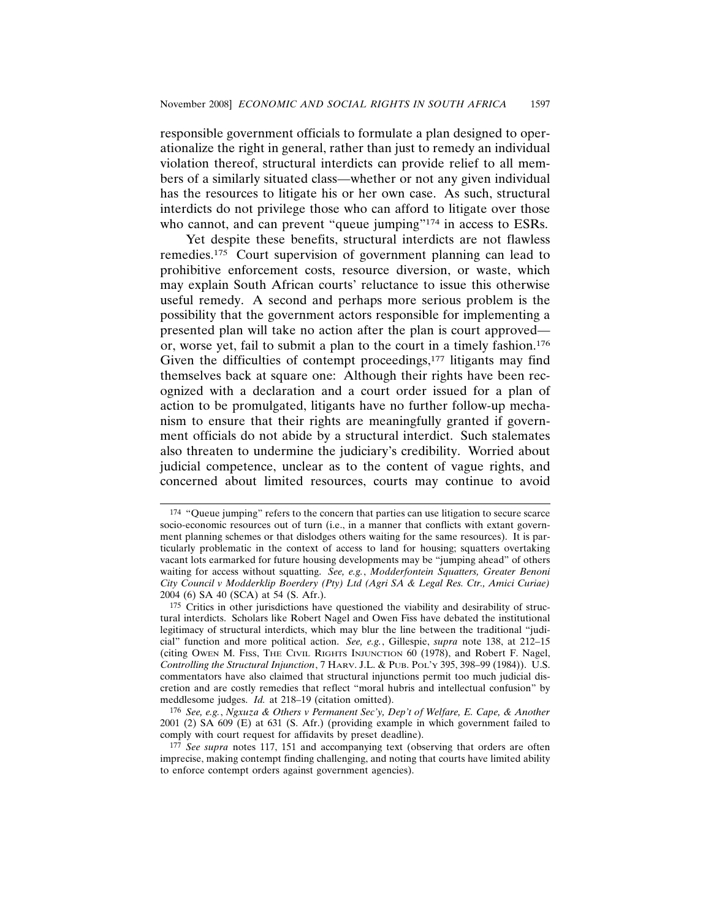responsible government officials to formulate a plan designed to operationalize the right in general, rather than just to remedy an individual violation thereof, structural interdicts can provide relief to all members of a similarly situated class—whether or not any given individual has the resources to litigate his or her own case. As such, structural interdicts do not privilege those who can afford to litigate over those who cannot, and can prevent "queue jumping"[174] in access to ESRs.

Yet despite these benefits, structural interdicts are not flawless remedies.[175] Court supervision of government planning can lead to prohibitive enforcement costs, resource diversion, or waste, which may explain South African courts' reluctance to issue this otherwise useful remedy. A second and perhaps more serious problem is the possibility that the government actors responsible for implementing a presented plan will take no action after the plan is court approved—or, worse yet, fail to submit a plan to the court in a timely fashion.[176] Given the difficulties of contempt proceedings,[177] litigants may find themselves back at square one: Although their rights have been recognized with a declaration and a court order issued for a plan of action to be promulgated, litigants have no further follow-up mechanism to ensure that their rights are meaningfully granted if government officials do not abide by a structural interdict. Such stalemates also threaten to undermine the judiciary's credibility. Worried about judicial competence, unclear as to the content of vague rights, and concerned about limited resources, courts may continue to avoid

---

[174] "Queue jumping" refers to the concern that parties can use litigation to secure scarce socio-economic resources out of turn (i.e., in a manner that conflicts with extant government planning schemes or that dislodges others waiting for the same resources). It is particularly problematic in the context of access to land for housing; squatters overtaking vacant lots earmarked for future housing developments may be "jumping ahead" of others waiting for access without squatting. *See, e.g.*, *Modderfontein Squatters, Greater Benoni City Council v Modderklip Boerdery (Pty) Ltd (Agri SA & Legal Res. Ctr., Amici Curiae)* 2004 (6) SA 40 (SCA) at 54 (S. Afr.).

[175] Critics in other jurisdictions have questioned the viability and desirability of structural interdicts. Scholars like Robert Nagel and Owen Fiss have debated the institutional legitimacy of structural interdicts, which may blur the line between the traditional "judicial" function and more political action. *See, e.g.*, Gillespie, *supra* note 138, at 212–15 (citing Owen M. Fiss, The Civil Rights Injunction 60 (1978), and Robert F. Nagel, *Controlling the Structural Injunction*, 7 Harv. J.L. & Pub. Pol'y 395, 398–99 (1984)). U.S. commentators have also claimed that structural injunctions permit too much judicial discretion and are costly remedies that reflect "moral hubris and intellectual confusion" by meddlesome judges. *Id.* at 218–19 (citation omitted).

[176] *See, e.g.*, *Ngxuza & Others v Permanent Sec'y, Dep't of Welfare, E. Cape, & Another* 2001 (2) SA 609 (E) at 631 (S. Afr.) (providing example in which government failed to comply with court request for affidavits by preset deadline).

[177] *See supra* notes 117, 151 and accompanying text (observing that orders are often imprecise, making contempt finding challenging, and noting that courts have limited ability to enforce contempt orders against government agencies).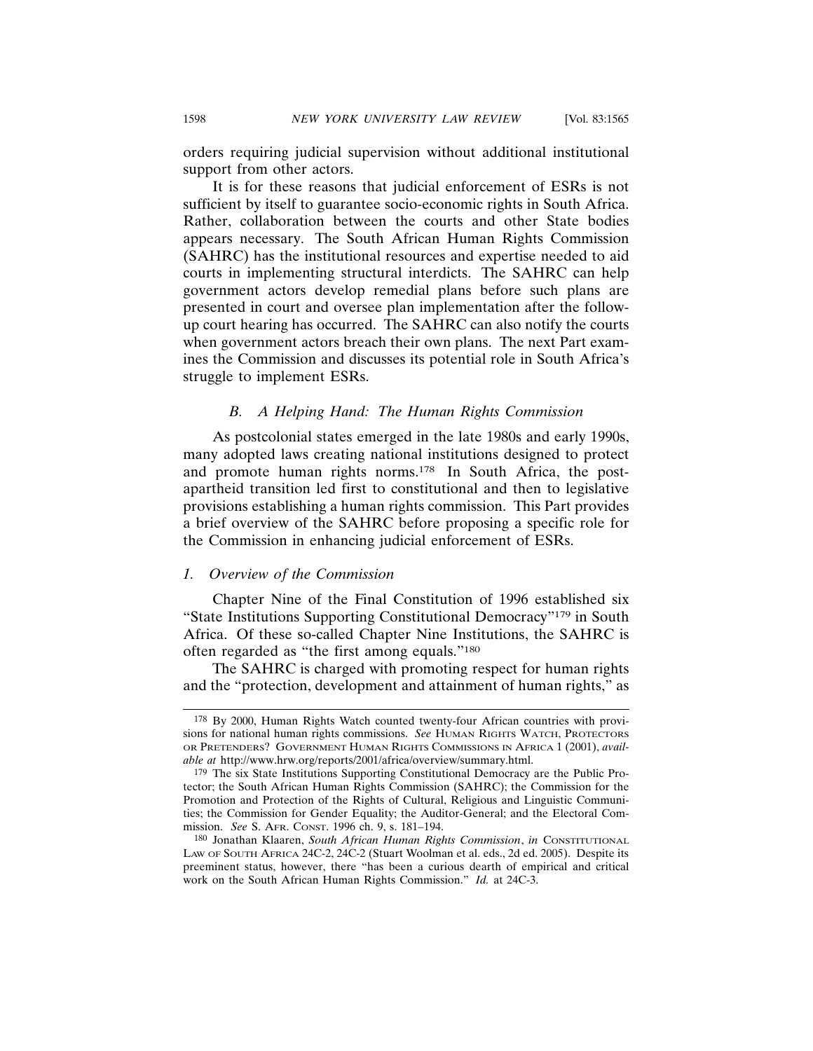orders requiring judicial supervision without additional institutional support from other actors.

It is for these reasons that judicial enforcement of ESRs is not sufficient by itself to guarantee socio-economic rights in South Africa. Rather, collaboration between the courts and other State bodies appears necessary. The South African Human Rights Commission (SAHRC) has the institutional resources and expertise needed to aid courts in implementing structural interdicts. The SAHRC can help government actors develop remedial plans before such plans are presented in court and oversee plan implementation after the follow-up court hearing has occurred. The SAHRC can also notify the courts when government actors breach their own plans. The next Part examines the Commission and discusses its potential role in South Africa's struggle to implement ESRs.

### *B. A Helping Hand: The Human Rights Commission*

As postcolonial states emerged in the late 1980s and early 1990s, many adopted laws creating national institutions designed to protect and promote human rights norms.[178] In South Africa, the post-apartheid transition led first to constitutional and then to legislative provisions establishing a human rights commission. This Part provides a brief overview of the SAHRC before proposing a specific role for the Commission in enhancing judicial enforcement of ESRs.

#### *1. Overview of the Commission*

Chapter Nine of the Final Constitution of 1996 established six "State Institutions Supporting Constitutional Democracy"[179] in South Africa. Of these so-called Chapter Nine Institutions, the SAHRC is often regarded as "the first among equals."[180]

The SAHRC is charged with promoting respect for human rights and the "protection, development and attainment of human rights," as

---

178 By 2000, Human Rights Watch counted twenty-four African countries with provisions for national human rights commissions. *See* HUMAN RIGHTS WATCH, PROTECTORS OR PRETENDERS? GOVERNMENT HUMAN RIGHTS COMMISSIONS IN AFRICA 1 (2001), *available at* http://www.hrw.org/reports/2001/africa/overview/summary.html.

179 The six State Institutions Supporting Constitutional Democracy are the Public Protector; the South African Human Rights Commission (SAHRC); the Commission for the Promotion and Protection of the Rights of Cultural, Religious and Linguistic Communities; the Commission for Gender Equality; the Auditor-General; and the Electoral Commission. *See* S. AFR. CONST. 1996 ch. 9, s. 181–194.

180 Jonathan Klaaren, *South African Human Rights Commission*, *in* CONSTITUTIONAL LAW OF SOUTH AFRICA 24C-2, 24C-2 (Stuart Woolman et al. eds., 2d ed. 2005). Despite its preeminent status, however, there "has been a curious dearth of empirical and critical work on the South African Human Rights Commission." *Id.* at 24C-3.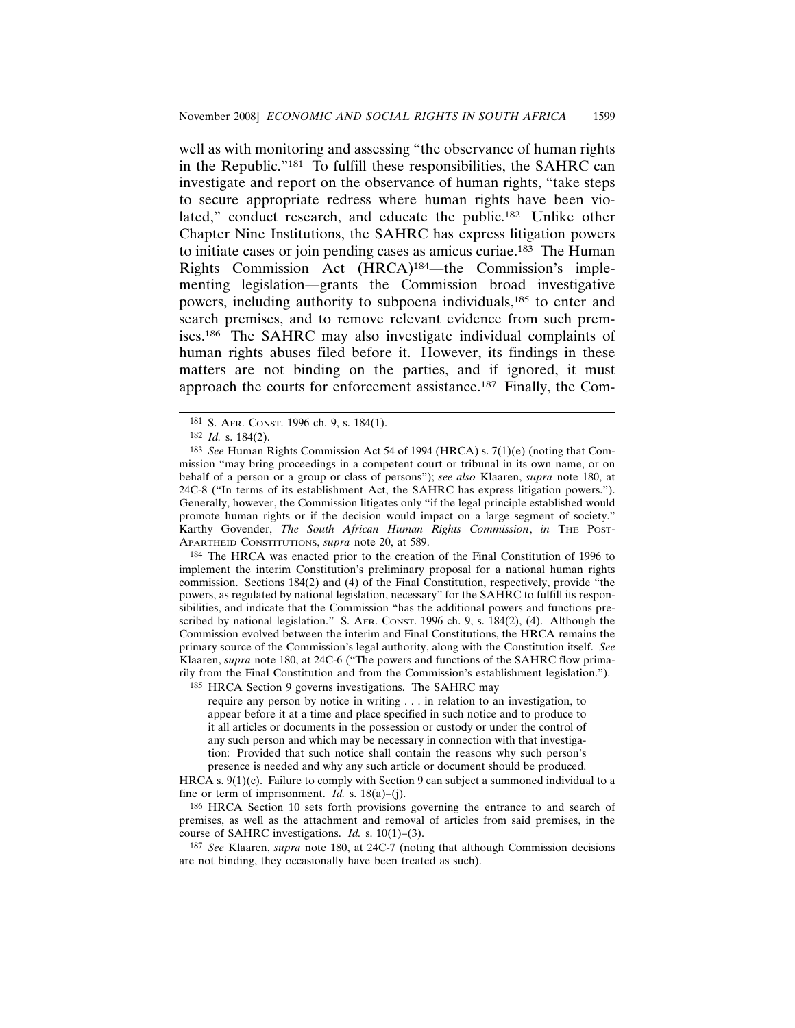well as with monitoring and assessing "the observance of human rights in the Republic."[181] To fulfill these responsibilities, the SAHRC can investigate and report on the observance of human rights, "take steps to secure appropriate redress where human rights have been violated," conduct research, and educate the public.[182] Unlike other Chapter Nine Institutions, the SAHRC has express litigation powers to initiate cases or join pending cases as amicus curiae.[183] The Human Rights Commission Act (HRCA)[184]—the Commission's implementing legislation—grants the Commission broad investigative powers, including authority to subpoena individuals,[185] to enter and search premises, and to remove relevant evidence from such premises.[186] The SAHRC may also investigate individual complaints of human rights abuses filed before it. However, its findings in these matters are not binding on the parties, and if ignored, it must approach the courts for enforcement assistance.[187] Finally, the Com-

[181] S. AFR. CONST. 1996 ch. 9, s. 184(1).

[182] *Id.* s. 184(2).

[183] *See* Human Rights Commission Act 54 of 1994 (HRCA) s. 7(1)(e) (noting that Commission "may bring proceedings in a competent court or tribunal in its own name, or on behalf of a person or a group or class of persons"); *see also* Klaaren, *supra* note 180, at 24C-8 ("In terms of its establishment Act, the SAHRC has express litigation powers."). Generally, however, the Commission litigates only "if the legal principle established would promote human rights or if the decision would impact on a large segment of society." Karthy Govender, *The South African Human Rights Commission*, *in* THE POST-APARTHEID CONSTITUTIONS, *supra* note 20, at 589.

[184] The HRCA was enacted prior to the creation of the Final Constitution of 1996 to implement the interim Constitution's preliminary proposal for a national human rights commission. Sections 184(2) and (4) of the Final Constitution, respectively, provide "the powers, as regulated by national legislation, necessary" for the SAHRC to fulfill its responsibilities, and indicate that the Commission "has the additional powers and functions prescribed by national legislation." S. AFR. CONST. 1996 ch. 9, s. 184(2), (4). Although the Commission evolved between the interim and Final Constitutions, the HRCA remains the primary source of the Commission's legal authority, along with the Constitution itself. *See* Klaaren, *supra* note 180, at 24C-6 ("The powers and functions of the SAHRC flow primarily from the Final Constitution and from the Commission's establishment legislation.").

[185] HRCA Section 9 governs investigations. The SAHRC may

> require any person by notice in writing . . . in relation to an investigation, to appear before it at a time and place specified in such notice and to produce to it all articles or documents in the possession or custody or under the control of any such person and which may be necessary in connection with that investigation: Provided that such notice shall contain the reasons why such person's presence is needed and why any such article or document should be produced.

HRCA s. 9(1)(c). Failure to comply with Section 9 can subject a summoned individual to a fine or term of imprisonment. *Id.* s. 18(a)–(j).

[186] HRCA Section 10 sets forth provisions governing the entrance to and search of premises, as well as the attachment and removal of articles from said premises, in the course of SAHRC investigations. *Id.* s. 10(1)–(3).

[187] *See* Klaaren, *supra* note 180, at 24C-7 (noting that although Commission decisions are not binding, they occasionally have been treated as such).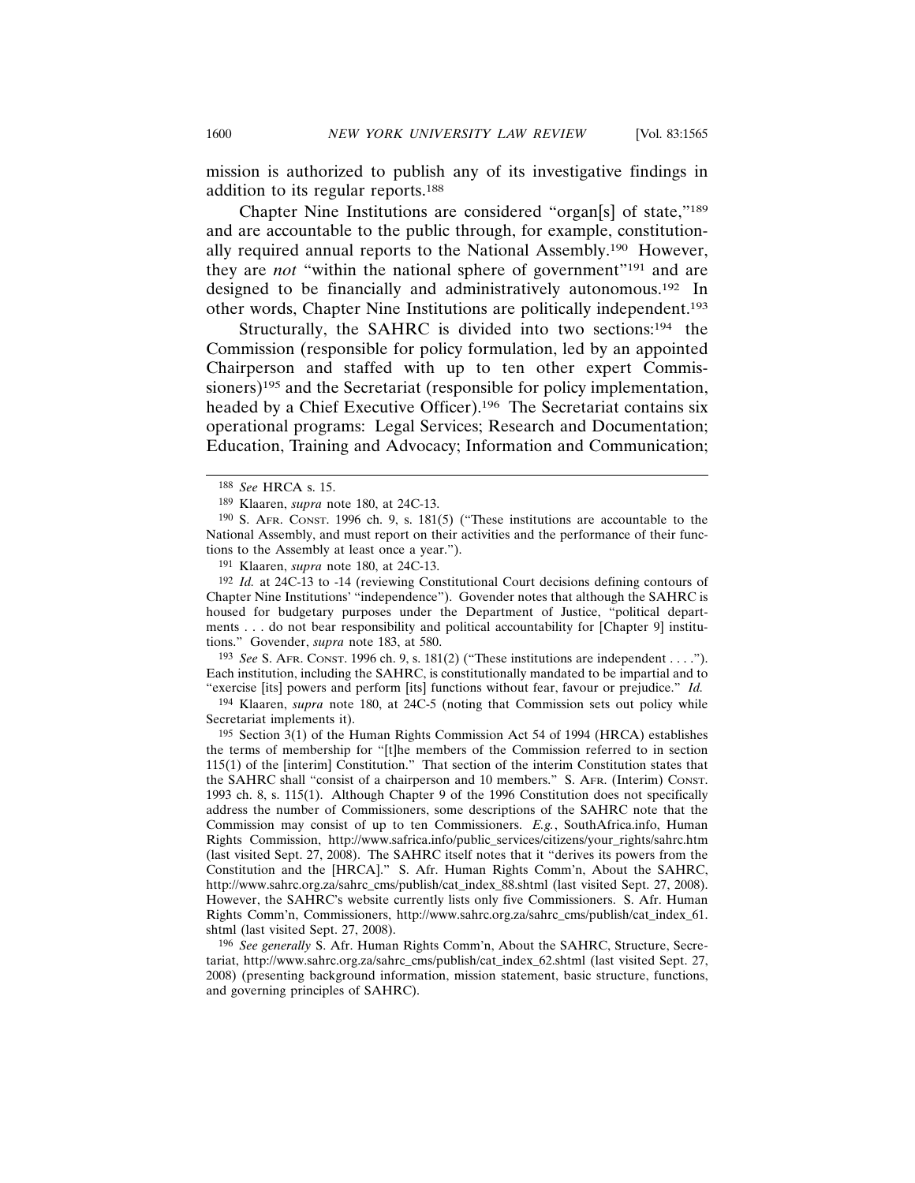mission is authorized to publish any of its investigative findings in addition to its regular reports.[188]

Chapter Nine Institutions are considered "organ[s] of state,"[189] and are accountable to the public through, for example, constitutionally required annual reports to the National Assembly.[190] However, they are *not* "within the national sphere of government"[191] and are designed to be financially and administratively autonomous.[192] In other words, Chapter Nine Institutions are politically independent.[193]

Structurally, the SAHRC is divided into two sections:[194] the Commission (responsible for policy formulation, led by an appointed Chairperson and staffed with up to ten other expert Commissioners)[195] and the Secretariat (responsible for policy implementation, headed by a Chief Executive Officer).[196] The Secretariat contains six operational programs: Legal Services; Research and Documentation; Education, Training and Advocacy; Information and Communication;

---

188 *See* HRCA s. 15.

189 Klaaren, *supra* note 180, at 24C-13.

190 S. Afr. Const. 1996 ch. 9, s. 181(5) ("These institutions are accountable to the National Assembly, and must report on their activities and the performance of their functions to the Assembly at least once a year.").

191 Klaaren, *supra* note 180, at 24C-13.

192 *Id.* at 24C-13 to -14 (reviewing Constitutional Court decisions defining contours of Chapter Nine Institutions' "independence"). Govender notes that although the SAHRC is housed for budgetary purposes under the Department of Justice, "political departments . . . do not bear responsibility and political accountability for [Chapter 9] institutions." Govender, *supra* note 183, at 580.

193 *See* S. Afr. Const. 1996 ch. 9, s. 181(2) ("These institutions are independent . . . ."). Each institution, including the SAHRC, is constitutionally mandated to be impartial and to "exercise [its] powers and perform [its] functions without fear, favour or prejudice." *Id.*

194 Klaaren, *supra* note 180, at 24C-5 (noting that Commission sets out policy while Secretariat implements it).

195 Section 3(1) of the Human Rights Commission Act 54 of 1994 (HRCA) establishes the terms of membership for "[t]he members of the Commission referred to in section 115(1) of the [interim] Constitution." That section of the interim Constitution states that the SAHRC shall "consist of a chairperson and 10 members." S. Afr. (Interim) Const. 1993 ch. 8, s. 115(1). Although Chapter 9 of the 1996 Constitution does not specifically address the number of Commissioners, some descriptions of the SAHRC note that the Commission may consist of up to ten Commissioners. *E.g.*, SouthAfrica.info, Human Rights Commission, http://www.safrica.info/public_services/citizens/your_rights/sahrc.htm (last visited Sept. 27, 2008). The SAHRC itself notes that it "derives its powers from the Constitution and the [HRCA]." S. Afr. Human Rights Comm'n, About the SAHRC, http://www.sahrc.org.za/sahrc_cms/publish/cat_index_88.shtml (last visited Sept. 27, 2008). However, the SAHRC's website currently lists only five Commissioners. S. Afr. Human Rights Comm'n, Commissioners, http://www.sahrc.org.za/sahrc_cms/publish/cat_index_61.shtml (last visited Sept. 27, 2008).

196 *See generally* S. Afr. Human Rights Comm'n, About the SAHRC, Structure, Secretariat, http://www.sahrc.org.za/sahrc_cms/publish/cat_index_62.shtml (last visited Sept. 27, 2008) (presenting background information, mission statement, basic structure, functions, and governing principles of SAHRC).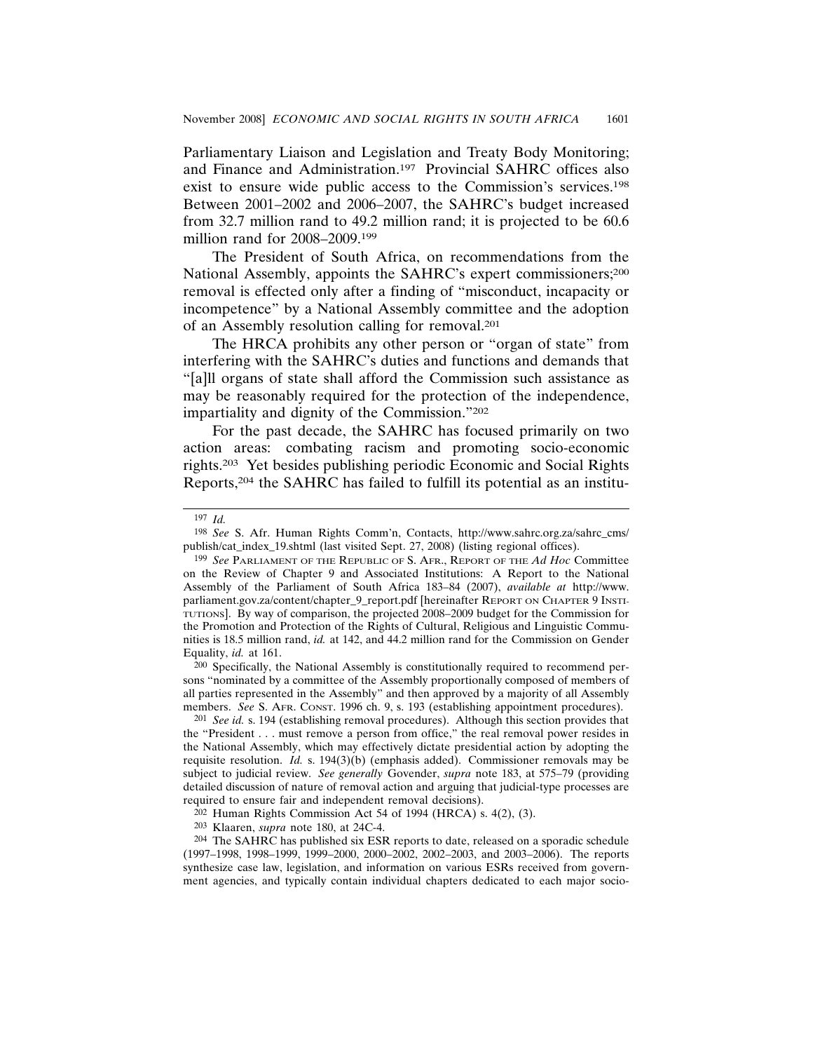Parliamentary Liaison and Legislation and Treaty Body Monitoring; and Finance and Administration.[197] Provincial SAHRC offices also exist to ensure wide public access to the Commission's services.[198] Between 2001–2002 and 2006–2007, the SAHRC's budget increased from 32.7 million rand to 49.2 million rand; it is projected to be 60.6 million rand for 2008–2009.[199]

The President of South Africa, on recommendations from the National Assembly, appoints the SAHRC's expert commissioners;[200] removal is effected only after a finding of "misconduct, incapacity or incompetence" by a National Assembly committee and the adoption of an Assembly resolution calling for removal.[201]

The HRCA prohibits any other person or "organ of state" from interfering with the SAHRC's duties and functions and demands that "[a]ll organs of state shall afford the Commission such assistance as may be reasonably required for the protection of the independence, impartiality and dignity of the Commission."[202]

For the past decade, the SAHRC has focused primarily on two action areas: combating racism and promoting socio-economic rights.[203] Yet besides publishing periodic Economic and Social Rights Reports,[204] the SAHRC has failed to fulfill its potential as an institu-

---

[197] *Id.*

[198] *See* S. Afr. Human Rights Comm'n, Contacts, http://www.sahrc.org.za/sahrc_cms/publish/cat_index_19.shtml (last visited Sept. 27, 2008) (listing regional offices).

[199] *See* PARLIAMENT OF THE REPUBLIC OF S. AFR., REPORT OF THE *Ad Hoc* Committee on the Review of Chapter 9 and Associated Institutions: A Report to the National Assembly of the Parliament of South Africa 183–84 (2007), *available at* http://www.parliament.gov.za/content/chapter_9_report.pdf [hereinafter REPORT ON CHAPTER 9 INSTITUTIONS]. By way of comparison, the projected 2008–2009 budget for the Commission for the Promotion and Protection of the Rights of Cultural, Religious and Linguistic Communities is 18.5 million rand, *id.* at 142, and 44.2 million rand for the Commission on Gender Equality, *id.* at 161.

[200] Specifically, the National Assembly is constitutionally required to recommend persons "nominated by a committee of the Assembly proportionally composed of members of all parties represented in the Assembly" and then approved by a majority of all Assembly members. *See* S. AFR. CONST. 1996 ch. 9, s. 193 (establishing appointment procedures).

[201] *See id.* s. 194 (establishing removal procedures). Although this section provides that the "President . . . must remove a person from office," the real removal power resides in the National Assembly, which may effectively dictate presidential action by adopting the requisite resolution. *Id.* s. 194(3)(b) (emphasis added). Commissioner removals may be subject to judicial review. *See generally* Govender, *supra* note 183, at 575–79 (providing detailed discussion of nature of removal action and arguing that judicial-type processes are required to ensure fair and independent removal decisions).

[202] Human Rights Commission Act 54 of 1994 (HRCA) s. 4(2), (3).

[203] Klaaren, *supra* note 180, at 24C-4.

[204] The SAHRC has published six ESR reports to date, released on a sporadic schedule (1997–1998, 1998–1999, 1999–2000, 2000–2002, 2002–2003, and 2003–2006). The reports synthesize case law, legislation, and information on various ESRs received from government agencies, and typically contain individual chapters dedicated to each major socio-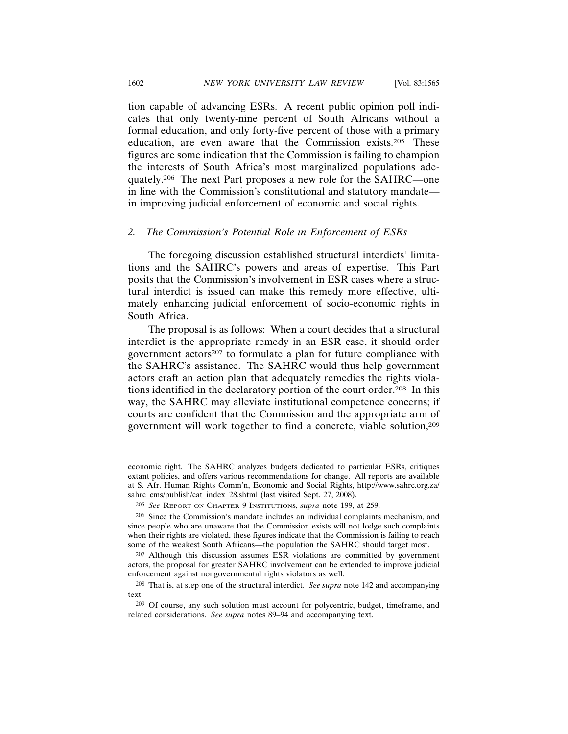tion capable of advancing ESRs. A recent public opinion poll indicates that only twenty-nine percent of South Africans without a formal education, and only forty-five percent of those with a primary education, are even aware that the Commission exists.[205] These figures are some indication that the Commission is failing to champion the interests of South Africa's most marginalized populations adequately.[206] The next Part proposes a new role for the SAHRC—one in line with the Commission's constitutional and statutory mandate—in improving judicial enforcement of economic and social rights.

### 2. *The Commission's Potential Role in Enforcement of ESRs*

The foregoing discussion established structural interdicts' limitations and the SAHRC's powers and areas of expertise. This Part posits that the Commission's involvement in ESR cases where a structural interdict is issued can make this remedy more effective, ultimately enhancing judicial enforcement of socio-economic rights in South Africa.

The proposal is as follows: When a court decides that a structural interdict is the appropriate remedy in an ESR case, it should order government actors[207] to formulate a plan for future compliance with the SAHRC's assistance. The SAHRC would thus help government actors craft an action plan that adequately remedies the rights violations identified in the declaratory portion of the court order.[208] In this way, the SAHRC may alleviate institutional competence concerns; if courts are confident that the Commission and the appropriate arm of government will work together to find a concrete, viable solution,[209]

---

economic right. The SAHRC analyzes budgets dedicated to particular ESRs, critiques extant policies, and offers various recommendations for change. All reports are available at S. Afr. Human Rights Comm'n, Economic and Social Rights, http://www.sahrc.org.za/sahrc_cms/publish/cat_index_28.shtml (last visited Sept. 27, 2008).

[205] *See* REPORT ON CHAPTER 9 INSTITUTIONS, *supra* note 199, at 259.

[206] Since the Commission's mandate includes an individual complaints mechanism, and since people who are unaware that the Commission exists will not lodge such complaints when their rights are violated, these figures indicate that the Commission is failing to reach some of the weakest South Africans—the population the SAHRC should target most.

[207] Although this discussion assumes ESR violations are committed by government actors, the proposal for greater SAHRC involvement can be extended to improve judicial enforcement against nongovernmental rights violators as well.

[208] That is, at step one of the structural interdict. *See supra* note 142 and accompanying text.

[209] Of course, any such solution must account for polycentric, budget, timeframe, and related considerations. *See supra* notes 89–94 and accompanying text.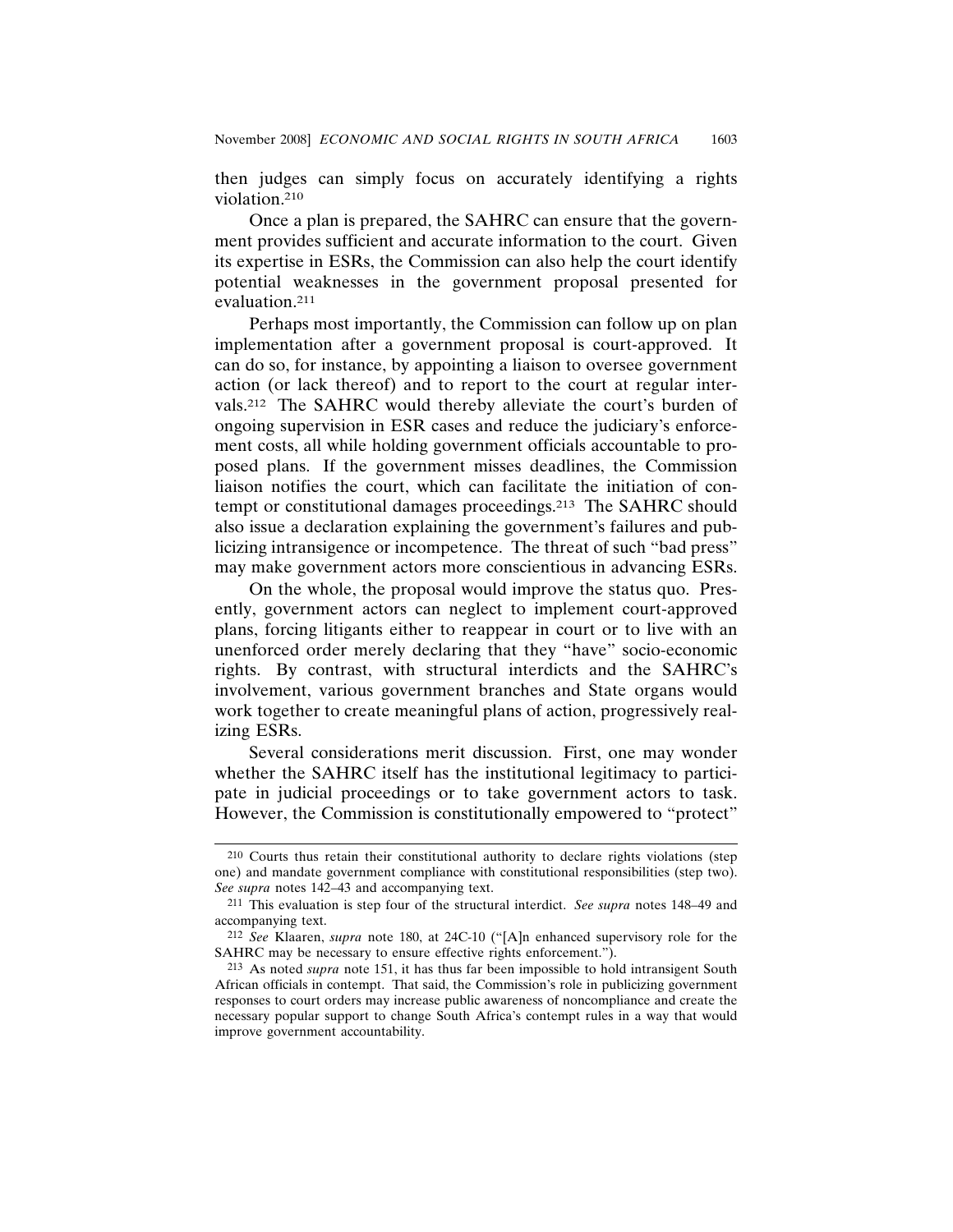then judges can simply focus on accurately identifying a rights violation.[210]

Once a plan is prepared, the SAHRC can ensure that the government provides sufficient and accurate information to the court. Given its expertise in ESRs, the Commission can also help the court identify potential weaknesses in the government proposal presented for evaluation.[211]

Perhaps most importantly, the Commission can follow up on plan implementation after a government proposal is court-approved. It can do so, for instance, by appointing a liaison to oversee government action (or lack thereof) and to report to the court at regular intervals.[212] The SAHRC would thereby alleviate the court's burden of ongoing supervision in ESR cases and reduce the judiciary's enforcement costs, all while holding government officials accountable to proposed plans. If the government misses deadlines, the Commission liaison notifies the court, which can facilitate the initiation of contempt or constitutional damages proceedings.[213] The SAHRC should also issue a declaration explaining the government's failures and publicizing intransigence or incompetence. The threat of such "bad press" may make government actors more conscientious in advancing ESRs.

On the whole, the proposal would improve the status quo. Presently, government actors can neglect to implement court-approved plans, forcing litigants either to reappear in court or to live with an unenforced order merely declaring that they "have" socio-economic rights. By contrast, with structural interdicts and the SAHRC's involvement, various government branches and State organs would work together to create meaningful plans of action, progressively realizing ESRs.

Several considerations merit discussion. First, one may wonder whether the SAHRC itself has the institutional legitimacy to participate in judicial proceedings or to take government actors to task. However, the Commission is constitutionally empowered to "protect"

---

[210] Courts thus retain their constitutional authority to declare rights violations (step one) and mandate government compliance with constitutional responsibilities (step two). *See supra* notes 142–43 and accompanying text.

[211] This evaluation is step four of the structural interdict. *See supra* notes 148–49 and accompanying text.

[212] *See* Klaaren, *supra* note 180, at 24C-10 ("[A]n enhanced supervisory role for the SAHRC may be necessary to ensure effective rights enforcement.").

[213] As noted *supra* note 151, it has thus far been impossible to hold intransigent South African officials in contempt. That said, the Commission's role in publicizing government responses to court orders may increase public awareness of noncompliance and create the necessary popular support to change South Africa's contempt rules in a way that would improve government accountability.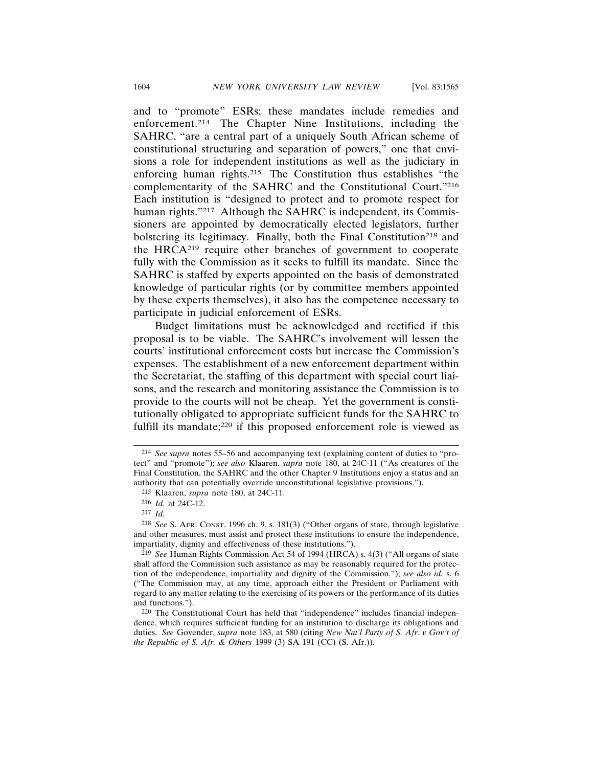and to "promote" ESRs; these mandates include remedies and enforcement.[214] The Chapter Nine Institutions, including the SAHRC, "are a central part of a uniquely South African scheme of constitutional structuring and separation of powers," one that envisions a role for independent institutions as well as the judiciary in enforcing human rights.[215] The Constitution thus establishes "the complementarity of the SAHRC and the Constitutional Court."[216] Each institution is "designed to protect and to promote respect for human rights."[217] Although the SAHRC is independent, its Commissioners are appointed by democratically elected legislators, further bolstering its legitimacy. Finally, both the Final Constitution[218] and the HRCA[219] require other branches of government to cooperate fully with the Commission as it seeks to fulfill its mandate. Since the SAHRC is staffed by experts appointed on the basis of demonstrated knowledge of particular rights (or by committee members appointed by these experts themselves), it also has the competence necessary to participate in judicial enforcement of ESRs.

Budget limitations must be acknowledged and rectified if this proposal is to be viable. The SAHRC's involvement will lessen the courts' institutional enforcement costs but increase the Commission's expenses. The establishment of a new enforcement department within the Secretariat, the staffing of this department with special court liaisons, and the research and monitoring assistance the Commission is to provide to the courts will not be cheap. Yet the government is constitutionally obligated to appropriate sufficient funds for the SAHRC to fulfill its mandate;[220] if this proposed enforcement role is viewed as

---

[214] *See supra* notes 55–56 and accompanying text (explaining content of duties to "protect" and "promote"); *see also* Klaaren, *supra* note 180, at 24C-11 ("As creatures of the Final Constitution, the SAHRC and the other Chapter 9 Institutions enjoy a status and an authority that can potentially override unconstitutional legislative provisions.").

[215] Klaaren, *supra* note 180, at 24C-11.

[216] *Id.* at 24C-12.

[217] *Id.*

[218] *See* S. AFR. CONST. 1996 ch. 9, s. 181(3) ("Other organs of state, through legislative and other measures, must assist and protect these institutions to ensure the independence, impartiality, dignity and effectiveness of these institutions.").

[219] *See* Human Rights Commission Act 54 of 1994 (HRCA) s. 4(3) ("All organs of state shall afford the Commission such assistance as may be reasonably required for the protection of the independence, impartiality and dignity of the Commission."); *see also id.* s. 6 ("The Commission may, at any time, approach either the President or Parliament with regard to any matter relating to the exercising of its powers or the performance of its duties and functions.").

[220] The Constitutional Court has held that "independence" includes financial independence, which requires sufficient funding for an institution to discharge its obligations and duties. *See* Govender, *supra* note 183, at 580 (citing *New Nat'l Party of S. Afr. v Gov't of the Republic of S. Afr. & Others* 1999 (3) SA 191 (CC) (S. Afr.)).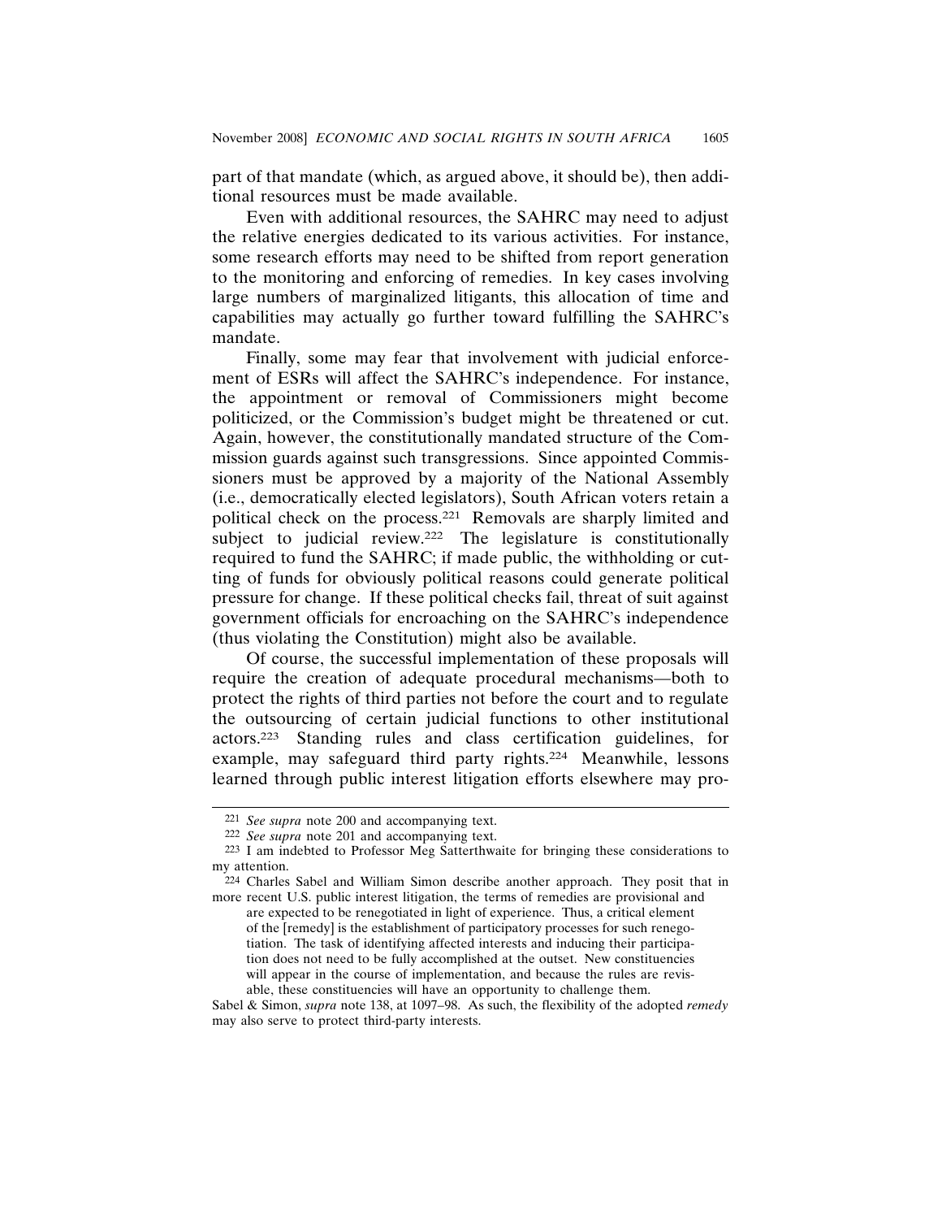part of that mandate (which, as argued above, it should be), then additional resources must be made available.

Even with additional resources, the SAHRC may need to adjust the relative energies dedicated to its various activities. For instance, some research efforts may need to be shifted from report generation to the monitoring and enforcing of remedies. In key cases involving large numbers of marginalized litigants, this allocation of time and capabilities may actually go further toward fulfilling the SAHRC's mandate.

Finally, some may fear that involvement with judicial enforcement of ESRs will affect the SAHRC's independence. For instance, the appointment or removal of Commissioners might become politicized, or the Commission's budget might be threatened or cut. Again, however, the constitutionally mandated structure of the Commission guards against such transgressions. Since appointed Commissioners must be approved by a majority of the National Assembly (i.e., democratically elected legislators), South African voters retain a political check on the process.[221] Removals are sharply limited and subject to judicial review.[222] The legislature is constitutionally required to fund the SAHRC; if made public, the withholding or cutting of funds for obviously political reasons could generate political pressure for change. If these political checks fail, threat of suit against government officials for encroaching on the SAHRC's independence (thus violating the Constitution) might also be available.

Of course, the successful implementation of these proposals will require the creation of adequate procedural mechanisms—both to protect the rights of third parties not before the court and to regulate the outsourcing of certain judicial functions to other institutional actors.[223] Standing rules and class certification guidelines, for example, may safeguard third party rights.[224] Meanwhile, lessons learned through public interest litigation efforts elsewhere may pro-

---

[221] *See supra* note 200 and accompanying text.

[222] *See supra* note 201 and accompanying text.

[223] I am indebted to Professor Meg Satterthwaite for bringing these considerations to my attention.

[224] Charles Sabel and William Simon describe another approach. They posit that in more recent U.S. public interest litigation, the terms of remedies are provisional and

> are expected to be renegotiated in light of experience. Thus, a critical element of the [remedy] is the establishment of participatory processes for such renegotiation. The task of identifying affected interests and inducing their participation does not need to be fully accomplished at the outset. New constituencies will appear in the course of implementation, and because the rules are revisable, these constituencies will have an opportunity to challenge them.

Sabel & Simon, *supra* note 138, at 1097–98. As such, the flexibility of the adopted *remedy* may also serve to protect third-party interests.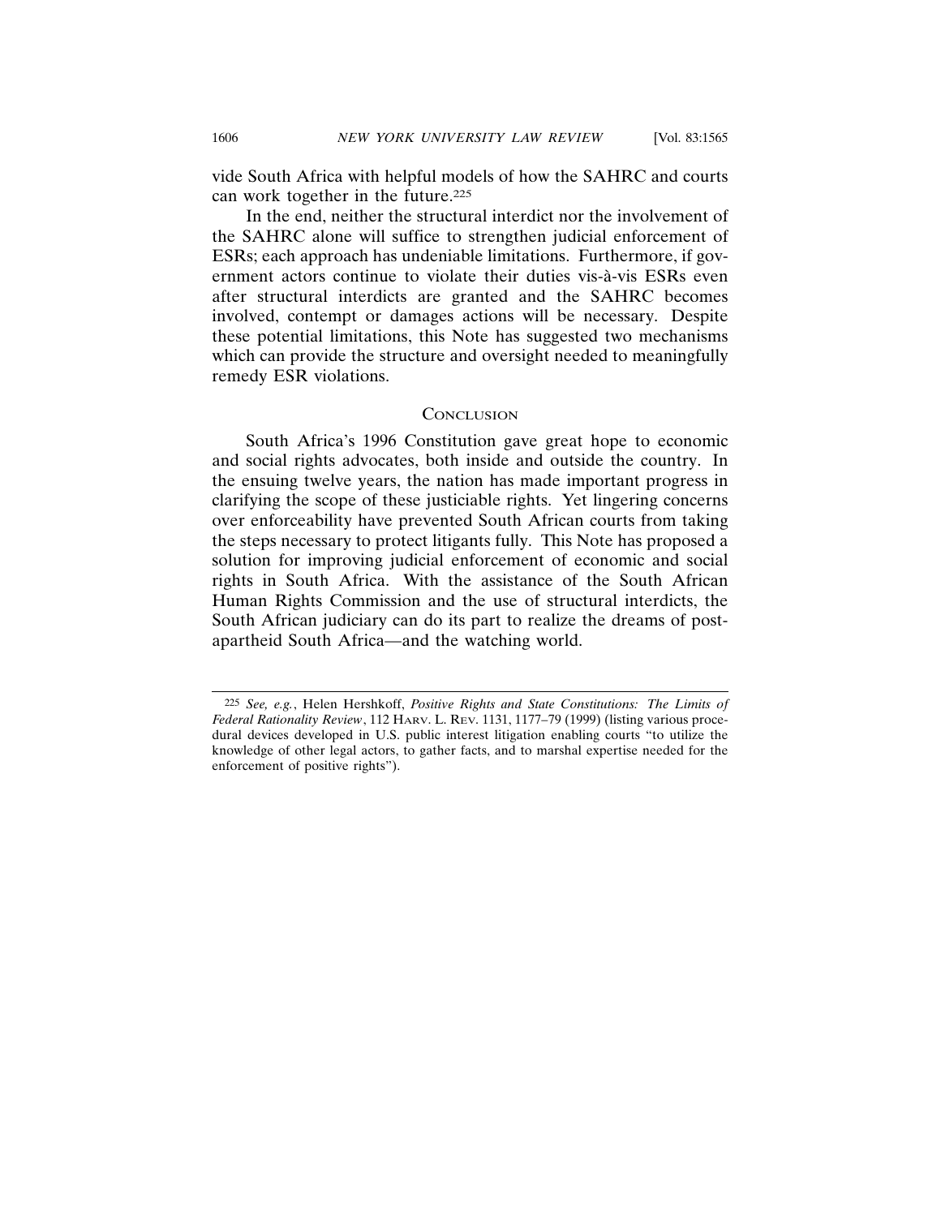vide South Africa with helpful models of how the SAHRC and courts can work together in the future.[225]

In the end, neither the structural interdict nor the involvement of the SAHRC alone will suffice to strengthen judicial enforcement of ESRs; each approach has undeniable limitations. Furthermore, if government actors continue to violate their duties vis-à-vis ESRs even after structural interdicts are granted and the SAHRC becomes involved, contempt or damages actions will be necessary. Despite these potential limitations, this Note has suggested two mechanisms which can provide the structure and oversight needed to meaningfully remedy ESR violations.

## Conclusion

South Africa's 1996 Constitution gave great hope to economic and social rights advocates, both inside and outside the country. In the ensuing twelve years, the nation has made important progress in clarifying the scope of these justiciable rights. Yet lingering concerns over enforceability have prevented South African courts from taking the steps necessary to protect litigants fully. This Note has proposed a solution for improving judicial enforcement of economic and social rights in South Africa. With the assistance of the South African Human Rights Commission and the use of structural interdicts, the South African judiciary can do its part to realize the dreams of post-apartheid South Africa—and the watching world.

---

[225] *See, e.g.*, Helen Hershkoff, *Positive Rights and State Constitutions: The Limits of Federal Rationality Review*, 112 Harv. L. Rev. 1131, 1177–79 (1999) (listing various procedural devices developed in U.S. public interest litigation enabling courts "to utilize the knowledge of other legal actors, to gather facts, and to marshal expertise needed for the enforcement of positive rights").